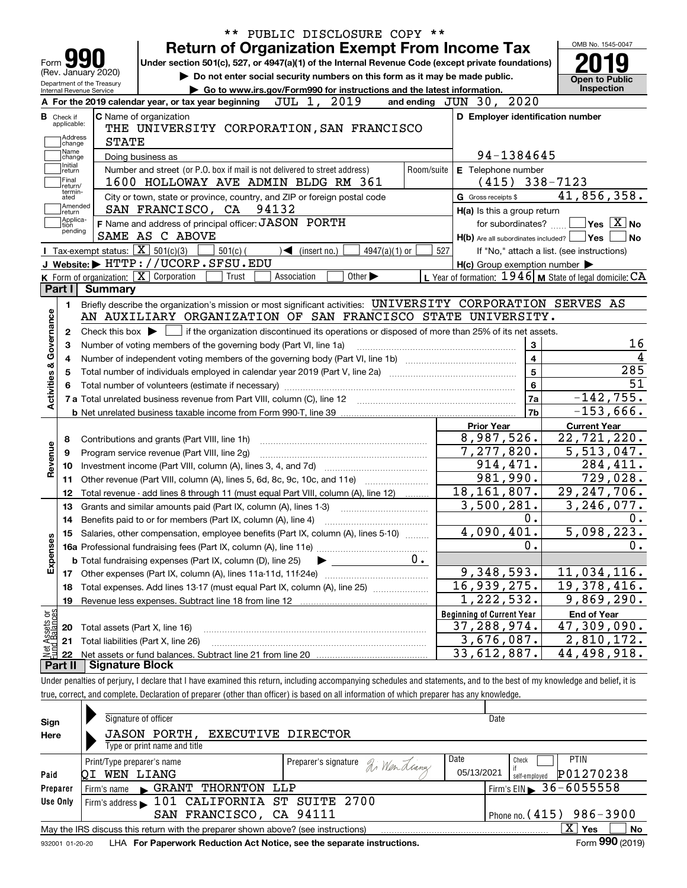** PUBLIC DISCLOSURE COPY **

# Form 990 — Return of Organization Exempt From Income Tax

(Rev. January 2020) Department of the Treasury Internal Revenue Service

**Under section 501(c), 527, or 4947(a)(1) of the Internal Revenue Code (except private foundations)**

▶ Do not enter social security numbers on this form as it may be made public.

▶ Go to www.irs.gov/Form990 for instructions and the latest information.

OMB No. 1545-0047 **2019** **Open to Public Inspection**

**A** For the 2019 calendar year, or tax year beginning JUL 1, 2019 and ending JUN 30, 2020

**B** Check if applicable: Address change, Name change, Initial return, Final return/terminated, Amended return, Application pending

**C** Name of organization: THE UNIVERSITY CORPORATION,SAN FRANCISCO STATE

Doing business as

Number and street (or P.O. box if mail is not delivered to street address) / Room/suite: 1600 HOLLOWAY AVE ADMIN BLDG RM 361

City or town, state or province, country, and ZIP or foreign postal code: SAN FRANCISCO, CA 94132

**D** Employer identification number: 94-1384645

**E** Telephone number: (415) 338-7123

**G** Gross receipts $ 41,856,358.

**F** Name and address of principal officer: JASON PORTH SAME AS C ABOVE

**H(a)** Is this a group return for subordinates? ☐ Yes ☒ No

**H(b)** Are all subordinates included? ☐ Yes ☐ No If "No," attach a list. (see instructions)

**H(c)** Group exemption number ▶

**I** Tax-exempt status: ☒ 501(c)(3) ☐ 501(c) ( ) ◀ (insert no.) ☐ 4947(a)(1) or ☐ 527

**J** Website: ▶ HTTP://UCORP.SFSU.EDU

**K** Form of organization: ☒ Corporation ☐ Trust ☐ Association ☐ Other ▶

**L** Year of formation: 1946 **M** State of legal domicile: CA

## Part I Summary

**Activities & Governance**

1. Briefly describe the organization's mission or most significant activities: UNIVERSITY CORPORATION SERVES AS AN AUXILIARY ORGANIZATION OF SAN FRANCISCO STATE UNIVERSITY.
2. Check this box ▶ ☐ if the organization discontinued its operations or disposed of more than 25% of its net assets.

| | | | |
|---|---|---|---|
| 3 | Number of voting members of the governing body (Part VI, line 1a) | 3 | 16 |
| 4 | Number of independent voting members of the governing body (Part VI, line 1b) | 4 | 4 |
| 5 | Total number of individuals employed in calendar year 2019 (Part V, line 2a) | 5 | 285 |
| 6 | Total number of volunteers (estimate if necessary) | 6 | 51 |
| 7a | Total unrelated business revenue from Part VIII, column (C), line 12 | 7a | -142,755. |
| 7b | Net unrelated business taxable income from Form 990-T, line 39 | 7b | -153,666. |

| | | | Prior Year | Current Year |
|---|---|---|---|---|
| **Revenue** | 8 | Contributions and grants (Part VIII, line 1h) | 8,987,526. | 22,721,220. |
| | 9 | Program service revenue (Part VIII, line 2g) | 7,277,820. | 5,513,047. |
| | 10 | Investment income (Part VIII, column (A), lines 3, 4, and 7d) | 914,471. | 284,411. |
| | 11 | Other revenue (Part VIII, column (A), lines 5, 6d, 8c, 9c, 10c, and 11e) | 981,990. | 729,028. |
| | 12 | Total revenue - add lines 8 through 11 (must equal Part VIII, column (A), line 12) | 18,161,807. | 29,247,706. |
| **Expenses** | 13 | Grants and similar amounts paid (Part IX, column (A), lines 1-3) | 3,500,281. | 3,246,077. |
| | 14 | Benefits paid to or for members (Part IX, column (A), line 4) | 0. | 0. |
| | 15 | Salaries, other compensation, employee benefits (Part IX, column (A), lines 5-10) | 4,090,401. | 5,098,223. |
| | 16a | Professional fundraising fees (Part IX, column (A), line 11e) | 0. | 0. |
| | b | Total fundraising expenses (Part IX, column (D), line 25) ▶ 0. | | |
| | 17 | Other expenses (Part IX, column (A), lines 11a-11d, 11f-24e) | 9,348,593. | 11,034,116. |
| | 18 | Total expenses. Add lines 13-17 (must equal Part IX, column (A), line 25) | 16,939,275. | 19,378,416. |
| | 19 | Revenue less expenses. Subtract line 18 from line 12 | 1,222,532. | 9,869,290. |

| | | | Beginning of Current Year | End of Year |
|---|---|---|---|---|
| **Net Assets or Fund Balances** | 20 | Total assets (Part X, line 16) | 37,288,974. | 47,309,090. |
| | 21 | Total liabilities (Part X, line 26) | 3,676,087. | 2,810,172. |
| | 22 | Net assets or fund balances. Subtract line 21 from line 20 | 33,612,887. | 44,498,918. |

## Part II Signature Block

Under penalties of perjury, I declare that I have examined this return, including accompanying schedules and statements, and to the best of my knowledge and belief, it is true, correct, and complete. Declaration of preparer (other than officer) is based on all information of which preparer has any knowledge.

**Sign Here**

Signature of officer ▶ Date

JASON PORTH, EXECUTIVE DIRECTOR

Type or print name and title

**Paid Preparer Use Only**

| Print/Type preparer's name | Preparer's signature | Date | Check if self-employed | PTIN |
|---|---|---|---|---|
| QI WEN LIANG | Qi Wen Liang | 05/13/2021 | ☐ | P01270238 |

Firm's name ▶ GRANT THORNTON LLP — Firm's EIN ▶ 36-6055558

Firm's address ▶ 101 CALIFORNIA ST SUITE 2700 SAN FRANCISCO, CA 94111 — Phone no. (415) 986-3900

May the IRS discuss this return with the preparer shown above? (see instructions) ☒ Yes ☐ No

932001 01-20-20 LHA For Paperwork Reduction Act Notice, see the separate instructions. Form **990** (2019)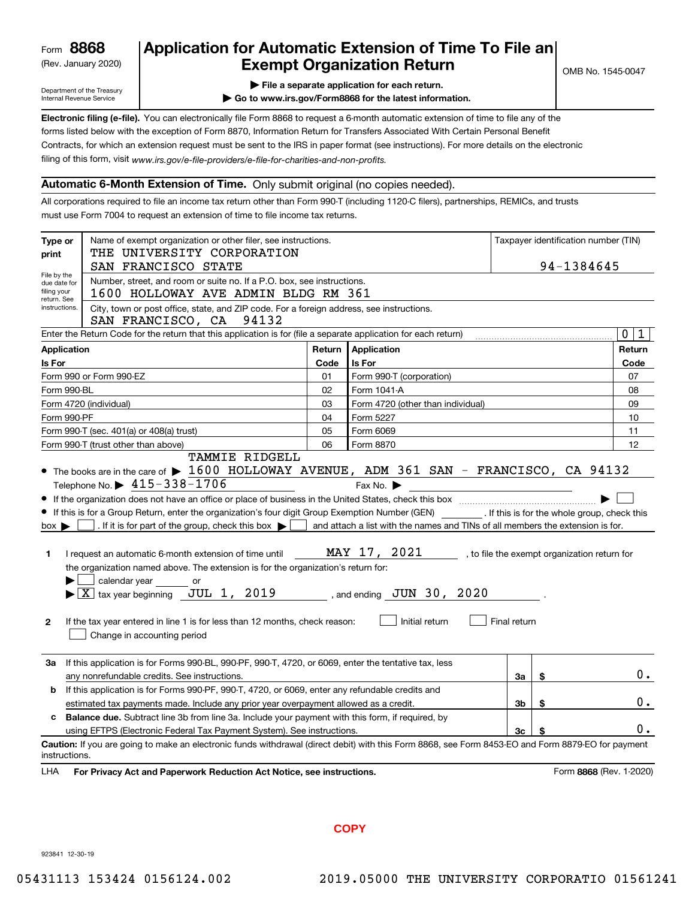Form **8868**
(Rev. January 2020)

Department of the Treasury
Internal Revenue Service

# Application for Automatic Extension of Time To File an Exempt Organization Return

▶ File a separate application for each return.
▶ Go to www.irs.gov/Form8868 for the latest information.

OMB No. 1545-0047

**Electronic filing (e-file).** You can electronically file Form 8868 to request a 6-month automatic extension of time to file any of the forms listed below with the exception of Form 8870, Information Return for Transfers Associated With Certain Personal Benefit Contracts, for which an extension request must be sent to the IRS in paper format (see instructions). For more details on the electronic filing of this form, visit *www.irs.gov/e-file-providers/e-file-for-charities-and-non-profits.*

## Automatic 6-Month Extension of Time. Only submit original (no copies needed).

All corporations required to file an income tax return other than Form 990-T (including 1120-C filers), partnerships, REMICs, and trusts must use Form 7004 to request an extension of time to file income tax returns.

**Type or print**

File by the due date for filing your return. See instructions.

Name of exempt organization or other filer, see instructions.
THE UNIVERSITY CORPORATION
SAN FRANCISCO STATE

Taxpayer identification number (TIN)
94-1384645

Number, street, and room or suite no. If a P.O. box, see instructions.
1600 HOLLOWAY AVE ADMIN BLDG RM 361

City, town or post office, state, and ZIP code. For a foreign address, see instructions.
SAN FRANCISCO, CA 94132

Enter the Return Code for the return that this application is for (file a separate application for each return) 0 1

| Application Is For | Return Code | Application Is For | Return Code |
|---|---|---|---|
| Form 990 or Form 990-EZ | 01 | Form 990-T (corporation) | 07 |
| Form 990-BL | 02 | Form 1041-A | 08 |
| Form 4720 (individual) | 03 | Form 4720 (other than individual) | 09 |
| Form 990-PF | 04 | Form 5227 | 10 |
| Form 990-T (sec. 401(a) or 408(a) trust) | 05 | Form 6069 | 11 |
| Form 990-T (trust other than above) | 06 | Form 8870 | 12 |

- The books are in the care of ▶ TAMMIE RIDGELL 1600 HOLLOWAY AVENUE, ADM 361 SAN - FRANCISCO, CA 94132
  Telephone No. ▶ 415-338-1706 Fax No. ▶
- If the organization does not have an office or place of business in the United States, check this box ▶ ☐
- If this is for a Group Return, enter the organization's four digit Group Exemption Number (GEN) ______ . If this is for the whole group, check this box ▶ ☐ . If it is for part of the group, check this box ▶ ☐ and attach a list with the names and TINs of all members the extension is for.

**1** I request an automatic 6-month extension of time until MAY 17, 2021 , to file the exempt organization return for the organization named above. The extension is for the organization's return for:
▶ ☐ calendar year ______ or
▶ ☒ tax year beginning JUL 1, 2019 , and ending JUN 30, 2020 .

**2** If the tax year entered in line 1 is for less than 12 months, check reason: ☐ Initial return ☐ Final return ☐ Change in accounting period

| | | | |
|---|---|---|---|
| **3a** | If this application is for Forms 990-BL, 990-PF, 990-T, 4720, or 6069, enter the tentative tax, less any nonrefundable credits. See instructions. | 3a | $ 0. |
| **b** | If this application is for Forms 990-PF, 990-T, 4720, or 6069, enter any refundable credits and estimated tax payments made. Include any prior year overpayment allowed as a credit. | 3b | $ 0. |
| **c** | **Balance due.** Subtract line 3b from line 3a. Include your payment with this form, if required, by using EFTPS (Electronic Federal Tax Payment System). See instructions. | 3c | $ 0. |

**Caution:** If you are going to make an electronic funds withdrawal (direct debit) with this Form 8868, see Form 8453-EO and Form 8879-EO for payment instructions.

LHA **For Privacy Act and Paperwork Reduction Act Notice, see instructions.** Form **8868** (Rev. 1-2020)

COPY

923841 12-30-19

05431113 153424 0156124.002 2019.05000 THE UNIVERSITY CORPORATIO 01561241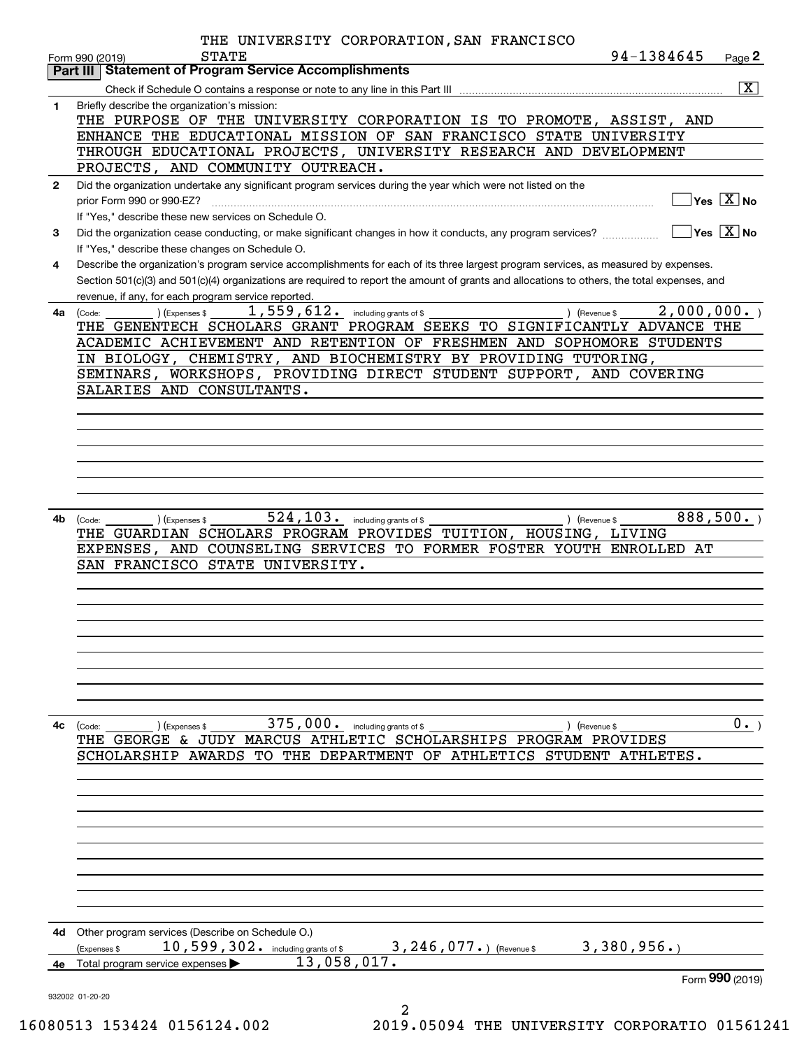THE UNIVERSITY CORPORATION,SAN FRANCISCO STATE

Form 990 (2019) 94-1384645 Page **2**

## Part III Statement of Program Service Accomplishments

Check if Schedule O contains a response or note to any line in this Part III ..... [X]

**1** Briefly describe the organization's mission:

THE PURPOSE OF THE UNIVERSITY CORPORATION IS TO PROMOTE, ASSIST, AND ENHANCE THE EDUCATIONAL MISSION OF SAN FRANCISCO STATE UNIVERSITY THROUGH EDUCATIONAL PROJECTS, UNIVERSITY RESEARCH AND DEVELOPMENT PROJECTS, AND COMMUNITY OUTREACH.

**2** Did the organization undertake any significant program services during the year which were not listed on the prior Form 990 or 990-EZ? ..... [ ] Yes [X] No

If "Yes," describe these new services on Schedule O.

**3** Did the organization cease conducting, or make significant changes in how it conducts, any program services? ..... [ ] Yes [X] No

If "Yes," describe these changes on Schedule O.

**4** Describe the organization's program service accomplishments for each of its three largest program services, as measured by expenses. Section 501(c)(3) and 501(c)(4) organizations are required to report the amount of grants and allocations to others, the total expenses, and revenue, if any, for each program service reported.

**4a** (Code: ) (Expenses $ 1,559,612. including grants of $ ) (Revenue $ 2,000,000. )

THE GENENTECH SCHOLARS GRANT PROGRAM SEEKS TO SIGNIFICANTLY ADVANCE THE ACADEMIC ACHIEVEMENT AND RETENTION OF FRESHMEN AND SOPHOMORE STUDENTS IN BIOLOGY, CHEMISTRY, AND BIOCHEMISTRY BY PROVIDING TUTORING, SEMINARS, WORKSHOPS, PROVIDING DIRECT STUDENT SUPPORT, AND COVERING SALARIES AND CONSULTANTS.

**4b** (Code: ) (Expenses $ 524,103. including grants of $ ) (Revenue $ 888,500. )

THE GUARDIAN SCHOLARS PROGRAM PROVIDES TUITION, HOUSING, LIVING EXPENSES, AND COUNSELING SERVICES TO FORMER FOSTER YOUTH ENROLLED AT SAN FRANCISCO STATE UNIVERSITY.

**4c** (Code: ) (Expenses $ 375,000. including grants of $ ) (Revenue $ 0. )

THE GEORGE & JUDY MARCUS ATHLETIC SCHOLARSHIPS PROGRAM PROVIDES SCHOLARSHIP AWARDS TO THE DEPARTMENT OF ATHLETICS STUDENT ATHLETES.

**4d** Other program services (Describe on Schedule O.)

(Expenses $ 10,599,302. including grants of $ 3,246,077.) (Revenue $ 3,380,956.)

**4e** Total program service expenses ▶ 13,058,017.

Form **990** (2019)

932002 01-20-20

16080513 153424 0156124.002 2019.05094 THE UNIVERSITY CORPORATIO 01561241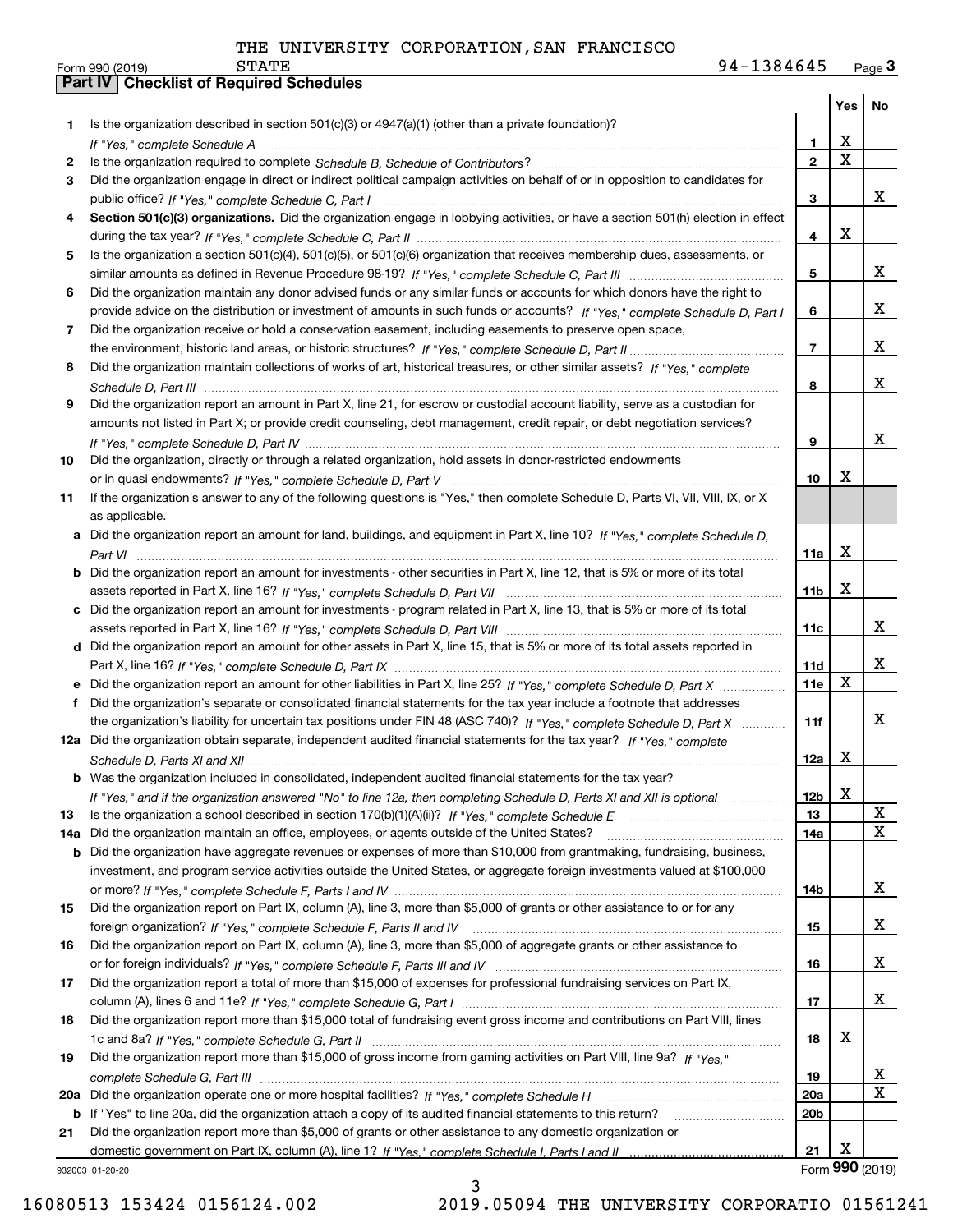THE UNIVERSITY CORPORATION,SAN FRANCISCO STATE

Form 990 (2019) 94-1384645 Page **3**

**Part IV | Checklist of Required Schedules**

| | | | Yes | No |
|---|---|---|---|---|
| 1 | Is the organization described in section 501(c)(3) or 4947(a)(1) (other than a private foundation)? *If "Yes," complete Schedule A* | 1 | X | |
| 2 | Is the organization required to complete *Schedule B, Schedule of Contributors*? | 2 | X | |
| 3 | Did the organization engage in direct or indirect political campaign activities on behalf of or in opposition to candidates for public office? *If "Yes," complete Schedule C, Part I* | 3 | | X |
| 4 | **Section 501(c)(3) organizations.** Did the organization engage in lobbying activities, or have a section 501(h) election in effect during the tax year? *If "Yes," complete Schedule C, Part II* | 4 | X | |
| 5 | Is the organization a section 501(c)(4), 501(c)(5), or 501(c)(6) organization that receives membership dues, assessments, or similar amounts as defined in Revenue Procedure 98-19? *If "Yes," complete Schedule C, Part III* | 5 | | X |
| 6 | Did the organization maintain any donor advised funds or any similar funds or accounts for which donors have the right to provide advice on the distribution or investment of amounts in such funds or accounts? *If "Yes," complete Schedule D, Part I* | 6 | | X |
| 7 | Did the organization receive or hold a conservation easement, including easements to preserve open space, the environment, historic land areas, or historic structures? *If "Yes," complete Schedule D, Part II* | 7 | | X |
| 8 | Did the organization maintain collections of works of art, historical treasures, or other similar assets? *If "Yes," complete Schedule D, Part III* | 8 | | X |
| 9 | Did the organization report an amount in Part X, line 21, for escrow or custodial account liability, serve as a custodian for amounts not listed in Part X; or provide credit counseling, debt management, credit repair, or debt negotiation services? *If "Yes," complete Schedule D, Part IV* | 9 | | X |
| 10 | Did the organization, directly or through a related organization, hold assets in donor-restricted endowments or in quasi endowments? *If "Yes," complete Schedule D, Part V* | 10 | X | |
| 11 | If the organization's answer to any of the following questions is "Yes," then complete Schedule D, Parts VI, VII, VIII, IX, or X as applicable. | | | |
| a | Did the organization report an amount for land, buildings, and equipment in Part X, line 10? *If "Yes," complete Schedule D, Part VI* | 11a | X | |
| b | Did the organization report an amount for investments - other securities in Part X, line 12, that is 5% or more of its total assets reported in Part X, line 16? *If "Yes," complete Schedule D, Part VII* | 11b | X | |
| c | Did the organization report an amount for investments - program related in Part X, line 13, that is 5% or more of its total assets reported in Part X, line 16? *If "Yes," complete Schedule D, Part VIII* | 11c | | X |
| d | Did the organization report an amount for other assets in Part X, line 15, that is 5% or more of its total assets reported in Part X, line 16? *If "Yes," complete Schedule D, Part IX* | 11d | | X |
| e | Did the organization report an amount for other liabilities in Part X, line 25? *If "Yes," complete Schedule D, Part X* | 11e | X | |
| f | Did the organization's separate or consolidated financial statements for the tax year include a footnote that addresses the organization's liability for uncertain tax positions under FIN 48 (ASC 740)? *If "Yes," complete Schedule D, Part X* | 11f | | X |
| 12a | Did the organization obtain separate, independent audited financial statements for the tax year? *If "Yes," complete Schedule D, Parts XI and XII* | 12a | X | |
| b | Was the organization included in consolidated, independent audited financial statements for the tax year? *If "Yes," and if the organization answered "No" to line 12a, then completing Schedule D, Parts XI and XII is optional* | 12b | X | |
| 13 | Is the organization a school described in section 170(b)(1)(A)(ii)? *If "Yes," complete Schedule E* | 13 | | X |
| 14a | Did the organization maintain an office, employees, or agents outside of the United States? | 14a | | X |
| b | Did the organization have aggregate revenues or expenses of more than $10,000 from grantmaking, fundraising, business, investment, and program service activities outside the United States, or aggregate foreign investments valued at $100,000 or more? *If "Yes," complete Schedule F, Parts I and IV* | 14b | | X |
| 15 | Did the organization report on Part IX, column (A), line 3, more than $5,000 of grants or other assistance to or for any foreign organization? *If "Yes," complete Schedule F, Parts II and IV* | 15 | | X |
| 16 | Did the organization report on Part IX, column (A), line 3, more than $5,000 of aggregate grants or other assistance to or for foreign individuals? *If "Yes," complete Schedule F, Parts III and IV* | 16 | | X |
| 17 | Did the organization report a total of more than $15,000 of expenses for professional fundraising services on Part IX, column (A), lines 6 and 11e? *If "Yes," complete Schedule G, Part I* | 17 | | X |
| 18 | Did the organization report more than $15,000 total of fundraising event gross income and contributions on Part VIII, lines 1c and 8a? *If "Yes," complete Schedule G, Part II* | 18 | X | |
| 19 | Did the organization report more than $15,000 of gross income from gaming activities on Part VIII, line 9a? *If "Yes," complete Schedule G, Part III* | 19 | | X |
| 20a | Did the organization operate one or more hospital facilities? *If "Yes," complete Schedule H* | 20a | | X |
| b | If "Yes" to line 20a, did the organization attach a copy of its audited financial statements to this return? | 20b | | |
| 21 | Did the organization report more than $5,000 of grants or other assistance to any domestic organization or domestic government on Part IX, column (A), line 1? *If "Yes," complete Schedule I, Parts I and II* | 21 | X | |

932003 01-20-20 Form **990** (2019)

16080513 153424 0156124.002 2019.05094 THE UNIVERSITY CORPORATIO 01561241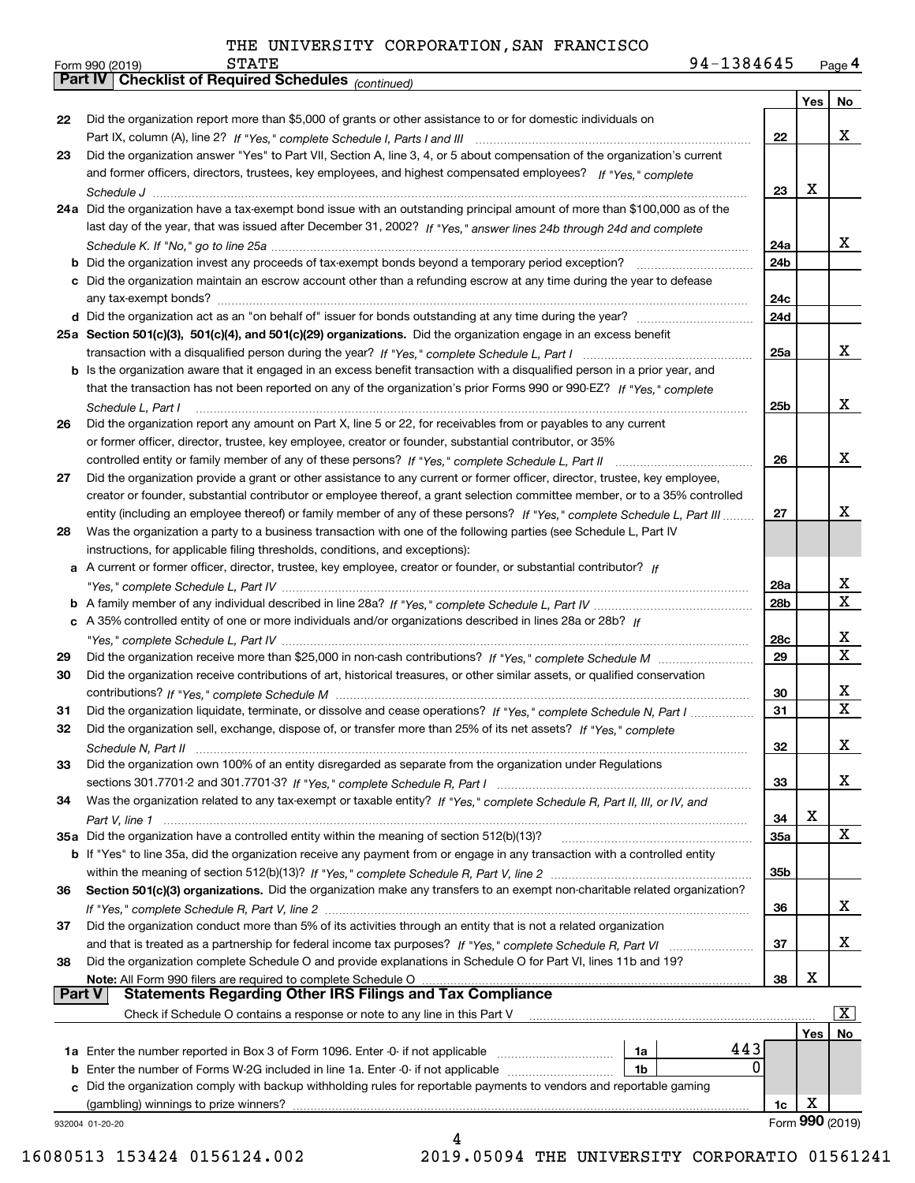THE UNIVERSITY CORPORATION,SAN FRANCISCO STATE

Form 990 (2019) 94-1384645 Page 4

**Part IV Checklist of Required Schedules** *(continued)*

| | | | Yes | No |
|---|---|---|---|---|
| 22 | Did the organization report more than $5,000 of grants or other assistance to or for domestic individuals on Part IX, column (A), line 2? *If "Yes," complete Schedule I, Parts I and III* | 22 | | X |
| 23 | Did the organization answer "Yes" to Part VII, Section A, line 3, 4, or 5 about compensation of the organization's current and former officers, directors, trustees, key employees, and highest compensated employees? *If "Yes," complete Schedule J* | 23 | X | |
| 24a | Did the organization have a tax-exempt bond issue with an outstanding principal amount of more than $100,000 as of the last day of the year, that was issued after December 31, 2002? *If "Yes," answer lines 24b through 24d and complete Schedule K. If "No," go to line 25a* | 24a | | X |
| b | Did the organization invest any proceeds of tax-exempt bonds beyond a temporary period exception? | 24b | | |
| c | Did the organization maintain an escrow account other than a refunding escrow at any time during the year to defease any tax-exempt bonds? | 24c | | |
| d | Did the organization act as an "on behalf of" issuer for bonds outstanding at any time during the year? | 24d | | |
| 25a | **Section 501(c)(3), 501(c)(4), and 501(c)(29) organizations.** Did the organization engage in an excess benefit transaction with a disqualified person during the year? *If "Yes," complete Schedule L, Part I* | 25a | | X |
| b | Is the organization aware that it engaged in an excess benefit transaction with a disqualified person in a prior year, and that the transaction has not been reported on any of the organization's prior Forms 990 or 990-EZ? *If "Yes," complete Schedule L, Part I* | 25b | | X |
| 26 | Did the organization report any amount on Part X, line 5 or 22, for receivables from or payables to any current or former officer, director, trustee, key employee, creator or founder, substantial contributor, or 35% controlled entity or family member of any of these persons? *If "Yes," complete Schedule L, Part II* | 26 | | X |
| 27 | Did the organization provide a grant or other assistance to any current or former officer, director, trustee, key employee, creator or founder, substantial contributor or employee thereof, a grant selection committee member, or to a 35% controlled entity (including an employee thereof) or family member of any of these persons? *If "Yes," complete Schedule L, Part III* | 27 | | X |
| 28 | Was the organization a party to a business transaction with one of the following parties (see Schedule L, Part IV instructions, for applicable filing thresholds, conditions, and exceptions): | | | |
| a | A current or former officer, director, trustee, key employee, creator or founder, or substantial contributor? *If "Yes," complete Schedule L, Part IV* | 28a | | X |
| b | A family member of any individual described in line 28a? *If "Yes," complete Schedule L, Part IV* | 28b | | X |
| c | A 35% controlled entity of one or more individuals and/or organizations described in lines 28a or 28b? *If "Yes," complete Schedule L, Part IV* | 28c | | X |
| 29 | Did the organization receive more than $25,000 in non-cash contributions? *If "Yes," complete Schedule M* | 29 | | X |
| 30 | Did the organization receive contributions of art, historical treasures, or other similar assets, or qualified conservation contributions? *If "Yes," complete Schedule M* | 30 | | X |
| 31 | Did the organization liquidate, terminate, or dissolve and cease operations? *If "Yes," complete Schedule N, Part I* | 31 | | X |
| 32 | Did the organization sell, exchange, dispose of, or transfer more than 25% of its net assets? *If "Yes," complete Schedule N, Part II* | 32 | | X |
| 33 | Did the organization own 100% of an entity disregarded as separate from the organization under Regulations sections 301.7701-2 and 301.7701-3? *If "Yes," complete Schedule R, Part I* | 33 | | X |
| 34 | Was the organization related to any tax-exempt or taxable entity? *If "Yes," complete Schedule R, Part II, III, or IV, and Part V, line 1* | 34 | X | |
| 35a | Did the organization have a controlled entity within the meaning of section 512(b)(13)? | 35a | | X |
| b | If "Yes" to line 35a, did the organization receive any payment from or engage in any transaction with a controlled entity within the meaning of section 512(b)(13)? *If "Yes," complete Schedule R, Part V, line 2* | 35b | | |
| 36 | **Section 501(c)(3) organizations.** Did the organization make any transfers to an exempt non-charitable related organization? *If "Yes," complete Schedule R, Part V, line 2* | 36 | | X |
| 37 | Did the organization conduct more than 5% of its activities through an entity that is not a related organization and that is treated as a partnership for federal income tax purposes? *If "Yes," complete Schedule R, Part VI* | 37 | | X |
| 38 | Did the organization complete Schedule O and provide explanations in Schedule O for Part VI, lines 11b and 19? **Note:** All Form 990 filers are required to complete Schedule O | 38 | X | |

**Part V Statements Regarding Other IRS Filings and Tax Compliance**

Check if Schedule O contains a response or note to any line in this Part V [X]

| | | | | | Yes | No |
|---|---|---|---|---|---|---|
| 1a | Enter the number reported in Box 3 of Form 1096. Enter -0- if not applicable | 1a | 443 | | | |
| b | Enter the number of Forms W-2G included in line 1a. Enter -0- if not applicable | 1b | 0 | | | |
| c | Did the organization comply with backup withholding rules for reportable payments to vendors and reportable gaming (gambling) winnings to prize winners? | | | 1c | X | |

932004 01-20-20 Form **990** (2019)

16080513 153424 0156124.002 2019.05094 THE UNIVERSITY CORPORATIO 01561241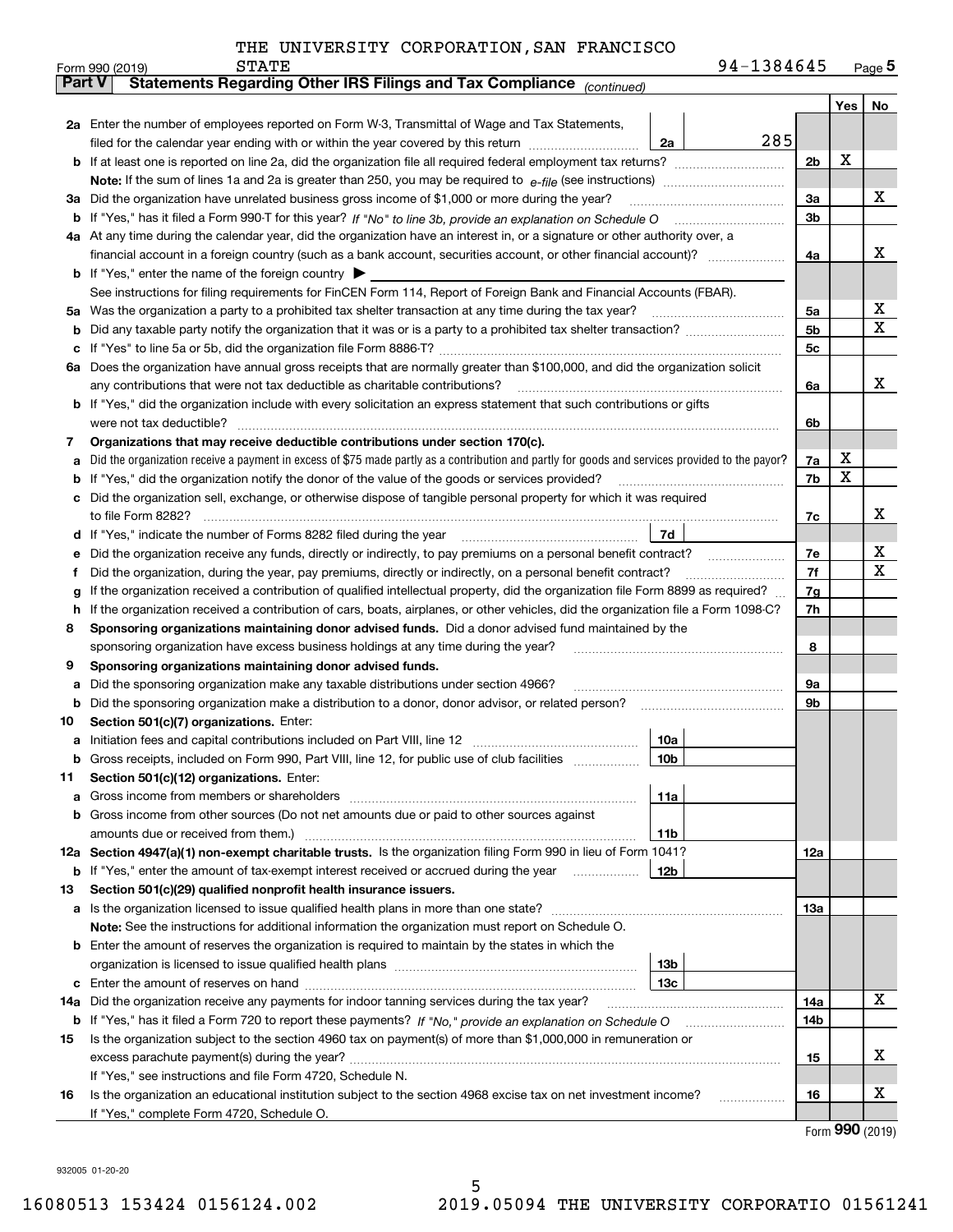THE UNIVERSITY CORPORATION,SAN FRANCISCO STATE

Form 990 (2019) 94-1384645 Page 5

**Part V Statements Regarding Other IRS Filings and Tax Compliance** *(continued)*

| | | | | Yes | No |
|---|---|---|---|---|---|
| **2a** | Enter the number of employees reported on Form W-3, Transmittal of Wage and Tax Statements, filed for the calendar year ending with or within the year covered by this return | 2a 285 | | | |
| **b** | If at least one is reported on line 2a, did the organization file all required federal employment tax returns? | | 2b | X | |
| | **Note:** If the sum of lines 1a and 2a is greater than 250, you may be required to *e-file* (see instructions) | | | | |
| **3a** | Did the organization have unrelated business gross income of $1,000 or more during the year? | | 3a | | X |
| **b** | If "Yes," has it filed a Form 990-T for this year? *If "No" to line 3b, provide an explanation on Schedule O* | | 3b | | |
| **4a** | At any time during the calendar year, did the organization have an interest in, or a signature or other authority over, a financial account in a foreign country (such as a bank account, securities account, or other financial account)? | | 4a | | X |
| **b** | If "Yes," enter the name of the foreign country ▶ | | | | |
| | See instructions for filing requirements for FinCEN Form 114, Report of Foreign Bank and Financial Accounts (FBAR). | | | | |
| **5a** | Was the organization a party to a prohibited tax shelter transaction at any time during the tax year? | | 5a | | X |
| **b** | Did any taxable party notify the organization that it was or is a party to a prohibited tax shelter transaction? | | 5b | | X |
| **c** | If "Yes" to line 5a or 5b, did the organization file Form 8886-T? | | 5c | | |
| **6a** | Does the organization have annual gross receipts that are normally greater than $100,000, and did the organization solicit any contributions that were not tax deductible as charitable contributions? | | 6a | | X |
| **b** | If "Yes," did the organization include with every solicitation an express statement that such contributions or gifts were not tax deductible? | | 6b | | |
| **7** | **Organizations that may receive deductible contributions under section 170(c).** | | | | |
| **a** | Did the organization receive a payment in excess of $75 made partly as a contribution and partly for goods and services provided to the payor? | | 7a | X | |
| **b** | If "Yes," did the organization notify the donor of the value of the goods or services provided? | | 7b | X | |
| **c** | Did the organization sell, exchange, or otherwise dispose of tangible personal property for which it was required to file Form 8282? | | 7c | | X |
| **d** | If "Yes," indicate the number of Forms 8282 filed during the year | 7d | | | |
| **e** | Did the organization receive any funds, directly or indirectly, to pay premiums on a personal benefit contract? | | 7e | | X |
| **f** | Did the organization, during the year, pay premiums, directly or indirectly, on a personal benefit contract? | | 7f | | X |
| **g** | If the organization received a contribution of qualified intellectual property, did the organization file Form 8899 as required? | | 7g | | |
| **h** | If the organization received a contribution of cars, boats, airplanes, or other vehicles, did the organization file a Form 1098-C? | | 7h | | |
| **8** | **Sponsoring organizations maintaining donor advised funds.** Did a donor advised fund maintained by the sponsoring organization have excess business holdings at any time during the year? | | 8 | | |
| **9** | **Sponsoring organizations maintaining donor advised funds.** | | | | |
| **a** | Did the sponsoring organization make any taxable distributions under section 4966? | | 9a | | |
| **b** | Did the sponsoring organization make a distribution to a donor, donor advisor, or related person? | | 9b | | |
| **10** | **Section 501(c)(7) organizations.** Enter: | | | | |
| **a** | Initiation fees and capital contributions included on Part VIII, line 12 | 10a | | | |
| **b** | Gross receipts, included on Form 990, Part VIII, line 12, for public use of club facilities | 10b | | | |
| **11** | **Section 501(c)(12) organizations.** Enter: | | | | |
| **a** | Gross income from members or shareholders | 11a | | | |
| **b** | Gross income from other sources (Do not net amounts due or paid to other sources against amounts due or received from them.) | 11b | | | |
| **12a** | **Section 4947(a)(1) non-exempt charitable trusts.** Is the organization filing Form 990 in lieu of Form 1041? | | 12a | | |
| **b** | If "Yes," enter the amount of tax-exempt interest received or accrued during the year | 12b | | | |
| **13** | **Section 501(c)(29) qualified nonprofit health insurance issuers.** | | | | |
| **a** | Is the organization licensed to issue qualified health plans in more than one state? | | 13a | | |
| | **Note:** See the instructions for additional information the organization must report on Schedule O. | | | | |
| **b** | Enter the amount of reserves the organization is required to maintain by the states in which the organization is licensed to issue qualified health plans | 13b | | | |
| **c** | Enter the amount of reserves on hand | 13c | | | |
| **14a** | Did the organization receive any payments for indoor tanning services during the tax year? | | 14a | | X |
| **b** | If "Yes," has it filed a Form 720 to report these payments? *If "No," provide an explanation on Schedule O* | | 14b | | |
| **15** | Is the organization subject to the section 4960 tax on payment(s) of more than $1,000,000 in remuneration or excess parachute payment(s) during the year? | | 15 | | X |
| | If "Yes," see instructions and file Form 4720, Schedule N. | | | | |
| **16** | Is the organization an educational institution subject to the section 4968 excise tax on net investment income? | | 16 | | X |
| | If "Yes," complete Form 4720, Schedule O. | | | | |

Form **990** (2019)

932005 01-20-20

16080513 153424 0156124.002 2019.05094 THE UNIVERSITY CORPORATIO 01561241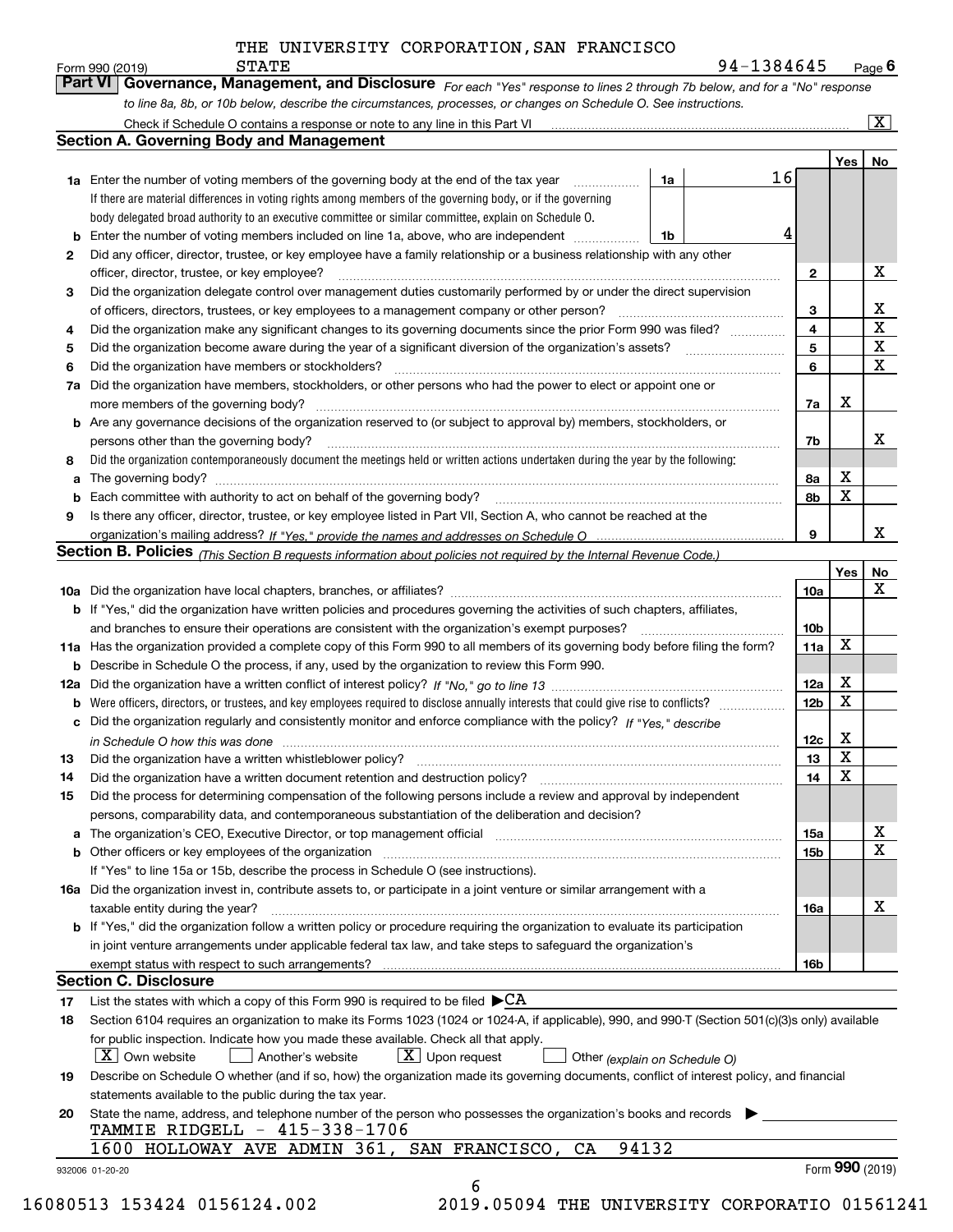THE UNIVERSITY CORPORATION,SAN FRANCISCO STATE

Form 990 (2019) 94-1384645 Page 6

**Part VI Governance, Management, and Disclosure** *For each "Yes" response to lines 2 through 7b below, and for a "No" response to line 8a, 8b, or 10b below, describe the circumstances, processes, or changes on Schedule O. See instructions.*

Check if Schedule O contains a response or note to any line in this Part VI [X]

## Section A. Governing Body and Management

| | | | | Yes | No |
|---|---|---|---|---|---|
| **1a** | Enter the number of voting members of the governing body at the end of the tax year. If there are material differences in voting rights among members of the governing body, or if the governing body delegated broad authority to an executive committee or similar committee, explain on Schedule O. | 1a | 16 | | |
| **b** | Enter the number of voting members included on line 1a, above, who are independent | 1b | 4 | | |
| **2** | Did any officer, director, trustee, or key employee have a family relationship or a business relationship with any other officer, director, trustee, or key employee? | 2 | | | X |
| **3** | Did the organization delegate control over management duties customarily performed by or under the direct supervision of officers, directors, trustees, or key employees to a management company or other person? | 3 | | | X |
| **4** | Did the organization make any significant changes to its governing documents since the prior Form 990 was filed? | 4 | | | X |
| **5** | Did the organization become aware during the year of a significant diversion of the organization's assets? | 5 | | | X |
| **6** | Did the organization have members or stockholders? | 6 | | | X |
| **7a** | Did the organization have members, stockholders, or other persons who had the power to elect or appoint one or more members of the governing body? | 7a | | X | |
| **b** | Are any governance decisions of the organization reserved to (or subject to approval by) members, stockholders, or persons other than the governing body? | 7b | | | X |
| **8** | Did the organization contemporaneously document the meetings held or written actions undertaken during the year by the following: | | | | |
| **a** | The governing body? | 8a | | X | |
| **b** | Each committee with authority to act on behalf of the governing body? | 8b | | X | |
| **9** | Is there any officer, director, trustee, or key employee listed in Part VII, Section A, who cannot be reached at the organization's mailing address? *If "Yes," provide the names and addresses on Schedule O* | 9 | | | X |

## Section B. Policies *(This Section B requests information about policies not required by the Internal Revenue Code.)*

| | | | Yes | No |
|---|---|---|---|---|
| **10a** | Did the organization have local chapters, branches, or affiliates? | 10a | | X |
| **b** | If "Yes," did the organization have written policies and procedures governing the activities of such chapters, affiliates, and branches to ensure their operations are consistent with the organization's exempt purposes? | 10b | | |
| **11a** | Has the organization provided a complete copy of this Form 990 to all members of its governing body before filing the form? | 11a | X | |
| **b** | Describe in Schedule O the process, if any, used by the organization to review this Form 990. | | | |
| **12a** | Did the organization have a written conflict of interest policy? *If "No," go to line 13* | 12a | X | |
| **b** | Were officers, directors, or trustees, and key employees required to disclose annually interests that could give rise to conflicts? | 12b | X | |
| **c** | Did the organization regularly and consistently monitor and enforce compliance with the policy? *If "Yes," describe in Schedule O how this was done* | 12c | X | |
| **13** | Did the organization have a written whistleblower policy? | 13 | X | |
| **14** | Did the organization have a written document retention and destruction policy? | 14 | X | |
| **15** | Did the process for determining compensation of the following persons include a review and approval by independent persons, comparability data, and contemporaneous substantiation of the deliberation and decision? | | | |
| **a** | The organization's CEO, Executive Director, or top management official | 15a | | X |
| **b** | Other officers or key employees of the organization | 15b | | X |
| | If "Yes" to line 15a or 15b, describe the process in Schedule O (see instructions). | | | |
| **16a** | Did the organization invest in, contribute assets to, or participate in a joint venture or similar arrangement with a taxable entity during the year? | 16a | | X |
| **b** | If "Yes," did the organization follow a written policy or procedure requiring the organization to evaluate its participation in joint venture arrangements under applicable federal tax law, and take steps to safeguard the organization's exempt status with respect to such arrangements? | 16b | | |

## Section C. Disclosure

**17** List the states with which a copy of this Form 990 is required to be filed ▶ CA

**18** Section 6104 requires an organization to make its Forms 1023 (1024 or 1024-A, if applicable), 990, and 990-T (Section 501(c)(3)s only) available for public inspection. Indicate how you made these available. Check all that apply.

[X] Own website [ ] Another's website [X] Upon request [ ] Other *(explain on Schedule O)*

**19** Describe on Schedule O whether (and if so, how) the organization made its governing documents, conflict of interest policy, and financial statements available to the public during the tax year.

**20** State the name, address, and telephone number of the person who possesses the organization's books and records ▶

TAMMIE RIDGELL - 415-338-1706

1600 HOLLOWAY AVE ADMIN 361, SAN FRANCISCO, CA 94132

932006 01-20-20 Form **990** (2019)

16080513 153424 0156124.002 2019.05094 THE UNIVERSITY CORPORATIO 01561241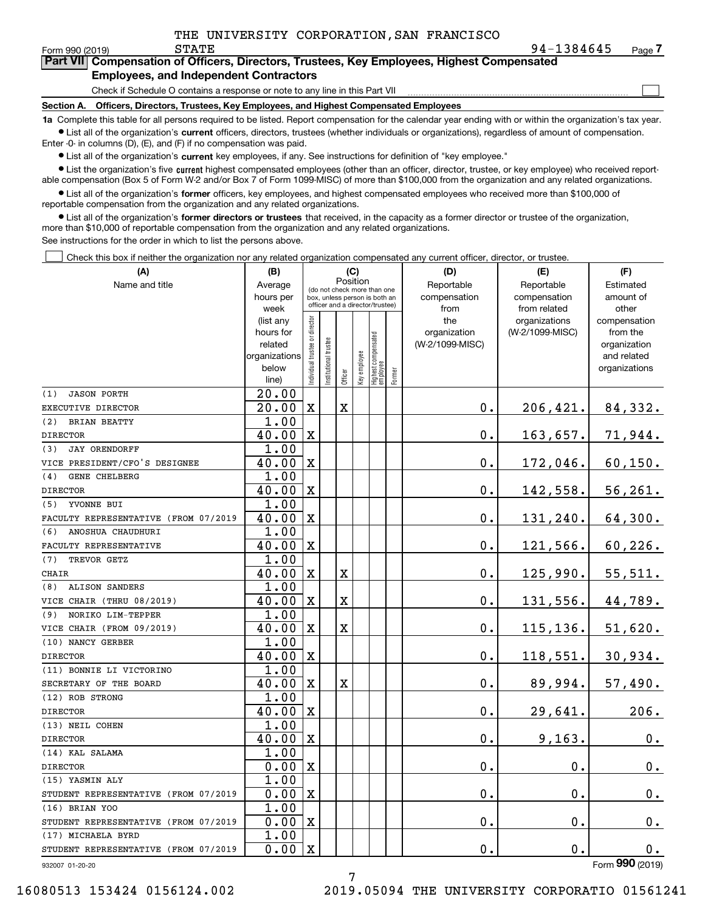THE UNIVERSITY CORPORATION,SAN FRANCISCO STATE

Form 990 (2019) 94-1384645 Page **7**

## Part VII Compensation of Officers, Directors, Trustees, Key Employees, Highest Compensated Employees, and Independent Contractors

Check if Schedule O contains a response or note to any line in this Part VII ☐

### Section A. Officers, Directors, Trustees, Key Employees, and Highest Compensated Employees

**1a** Complete this table for all persons required to be listed. Report compensation for the calendar year ending with or within the organization's tax year.

- List all of the organization's **current** officers, directors, trustees (whether individuals or organizations), regardless of amount of compensation. Enter -0- in columns (D), (E), and (F) if no compensation was paid.
- List all of the organization's **current** key employees, if any. See instructions for definition of "key employee."
- List the organization's five **current** highest compensated employees (other than an officer, director, trustee, or key employee) who received reportable compensation (Box 5 of Form W-2 and/or Box 7 of Form 1099-MISC) of more than $100,000 from the organization and any related organizations.
- List all of the organization's **former** officers, key employees, and highest compensated employees who received more than $100,000 of reportable compensation from the organization and any related organizations.
- List all of the organization's **former directors or trustees** that received, in the capacity as a former director or trustee of the organization, more than $10,000 of reportable compensation from the organization and any related organizations.

See instructions for the order in which to list the persons above.

☐ Check this box if neither the organization nor any related organization compensated any current officer, director, or trustee.

| (A) Name and title | (B) Average hours per week (list any hours for related organizations below line) | (C) Position (do not check more than one box, unless person is both an officer and a director/trustee) | | | | | | (D) Reportable compensation from the organization (W-2/1099-MISC) | (E) Reportable compensation from related organizations (W-2/1099-MISC) | (F) Estimated amount of other compensation from the organization and related organizations |
|---|---|---|---|---|---|---|---|---|---|---|
| | | Individual trustee or director | Institutional trustee | Officer | Key employee | Highest compensated employee | Former | | | |
| (1) JASON PORTH<br>EXECUTIVE DIRECTOR | 20.00<br>20.00 | X | | X | | | | 0. | 206,421. | 84,332. |
| (2) BRIAN BEATTY<br>DIRECTOR | 1.00<br>40.00 | X | | | | | | 0. | 163,657. | 71,944. |
| (3) JAY ORENDORFF<br>VICE PRESIDENT/CFO'S DESIGNEE | 1.00<br>40.00 | X | | | | | | 0. | 172,046. | 60,150. |
| (4) GENE CHELBERG<br>DIRECTOR | 1.00<br>40.00 | X | | | | | | 0. | 142,558. | 56,261. |
| (5) YVONNE BUI<br>FACULTY REPRESENTATIVE (FROM 07/2019 | 1.00<br>40.00 | X | | | | | | 0. | 131,240. | 64,300. |
| (6) ANOSHUA CHAUDHURI<br>FACULTY REPRESENTATIVE | 1.00<br>40.00 | X | | | | | | 0. | 121,566. | 60,226. |
| (7) TREVOR GETZ<br>CHAIR | 1.00<br>40.00 | X | | X | | | | 0. | 125,990. | 55,511. |
| (8) ALISON SANDERS<br>VICE CHAIR (THRU 08/2019) | 1.00<br>40.00 | X | | X | | | | 0. | 131,556. | 44,789. |
| (9) NORIKO LIM-TEPPER<br>VICE CHAIR (FROM 09/2019) | 1.00<br>40.00 | X | | X | | | | 0. | 115,136. | 51,620. |
| (10) NANCY GERBER<br>DIRECTOR | 1.00<br>40.00 | X | | | | | | 0. | 118,551. | 30,934. |
| (11) BONNIE LI VICTORINO<br>SECRETARY OF THE BOARD | 1.00<br>40.00 | X | | X | | | | 0. | 89,994. | 57,490. |
| (12) ROB STRONG<br>DIRECTOR | 1.00<br>40.00 | X | | | | | | 0. | 29,641. | 206. |
| (13) NEIL COHEN<br>DIRECTOR | 1.00<br>40.00 | X | | | | | | 0. | 9,163. | 0. |
| (14) KAL SALAMA<br>DIRECTOR | 1.00<br>0.00 | X | | | | | | 0. | 0. | 0. |
| (15) YASMIN ALY<br>STUDENT REPRESENTATIVE (FROM 07/2019 | 1.00<br>0.00 | X | | | | | | 0. | 0. | 0. |
| (16) BRIAN YOO<br>STUDENT REPRESENTATIVE (FROM 07/2019 | 1.00<br>0.00 | X | | | | | | 0. | 0. | 0. |
| (17) MICHAELA BYRD<br>STUDENT REPRESENTATIVE (FROM 07/2019 | 1.00<br>0.00 | X | | | | | | 0. | 0. | 0. |

932007 01-20-20 Form **990** (2019)

16080513 153424 0156124.002 2019.05094 THE UNIVERSITY CORPORATIO 01561241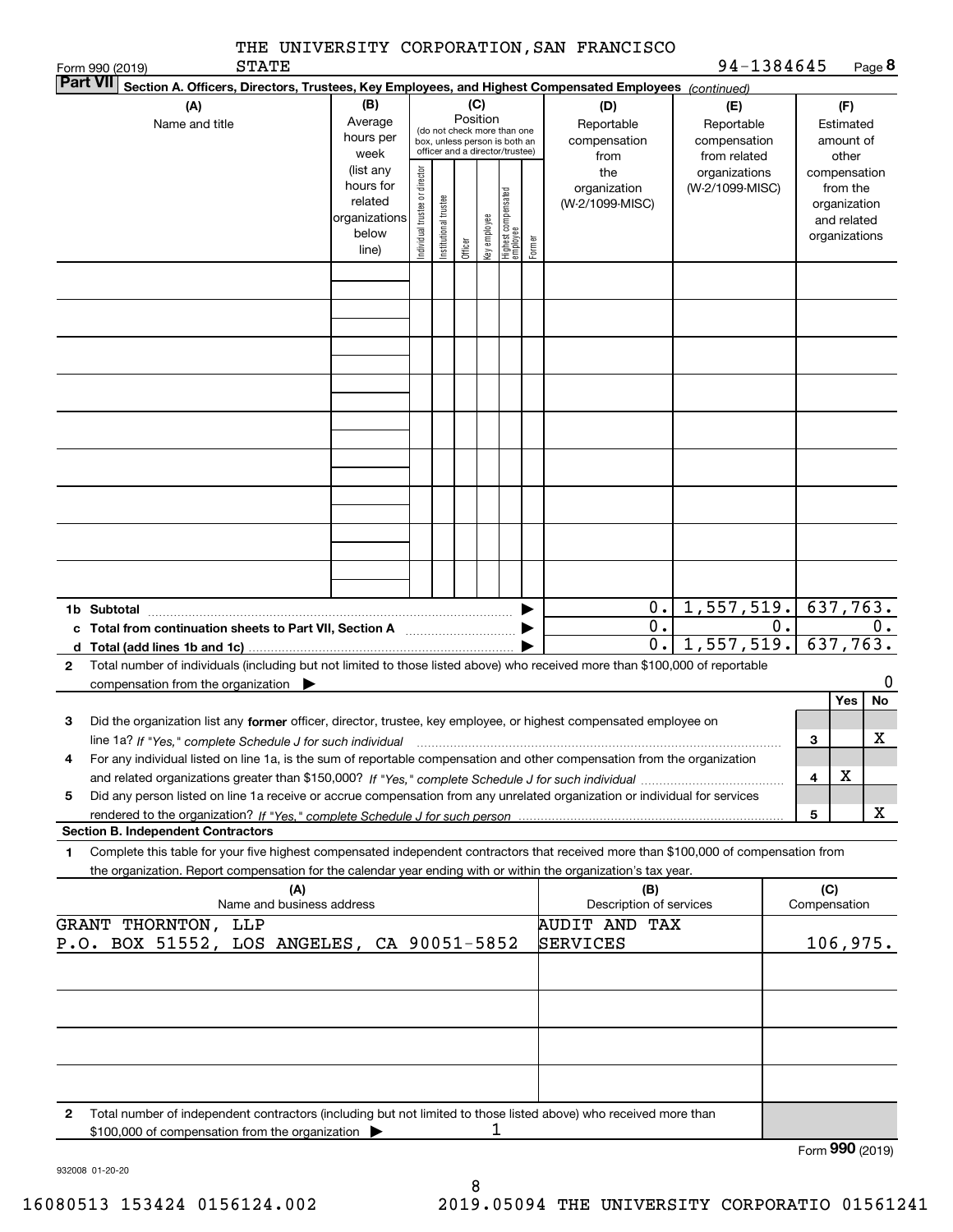THE UNIVERSITY CORPORATION, SAN FRANCISCO STATE

Form 990 (2019) 94-1384645

**Part VII** **Section A. Officers, Directors, Trustees, Key Employees, and Highest Compensated Employees** *(continued)*

| (A) Name and title | (B) Average hours per week (list any hours for related organizations below line) | (C) Position (do not check more than one box, unless person is both an officer and a director/trustee): Individual trustee or director | Institutional trustee | Officer | Key employee | Highest compensated employee | Former | (D) Reportable compensation from the organization (W-2/1099-MISC) | (E) Reportable compensation from related organizations (W-2/1099-MISC) | (F) Estimated amount of other compensation from the organization and related organizations |
|---|---|---|---|---|---|---|---|---|---|---|
| | | | | | | | | | | |
| | | | | | | | | | | |
| | | | | | | | | | | |
| | | | | | | | | | | |
| | | | | | | | | | | |
| | | | | | | | | | | |
| | | | | | | | | | | |
| | | | | | | | | | | |
| | | | | | | | | | | |
| **1b Subtotal** | | | | | | | | 0. | 1,557,519. | 637,763. |
| **c Total from continuation sheets to Part VII, Section A** | | | | | | | | 0. | 0. | 0. |
| **d Total (add lines 1b and 1c)** | | | | | | | | 0. | 1,557,519. | 637,763. |

**2** Total number of individuals (including but not limited to those listed above) who received more than $100,000 of reportable compensation from the organization ▶ 0

| | | | Yes | No |
|---|---|---|---|---|
| **3** | Did the organization list any **former** officer, director, trustee, key employee, or highest compensated employee on line 1a? *If "Yes," complete Schedule J for such individual* | 3 | | X |
| **4** | For any individual listed on line 1a, is the sum of reportable compensation and other compensation from the organization and related organizations greater than $150,000? *If "Yes," complete Schedule J for such individual* | 4 | X | |
| **5** | Did any person listed on line 1a receive or accrue compensation from any unrelated organization or individual for services rendered to the organization? *If "Yes," complete Schedule J for such person* | 5 | | X |

**Section B. Independent Contractors**

**1** Complete this table for your five highest compensated independent contractors that received more than $100,000 of compensation from the organization. Report compensation for the calendar year ending with or within the organization's tax year.

| (A) Name and business address | (B) Description of services | (C) Compensation |
|---|---|---|
| GRANT THORNTON, LLP<br>P.O. BOX 51552, LOS ANGELES, CA 90051-5852 | AUDIT AND TAX SERVICES | 106,975. |
| | | |
| | | |
| | | |
| | | |

**2** Total number of independent contractors (including but not limited to those listed above) who received more than $100,000 of compensation from the organization ▶ 1

Form **990** (2019)

932008 01-20-20

16080513 153424 0156124.002 2019.05094 THE UNIVERSITY CORPORATIO 01561241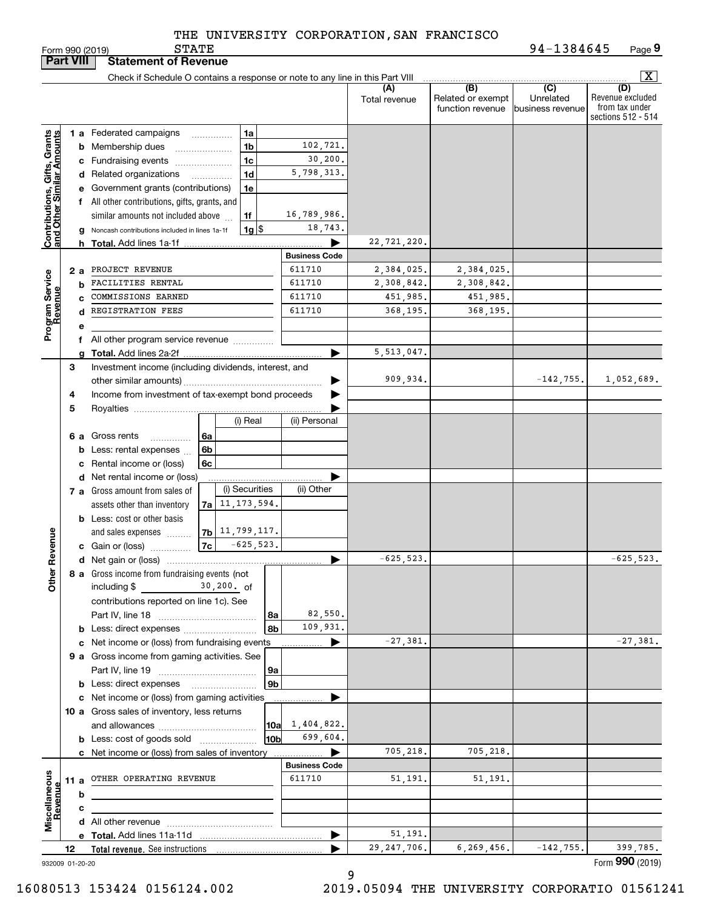THE UNIVERSITY CORPORATION,SAN FRANCISCO STATE

Form 990 (2019) 94-1384645 Page **9**

## Part VIII Statement of Revenue

Check if Schedule O contains a response or note to any line in this Part VIII ..... [X]

| | | | (A) Total revenue | (B) Related or exempt function revenue | (C) Unrelated business revenue | (D) Revenue excluded from tax under sections 512 - 514 |
|---|---|---|---|---|---|---|
| **Contributions, Gifts, Grants and Other Similar Amounts** | | | | | | |
| 1 a | Federated campaigns | 1a | | | | |
| b | Membership dues | 1b 102,721. | | | | |
| c | Fundraising events | 1c 30,200. | | | | |
| d | Related organizations | 1d 5,798,313. | | | | |
| e | Government grants (contributions) | 1e | | | | |
| f | All other contributions, gifts, grants, and similar amounts not included above | 1f 16,789,986. | | | | |
| g | Noncash contributions included in lines 1a-1f | 1g $ 18,743. | | | | |
| h | **Total.** Add lines 1a-1f | | 22,721,220. | | | |
| **Program Service Revenue** | | **Business Code** | | | | |
| 2 a | PROJECT REVENUE | 611710 | 2,384,025. | 2,384,025. | | |
| b | FACILITIES RENTAL | 611710 | 2,308,842. | 2,308,842. | | |
| c | COMMISSIONS EARNED | 611710 | 451,985. | 451,985. | | |
| d | REGISTRATION FEES | 611710 | 368,195. | 368,195. | | |
| e | | | | | | |
| f | All other program service revenue | | | | | |
| g | **Total.** Add lines 2a-2f | | 5,513,047. | | | |
| **Other Revenue** | | | | | | |
| 3 | Investment income (including dividends, interest, and other similar amounts) | | 909,934. | | -142,755. | 1,052,689. |
| 4 | Income from investment of tax-exempt bond proceeds | | | | | |
| 5 | Royalties | | | | | |
| | | (i) Real / (ii) Personal | | | | |
| 6 a | Gross rents | 6a | | | | |
| b | Less: rental expenses | 6b | | | | |
| c | Rental income or (loss) | 6c | | | | |
| d | Net rental income or (loss) | | | | | |
| | | (i) Securities / (ii) Other | | | | |
| 7 a | Gross amount from sales of assets other than inventory | 7a 11,173,594. | | | | |
| b | Less: cost or other basis and sales expenses | 7b 11,799,117. | | | | |
| c | Gain or (loss) | 7c -625,523. | | | | |
| d | Net gain or (loss) | | -625,523. | | | -625,523. |
| 8 a | Gross income from fundraising events (not including $ 30,200. of contributions reported on line 1c). See Part IV, line 18 | 8a 82,550. | | | | |
| b | Less: direct expenses | 8b 109,931. | | | | |
| c | Net income or (loss) from fundraising events | | -27,381. | | | -27,381. |
| 9 a | Gross income from gaming activities. See Part IV, line 19 | 9a | | | | |
| b | Less: direct expenses | 9b | | | | |
| c | Net income or (loss) from gaming activities | | | | | |
| 10 a | Gross sales of inventory, less returns and allowances | 10a 1,404,822. | | | | |
| b | Less: cost of goods sold | 10b 699,604. | | | | |
| c | Net income or (loss) from sales of inventory | | 705,218. | 705,218. | | |
| **Miscellaneous Revenue** | | **Business Code** | | | | |
| 11 a | OTHER OPERATING REVENUE | 611710 | 51,191. | 51,191. | | |
| b | | | | | | |
| c | | | | | | |
| d | All other revenue | | | | | |
| e | **Total.** Add lines 11a-11d | | 51,191. | | | |
| 12 | **Total revenue.** See instructions | | 29,247,706. | 6,269,456. | -142,755. | 399,785. |

932009 01-20-20 Form **990** (2019)

16080513 153424 0156124.002 2019.05094 THE UNIVERSITY CORPORATIO 01561241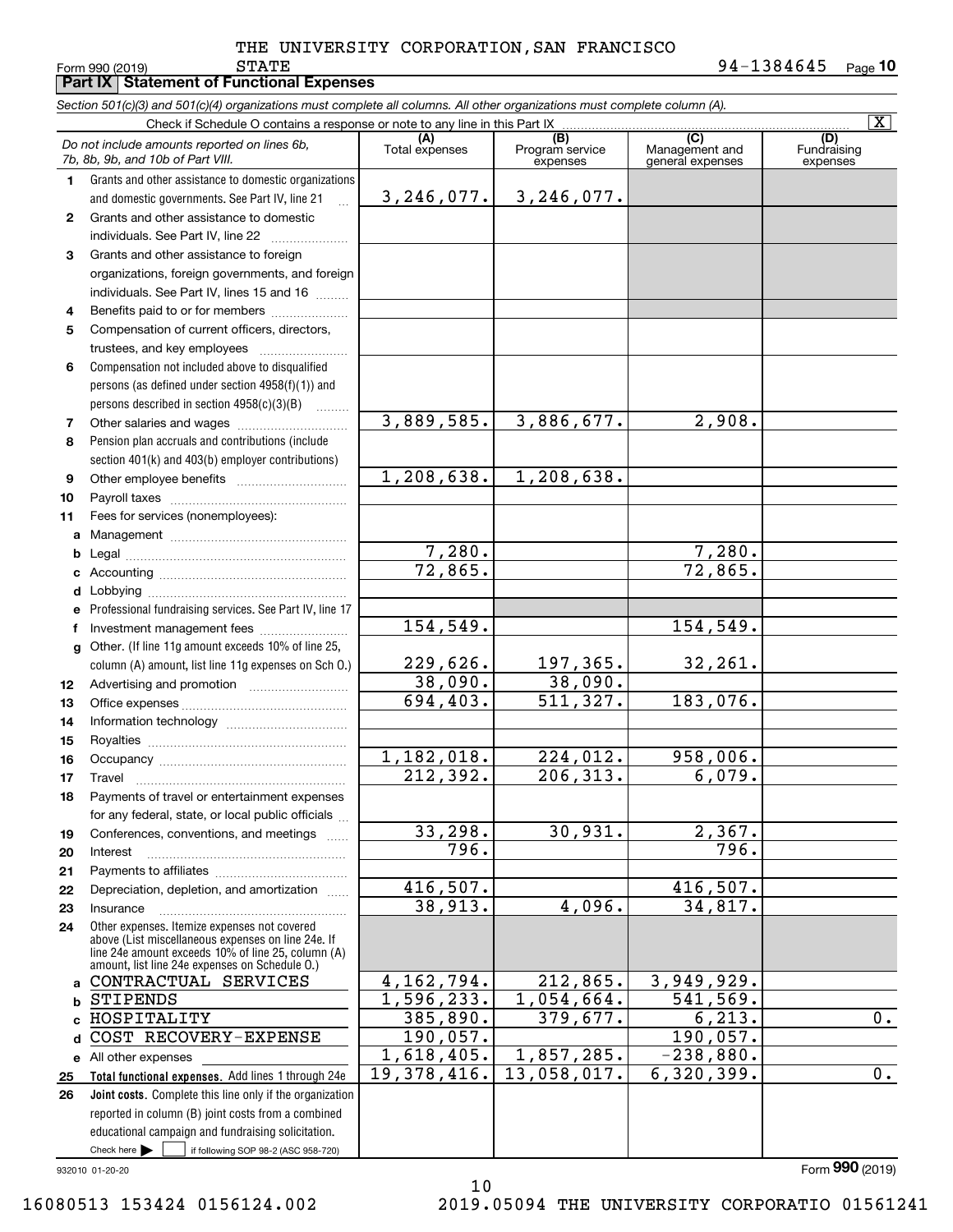THE UNIVERSITY CORPORATION,SAN FRANCISCO STATE

Form 990 (2019) 94-1384645 Page **10**

**Part IX Statement of Functional Expenses**

*Section 501(c)(3) and 501(c)(4) organizations must complete all columns. All other organizations must complete column (A).*

Check if Schedule O contains a response or note to any line in this Part IX [X]

| *Do not include amounts reported on lines 6b, 7b, 8b, 9b, and 10b of Part VIII.* | (A) Total expenses | (B) Program service expenses | (C) Management and general expenses | (D) Fundraising expenses |
|---|---|---|---|---|
| **1** Grants and other assistance to domestic organizations and domestic governments. See Part IV, line 21 | 3,246,077. | 3,246,077. | | |
| **2** Grants and other assistance to domestic individuals. See Part IV, line 22 | | | | |
| **3** Grants and other assistance to foreign organizations, foreign governments, and foreign individuals. See Part IV, lines 15 and 16 | | | | |
| **4** Benefits paid to or for members | | | | |
| **5** Compensation of current officers, directors, trustees, and key employees | | | | |
| **6** Compensation not included above to disqualified persons (as defined under section 4958(f)(1)) and persons described in section 4958(c)(3)(B) | | | | |
| **7** Other salaries and wages | 3,889,585. | 3,886,677. | 2,908. | |
| **8** Pension plan accruals and contributions (include section 401(k) and 403(b) employer contributions) | | | | |
| **9** Other employee benefits | 1,208,638. | 1,208,638. | | |
| **10** Payroll taxes | | | | |
| **11** Fees for services (nonemployees): | | | | |
| **a** Management | | | | |
| **b** Legal | 7,280. | | 7,280. | |
| **c** Accounting | 72,865. | | 72,865. | |
| **d** Lobbying | | | | |
| **e** Professional fundraising services. See Part IV, line 17 | | | | |
| **f** Investment management fees | 154,549. | | 154,549. | |
| **g** Other. (If line 11g amount exceeds 10% of line 25, column (A) amount, list line 11g expenses on Sch O.) | 229,626. | 197,365. | 32,261. | |
| **12** Advertising and promotion | 38,090. | 38,090. | | |
| **13** Office expenses | 694,403. | 511,327. | 183,076. | |
| **14** Information technology | | | | |
| **15** Royalties | | | | |
| **16** Occupancy | 1,182,018. | 224,012. | 958,006. | |
| **17** Travel | 212,392. | 206,313. | 6,079. | |
| **18** Payments of travel or entertainment expenses for any federal, state, or local public officials | | | | |
| **19** Conferences, conventions, and meetings | 33,298. | 30,931. | 2,367. | |
| **20** Interest | 796. | | 796. | |
| **21** Payments to affiliates | | | | |
| **22** Depreciation, depletion, and amortization | 416,507. | | 416,507. | |
| **23** Insurance | 38,913. | 4,096. | 34,817. | |
| **24** Other expenses. Itemize expenses not covered above (List miscellaneous expenses on line 24e. If line 24e amount exceeds 10% of line 25, column (A) amount, list line 24e expenses on Schedule O.) | | | | |
| **a** CONTRACTUAL SERVICES | 4,162,794. | 212,865. | 3,949,929. | |
| **b** STIPENDS | 1,596,233. | 1,054,664. | 541,569. | |
| **c** HOSPITALITY | 385,890. | 379,677. | 6,213. | 0. |
| **d** COST RECOVERY-EXPENSE | 190,057. | | 190,057. | |
| **e** All other expenses | 1,618,405. | 1,857,285. | -238,880. | |
| **25** **Total functional expenses.** Add lines 1 through 24e | 19,378,416. | 13,058,017. | 6,320,399. | 0. |
| **26** **Joint costs.** Complete this line only if the organization reported in column (B) joint costs from a combined educational campaign and fundraising solicitation. Check here [ ] if following SOP 98-2 (ASC 958-720) | | | | |

932010 01-20-20 Form **990** (2019)

16080513 153424 0156124.002 2019.05094 THE UNIVERSITY CORPORATIO 01561241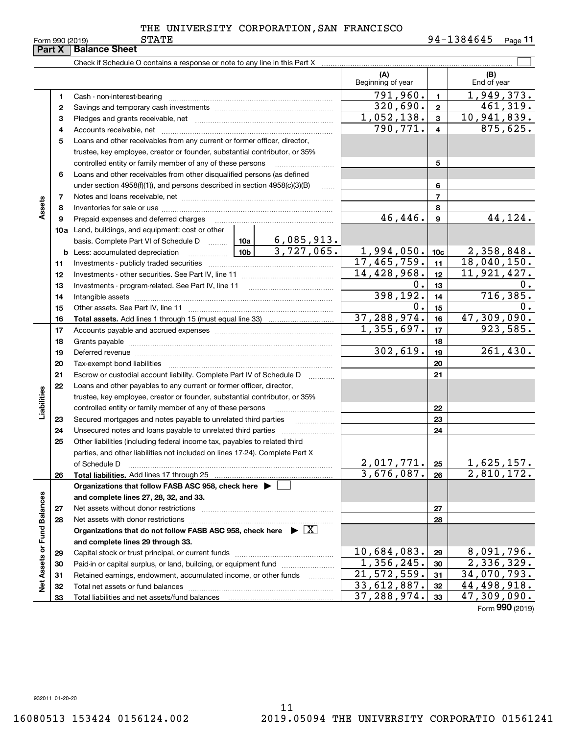THE UNIVERSITY CORPORATION, SAN FRANCISCO STATE

Form 990 (2019) 94-1384645

## Part X Balance Sheet

Check if Schedule O contains a response or note to any line in this Part X ☐

| | | Description | | (A) Beginning of year | | (B) End of year |
|---|---|---|---|---|---|---|
| Assets | 1 | Cash - non-interest-bearing | | 791,960. | 1 | 1,949,373. |
| | 2 | Savings and temporary cash investments | | 320,690. | 2 | 461,319. |
| | 3 | Pledges and grants receivable, net | | 1,052,138. | 3 | 10,941,839. |
| | 4 | Accounts receivable, net | | 790,771. | 4 | 875,625. |
| | 5 | Loans and other receivables from any current or former officer, director, trustee, key employee, creator or founder, substantial contributor, or 35% controlled entity or family member of any of these persons | | | 5 | |
| | 6 | Loans and other receivables from other disqualified persons (as defined under section 4958(f)(1)), and persons described in section 4958(c)(3)(B) | | | 6 | |
| | 7 | Notes and loans receivable, net | | | 7 | |
| | 8 | Inventories for sale or use | | | 8 | |
| | 9 | Prepaid expenses and deferred charges | | 46,446. | 9 | 44,124. |
| | 10a | Land, buildings, and equipment: cost or other basis. Complete Part VI of Schedule D | 10a 6,085,913. | | | |
| | b | Less: accumulated depreciation | 10b 3,727,065. | 1,994,050. | 10c | 2,358,848. |
| | 11 | Investments - publicly traded securities | | 17,465,759. | 11 | 18,040,150. |
| | 12 | Investments - other securities. See Part IV, line 11 | | 14,428,968. | 12 | 11,921,427. |
| | 13 | Investments - program-related. See Part IV, line 11 | | 0. | 13 | 0. |
| | 14 | Intangible assets | | 398,192. | 14 | 716,385. |
| | 15 | Other assets. See Part IV, line 11 | | 0. | 15 | 0. |
| | 16 | **Total assets.** Add lines 1 through 15 (must equal line 33) | | 37,288,974. | 16 | 47,309,090. |
| Liabilities | 17 | Accounts payable and accrued expenses | | 1,355,697. | 17 | 923,585. |
| | 18 | Grants payable | | | 18 | |
| | 19 | Deferred revenue | | 302,619. | 19 | 261,430. |
| | 20 | Tax-exempt bond liabilities | | | 20 | |
| | 21 | Escrow or custodial account liability. Complete Part IV of Schedule D | | | 21 | |
| | 22 | Loans and other payables to any current or former officer, director, trustee, key employee, creator or founder, substantial contributor, or 35% controlled entity or family member of any of these persons | | | 22 | |
| | 23 | Secured mortgages and notes payable to unrelated third parties | | | 23 | |
| | 24 | Unsecured notes and loans payable to unrelated third parties | | | 24 | |
| | 25 | Other liabilities (including federal income tax, payables to related third parties, and other liabilities not included on lines 17-24). Complete Part X of Schedule D | | 2,017,771. | 25 | 1,625,157. |
| | 26 | **Total liabilities.** Add lines 17 through 25 | | 3,676,087. | 26 | 2,810,172. |
| Net Assets or Fund Balances | | **Organizations that follow FASB ASC 958, check here** ☐ **and complete lines 27, 28, 32, and 33.** | | | | |
| | 27 | Net assets without donor restrictions | | | 27 | |
| | 28 | Net assets with donor restrictions | | | 28 | |
| | | **Organizations that do not follow FASB ASC 958, check here** ☒ **and complete lines 29 through 33.** | | | | |
| | 29 | Capital stock or trust principal, or current funds | | 10,684,083. | 29 | 8,091,796. |
| | 30 | Paid-in or capital surplus, or land, building, or equipment fund | | 1,356,245. | 30 | 2,336,329. |
| | 31 | Retained earnings, endowment, accumulated income, or other funds | | 21,572,559. | 31 | 34,070,793. |
| | 32 | Total net assets or fund balances | | 33,612,887. | 32 | 44,498,918. |
| | 33 | Total liabilities and net assets/fund balances | | 37,288,974. | 33 | 47,309,090. |

Form **990** (2019)

932011 01-20-20

16080513 153424 0156124.002 2019.05094 THE UNIVERSITY CORPORATIO 01561241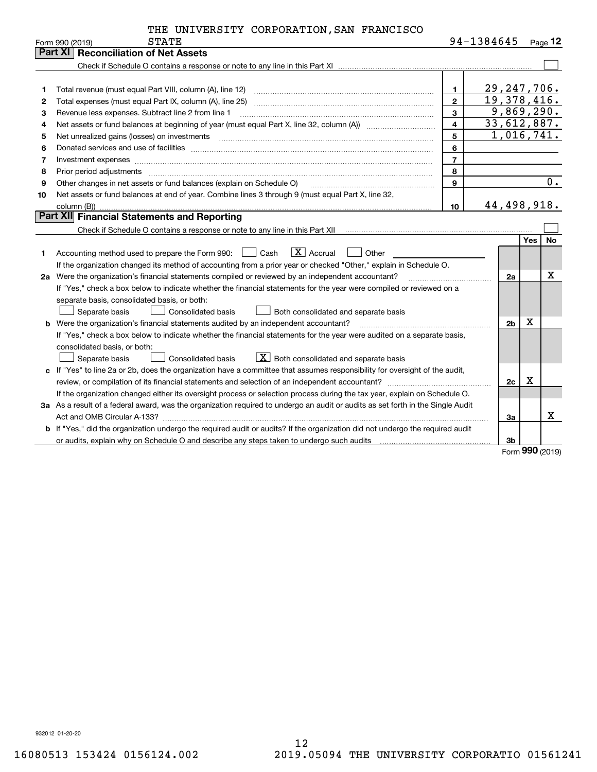THE UNIVERSITY CORPORATION, SAN FRANCISCO STATE

Form 990 (2019) 94-1384645 Page **12**

## Part XI Reconciliation of Net Assets

Check if Schedule O contains a response or note to any line in this Part XI ☐

| | | | |
|---|---|---|---|
| 1 | Total revenue (must equal Part VIII, column (A), line 12) | 1 | 29,247,706. |
| 2 | Total expenses (must equal Part IX, column (A), line 25) | 2 | 19,378,416. |
| 3 | Revenue less expenses. Subtract line 2 from line 1 | 3 | 9,869,290. |
| 4 | Net assets or fund balances at beginning of year (must equal Part X, line 32, column (A)) | 4 | 33,612,887. |
| 5 | Net unrealized gains (losses) on investments | 5 | 1,016,741. |
| 6 | Donated services and use of facilities | 6 | |
| 7 | Investment expenses | 7 | |
| 8 | Prior period adjustments | 8 | |
| 9 | Other changes in net assets or fund balances (explain on Schedule O) | 9 | 0. |
| 10 | Net assets or fund balances at end of year. Combine lines 3 through 9 (must equal Part X, line 32, column (B)) | 10 | 44,498,918. |

## Part XII Financial Statements and Reporting

Check if Schedule O contains a response or note to any line in this Part XII ☐

| | | | Yes | No |
|---|---|---|---|---|
| 1 | Accounting method used to prepare the Form 990: ☐ Cash ☒ Accrual ☐ Other<br>If the organization changed its method of accounting from a prior year or checked "Other," explain in Schedule O. | | | |
| 2a | Were the organization's financial statements compiled or reviewed by an independent accountant?<br>If "Yes," check a box below to indicate whether the financial statements for the year were compiled or reviewed on a separate basis, consolidated basis, or both:<br>☐ Separate basis ☐ Consolidated basis ☐ Both consolidated and separate basis | 2a | | X |
| b | Were the organization's financial statements audited by an independent accountant?<br>If "Yes," check a box below to indicate whether the financial statements for the year were audited on a separate basis, consolidated basis, or both:<br>☐ Separate basis ☐ Consolidated basis ☒ Both consolidated and separate basis | 2b | X | |
| c | If "Yes" to line 2a or 2b, does the organization have a committee that assumes responsibility for oversight of the audit, review, or compilation of its financial statements and selection of an independent accountant?<br>If the organization changed either its oversight process or selection process during the tax year, explain on Schedule O. | 2c | X | |
| 3a | As a result of a federal award, was the organization required to undergo an audit or audits as set forth in the Single Audit Act and OMB Circular A-133? | 3a | | X |
| b | If "Yes," did the organization undergo the required audit or audits? If the organization did not undergo the required audit or audits, explain why on Schedule O and describe any steps taken to undergo such audits | 3b | | |

Form **990** (2019)

932012 01-20-20

16080513 153424 0156124.002 2019.05094 THE UNIVERSITY CORPORATIO 01561241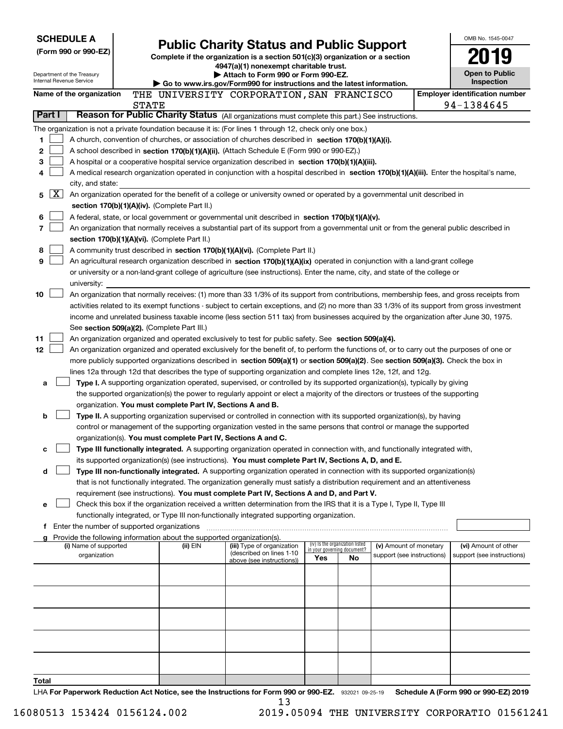**SCHEDULE A**
**(Form 990 or 990-EZ)**

Department of the Treasury
Internal Revenue Service

# Public Charity Status and Public Support

**Complete if the organization is a section 501(c)(3) organization or a section 4947(a)(1) nonexempt charitable trust.**
**▶ Attach to Form 990 or Form 990-EZ.**
**▶ Go to www.irs.gov/Form990 for instructions and the latest information.**

OMB No. 1545-0047

**2019**

**Open to Public Inspection**

**Name of the organization** THE UNIVERSITY CORPORATION,SAN FRANCISCO STATE

**Employer identification number** 94-1384645

## Part I Reason for Public Charity Status (All organizations must complete this part.) See instructions.

The organization is not a private foundation because it is: (For lines 1 through 12, check only one box.)

1 ☐ A church, convention of churches, or association of churches described in **section 170(b)(1)(A)(i).**

2 ☐ A school described in **section 170(b)(1)(A)(ii).** (Attach Schedule E (Form 990 or 990-EZ).)

3 ☐ A hospital or a cooperative hospital service organization described in **section 170(b)(1)(A)(iii).**

4 ☐ A medical research organization operated in conjunction with a hospital described in **section 170(b)(1)(A)(iii).** Enter the hospital's name, city, and state:

5 ☒ An organization operated for the benefit of a college or university owned or operated by a governmental unit described in **section 170(b)(1)(A)(iv).** (Complete Part II.)

6 ☐ A federal, state, or local government or governmental unit described in **section 170(b)(1)(A)(v).**

7 ☐ An organization that normally receives a substantial part of its support from a governmental unit or from the general public described in **section 170(b)(1)(A)(vi).** (Complete Part II.)

8 ☐ A community trust described in **section 170(b)(1)(A)(vi).** (Complete Part II.)

9 ☐ An agricultural research organization described in **section 170(b)(1)(A)(ix)** operated in conjunction with a land-grant college or university or a non-land-grant college of agriculture (see instructions). Enter the name, city, and state of the college or university:

10 ☐ An organization that normally receives: (1) more than 33 1/3% of its support from contributions, membership fees, and gross receipts from activities related to its exempt functions - subject to certain exceptions, and (2) no more than 33 1/3% of its support from gross investment income and unrelated business taxable income (less section 511 tax) from businesses acquired by the organization after June 30, 1975. See **section 509(a)(2).** (Complete Part III.)

11 ☐ An organization organized and operated exclusively to test for public safety. See **section 509(a)(4).**

12 ☐ An organization organized and operated exclusively for the benefit of, to perform the functions of, or to carry out the purposes of one or more publicly supported organizations described in **section 509(a)(1)** or **section 509(a)(2).** See **section 509(a)(3).** Check the box in lines 12a through 12d that describes the type of supporting organization and complete lines 12e, 12f, and 12g.

a ☐ **Type I.** A supporting organization operated, supervised, or controlled by its supported organization(s), typically by giving the supported organization(s) the power to regularly appoint or elect a majority of the directors or trustees of the supporting organization. **You must complete Part IV, Sections A and B.**

b ☐ **Type II.** A supporting organization supervised or controlled in connection with its supported organization(s), by having control or management of the supporting organization vested in the same persons that control or manage the supported organization(s). **You must complete Part IV, Sections A and C.**

c ☐ **Type III functionally integrated.** A supporting organization operated in connection with, and functionally integrated with, its supported organization(s) (see instructions). **You must complete Part IV, Sections A, D, and E.**

d ☐ **Type III non-functionally integrated.** A supporting organization operated in connection with its supported organization(s) that is not functionally integrated. The organization generally must satisfy a distribution requirement and an attentiveness requirement (see instructions). **You must complete Part IV, Sections A and D, and Part V.**

e ☐ Check this box if the organization received a written determination from the IRS that it is a Type I, Type II, Type III functionally integrated, or Type III non-functionally integrated supporting organization.

f Enter the number of supported organizations

g Provide the following information about the supported organization(s).

| (i) Name of supported organization | (ii) EIN | (iii) Type of organization (described on lines 1-10 above (see instructions)) | (iv) Is the organization listed in your governing document? Yes | No | (v) Amount of monetary support (see instructions) | (vi) Amount of other support (see instructions) |
|---|---|---|---|---|---|---|
| | | | | | | |
| | | | | | | |
| | | | | | | |
| | | | | | | |
| | | | | | | |
| **Total** | | | | | | |

LHA **For Paperwork Reduction Act Notice, see the Instructions for Form 990 or 990-EZ.** 932021 09-25-19 **Schedule A (Form 990 or 990-EZ) 2019**

16080513 153424 0156124.002 2019.05094 THE UNIVERSITY CORPORATIO 01561241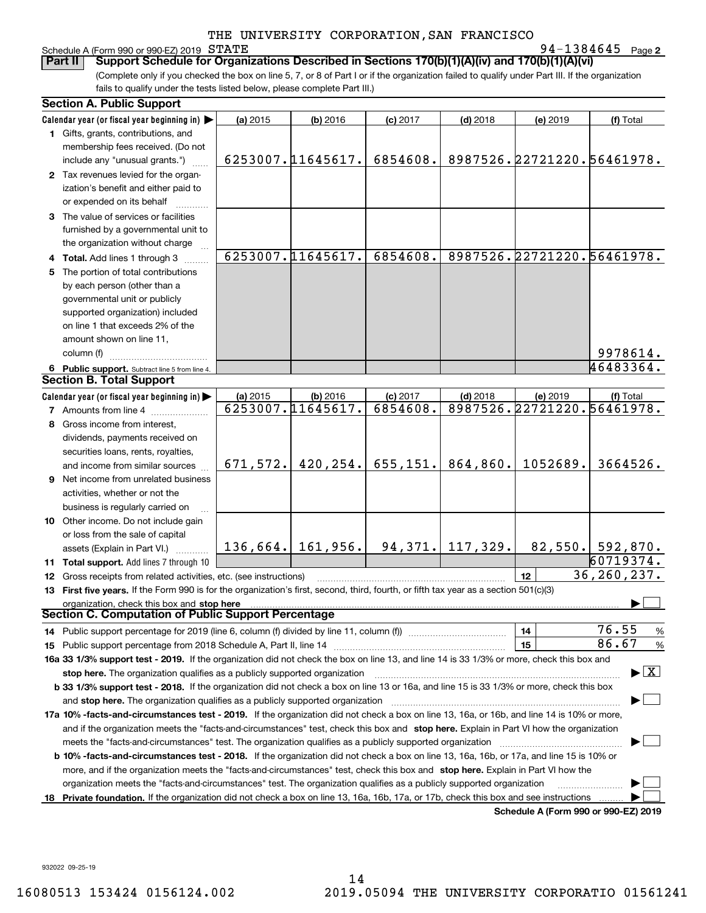THE UNIVERSITY CORPORATION,SAN FRANCISCO

Schedule A (Form 990 or 990-EZ) 2019 STATE 94-1384645 Page 2

**Part II Support Schedule for Organizations Described in Sections 170(b)(1)(A)(iv) and 170(b)(1)(A)(vi)**

(Complete only if you checked the box on line 5, 7, or 8 of Part I or if the organization failed to qualify under Part III. If the organization fails to qualify under the tests listed below, please complete Part III.)

## Section A. Public Support

| Calendar year (or fiscal year beginning in) ▶ | (a) 2015 | (b) 2016 | (c) 2017 | (d) 2018 | (e) 2019 | (f) Total |
|---|---|---|---|---|---|---|
| **1** Gifts, grants, contributions, and membership fees received. (Do not include any "unusual grants.") | 6253007. | 11645617. | 6854608. | 8987526. | 22721220. | 56461978. |
| **2** Tax revenues levied for the organization's benefit and either paid to or expended on its behalf | | | | | | |
| **3** The value of services or facilities furnished by a governmental unit to the organization without charge | | | | | | |
| **4 Total.** Add lines 1 through 3 | 6253007. | 11645617. | 6854608. | 8987526. | 22721220. | 56461978. |
| **5** The portion of total contributions by each person (other than a governmental unit or publicly supported organization) included on line 1 that exceeds 2% of the amount shown on line 11, column (f) | | | | | | 9978614. |
| **6 Public support.** Subtract line 5 from line 4. | | | | | | 46483364. |

## Section B. Total Support

| Calendar year (or fiscal year beginning in) ▶ | (a) 2015 | (b) 2016 | (c) 2017 | (d) 2018 | (e) 2019 | (f) Total |
|---|---|---|---|---|---|---|
| **7** Amounts from line 4 | 6253007. | 11645617. | 6854608. | 8987526. | 22721220. | 56461978. |
| **8** Gross income from interest, dividends, payments received on securities loans, rents, royalties, and income from similar sources | 671,572. | 420,254. | 655,151. | 864,860. | 1052689. | 3664526. |
| **9** Net income from unrelated business activities, whether or not the business is regularly carried on | | | | | | |
| **10** Other income. Do not include gain or loss from the sale of capital assets (Explain in Part VI.) | 136,664. | 161,956. | 94,371. | 117,329. | 82,550. | 592,870. |
| **11 Total support.** Add lines 7 through 10 | | | | | | 60719374. |
| **12** Gross receipts from related activities, etc. (see instructions) | | | | | 12 | 36,260,237. |

**13 First five years.** If the Form 990 is for the organization's first, second, third, fourth, or fifth tax year as a section 501(c)(3) organization, check this box and **stop here** ▶ ☐

## Section C. Computation of Public Support Percentage

**14** Public support percentage for 2019 (line 6, column (f) divided by line 11, column (f)) — **14** — 76.55 %

**15** Public support percentage from 2018 Schedule A, Part II, line 14 — **15** — 86.67 %

**16a 33 1/3% support test - 2019.** If the organization did not check the box on line 13, and line 14 is 33 1/3% or more, check this box and **stop here.** The organization qualifies as a publicly supported organization ▶ ☒

**b 33 1/3% support test - 2018.** If the organization did not check a box on line 13 or 16a, and line 15 is 33 1/3% or more, check this box and **stop here.** The organization qualifies as a publicly supported organization ▶ ☐

**17a 10% -facts-and-circumstances test - 2019.** If the organization did not check a box on line 13, 16a, or 16b, and line 14 is 10% or more, and if the organization meets the "facts-and-circumstances" test, check this box and **stop here.** Explain in Part VI how the organization meets the "facts-and-circumstances" test. The organization qualifies as a publicly supported organization ▶ ☐

**b 10% -facts-and-circumstances test - 2018.** If the organization did not check a box on line 13, 16a, 16b, or 17a, and line 15 is 10% or more, and if the organization meets the "facts-and-circumstances" test, check this box and **stop here.** Explain in Part VI how the organization meets the "facts-and-circumstances" test. The organization qualifies as a publicly supported organization ▶ ☐

**18 Private foundation.** If the organization did not check a box on line 13, 16a, 16b, 17a, or 17b, check this box and see instructions ▶ ☐

**Schedule A (Form 990 or 990-EZ) 2019**

932022 09-25-19

16080513 153424 0156124.002 2019.05094 THE UNIVERSITY CORPORATIO 01561241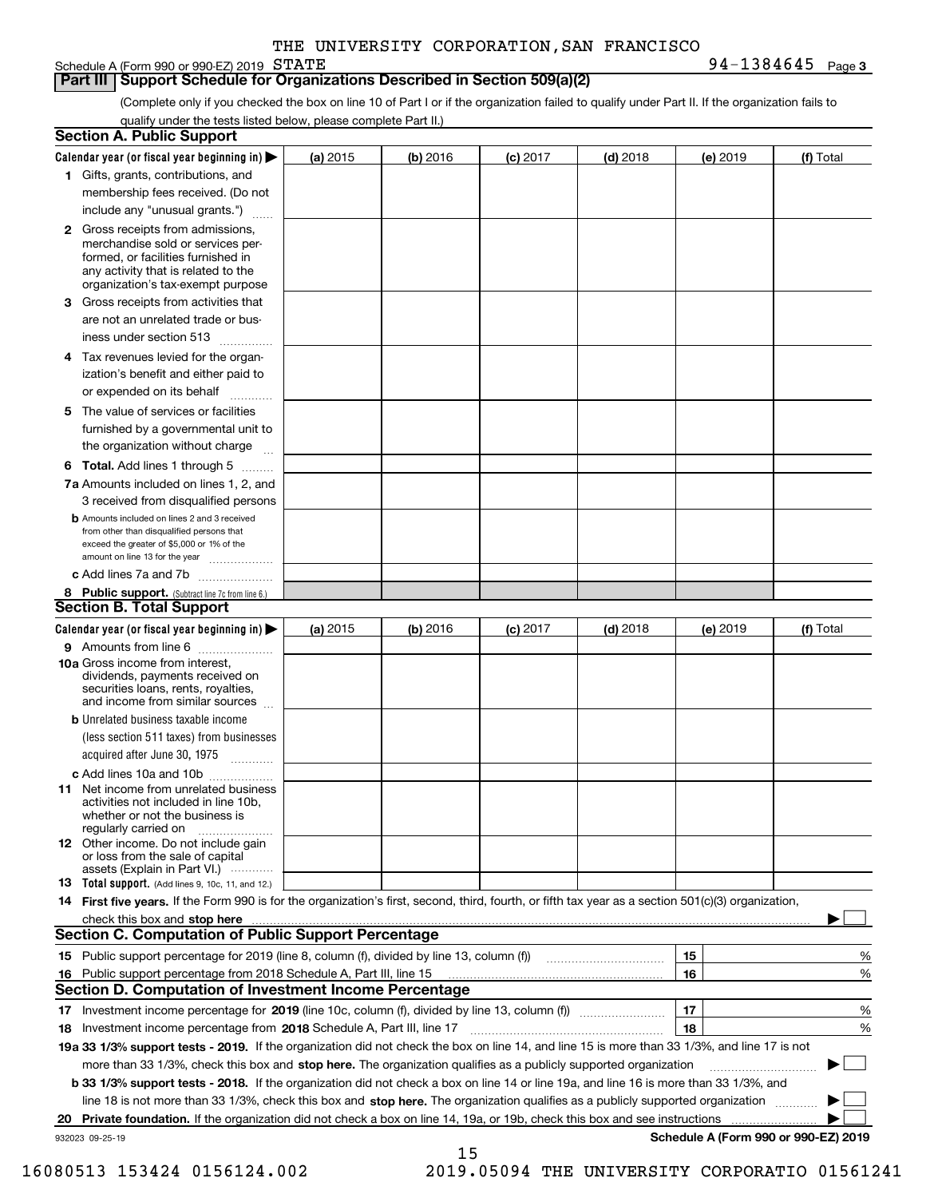THE UNIVERSITY CORPORATION,SAN FRANCISCO

Schedule A (Form 990 or 990-EZ) 2019 STATE 94-1384645 Page 3

## Part III Support Schedule for Organizations Described in Section 509(a)(2)

(Complete only if you checked the box on line 10 of Part I or if the organization failed to qualify under Part II. If the organization fails to qualify under the tests listed below, please complete Part II.)

### Section A. Public Support

| Calendar year (or fiscal year beginning in) ▶ | (a) 2015 | (b) 2016 | (c) 2017 | (d) 2018 | (e) 2019 | (f) Total |
|---|---|---|---|---|---|---|
| 1 Gifts, grants, contributions, and membership fees received. (Do not include any "unusual grants.") | | | | | | |
| 2 Gross receipts from admissions, merchandise sold or services performed, or facilities furnished in any activity that is related to the organization's tax-exempt purpose | | | | | | |
| 3 Gross receipts from activities that are not an unrelated trade or business under section 513 | | | | | | |
| 4 Tax revenues levied for the organization's benefit and either paid to or expended on its behalf | | | | | | |
| 5 The value of services or facilities furnished by a governmental unit to the organization without charge | | | | | | |
| 6 **Total.** Add lines 1 through 5 | | | | | | |
| 7a Amounts included on lines 1, 2, and 3 received from disqualified persons | | | | | | |
| b Amounts included on lines 2 and 3 received from other than disqualified persons that exceed the greater of $5,000 or 1% of the amount on line 13 for the year | | | | | | |
| c Add lines 7a and 7b | | | | | | |
| 8 **Public support.** (Subtract line 7c from line 6.) | | | | | | |

### Section B. Total Support

| Calendar year (or fiscal year beginning in) ▶ | (a) 2015 | (b) 2016 | (c) 2017 | (d) 2018 | (e) 2019 | (f) Total |
|---|---|---|---|---|---|---|
| 9 Amounts from line 6 | | | | | | |
| 10a Gross income from interest, dividends, payments received on securities loans, rents, royalties, and income from similar sources | | | | | | |
| b Unrelated business taxable income (less section 511 taxes) from businesses acquired after June 30, 1975 | | | | | | |
| c Add lines 10a and 10b | | | | | | |
| 11 Net income from unrelated business activities not included in line 10b, whether or not the business is regularly carried on | | | | | | |
| 12 Other income. Do not include gain or loss from the sale of capital assets (Explain in Part VI.) | | | | | | |
| 13 **Total support.** (Add lines 9, 10c, 11, and 12.) | | | | | | |

14 **First five years.** If the Form 990 is for the organization's first, second, third, fourth, or fifth tax year as a section 501(c)(3) organization, check this box and **stop here** ▶ ☐

### Section C. Computation of Public Support Percentage

| | | |
|---|---|---|
| 15 Public support percentage for 2019 (line 8, column (f), divided by line 13, column (f)) | 15 | % |
| 16 Public support percentage from 2018 Schedule A, Part III, line 15 | 16 | % |

### Section D. Computation of Investment Income Percentage

| | | |
|---|---|---|
| 17 Investment income percentage for **2019** (line 10c, column (f), divided by line 13, column (f)) | 17 | % |
| 18 Investment income percentage from **2018** Schedule A, Part III, line 17 | 18 | % |

**19a 33 1/3% support tests - 2019.** If the organization did not check the box on line 14, and line 15 is more than 33 1/3%, and line 17 is not more than 33 1/3%, check this box and **stop here.** The organization qualifies as a publicly supported organization ▶ ☐

**b 33 1/3% support tests - 2018.** If the organization did not check a box on line 14 or line 19a, and line 16 is more than 33 1/3%, and line 18 is not more than 33 1/3%, check this box and **stop here.** The organization qualifies as a publicly supported organization ▶ ☐

**20 Private foundation.** If the organization did not check a box on line 14, 19a, or 19b, check this box and see instructions ▶ ☐

932023 09-25-19 **Schedule A (Form 990 or 990-EZ) 2019**

16080513 153424 0156124.002 2019.05094 THE UNIVERSITY CORPORATIO 01561241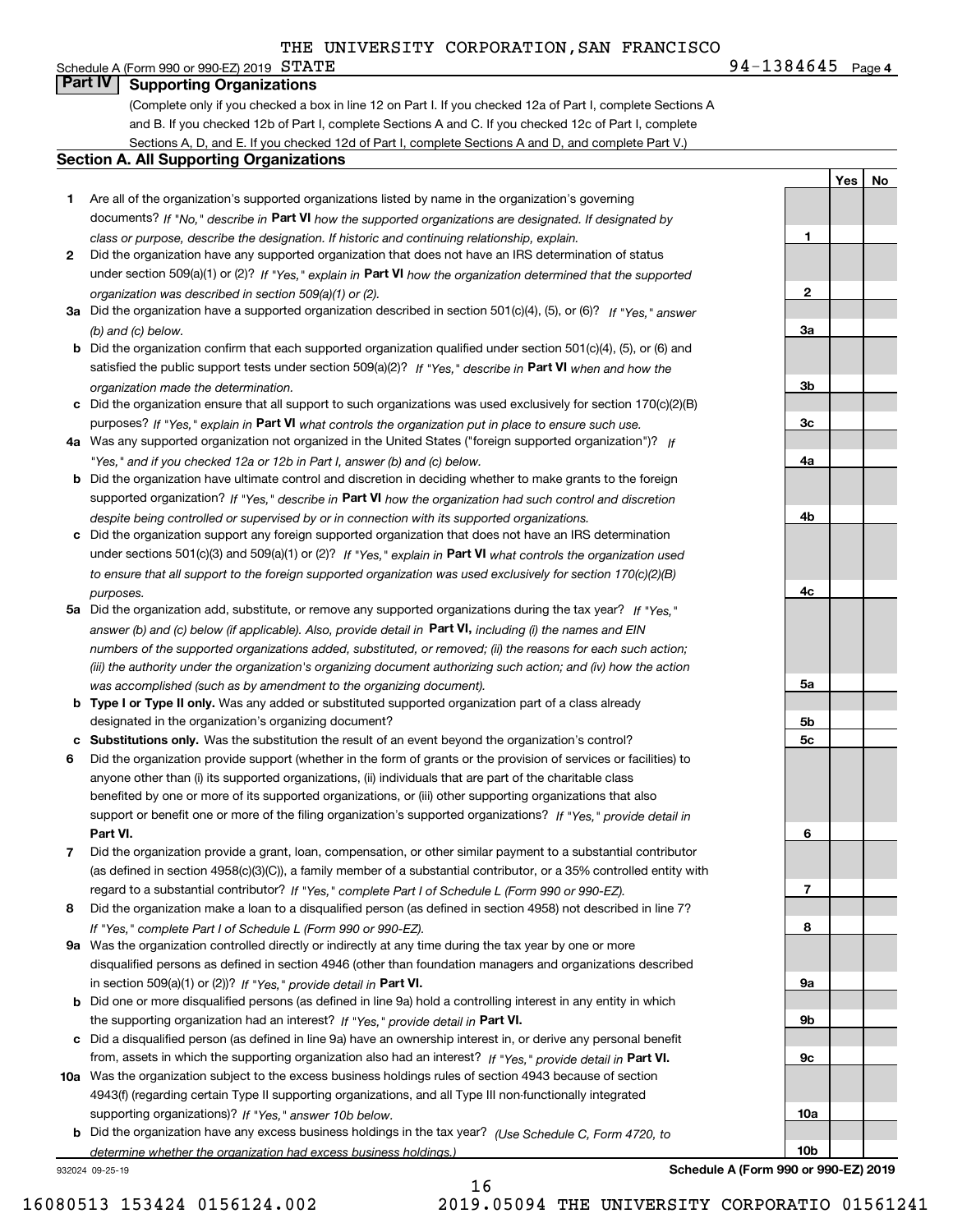THE UNIVERSITY CORPORATION,SAN FRANCISCO

Schedule A (Form 990 or 990-EZ) 2019 STATE 94-1384645 Page 4

## Part IV Supporting Organizations

(Complete only if you checked a box in line 12 on Part I. If you checked 12a of Part I, complete Sections A and B. If you checked 12b of Part I, complete Sections A and C. If you checked 12c of Part I, complete Sections A, D, and E. If you checked 12d of Part I, complete Sections A and D, and complete Part V.)

### Section A. All Supporting Organizations

| | | | Yes | No |
|---|---|---|---|---|
| **1** | Are all of the organization's supported organizations listed by name in the organization's governing documents? *If "No," describe in* **Part VI** *how the supported organizations are designated. If designated by class or purpose, describe the designation. If historic and continuing relationship, explain.* | **1** | | |
| **2** | Did the organization have any supported organization that does not have an IRS determination of status under section 509(a)(1) or (2)? *If "Yes," explain in* **Part VI** *how the organization determined that the supported organization was described in section 509(a)(1) or (2).* | **2** | | |
| **3a** | Did the organization have a supported organization described in section 501(c)(4), (5), or (6)? *If "Yes," answer (b) and (c) below.* | **3a** | | |
| **b** | Did the organization confirm that each supported organization qualified under section 501(c)(4), (5), or (6) and satisfied the public support tests under section 509(a)(2)? *If "Yes," describe in* **Part VI** *when and how the organization made the determination.* | **3b** | | |
| **c** | Did the organization ensure that all support to such organizations was used exclusively for section 170(c)(2)(B) purposes? *If "Yes," explain in* **Part VI** *what controls the organization put in place to ensure such use.* | **3c** | | |
| **4a** | Was any supported organization not organized in the United States ("foreign supported organization")? *If "Yes," and if you checked 12a or 12b in Part I, answer (b) and (c) below.* | **4a** | | |
| **b** | Did the organization have ultimate control and discretion in deciding whether to make grants to the foreign supported organization? *If "Yes," describe in* **Part VI** *how the organization had such control and discretion despite being controlled or supervised by or in connection with its supported organizations.* | **4b** | | |
| **c** | Did the organization support any foreign supported organization that does not have an IRS determination under sections 501(c)(3) and 509(a)(1) or (2)? *If "Yes," explain in* **Part VI** *what controls the organization used to ensure that all support to the foreign supported organization was used exclusively for section 170(c)(2)(B) purposes.* | **4c** | | |
| **5a** | Did the organization add, substitute, or remove any supported organizations during the tax year? *If "Yes," answer (b) and (c) below (if applicable). Also, provide detail in* **Part VI,** *including (i) the names and EIN numbers of the supported organizations added, substituted, or removed; (ii) the reasons for each such action; (iii) the authority under the organization's organizing document authorizing such action; and (iv) how the action was accomplished (such as by amendment to the organizing document).* | **5a** | | |
| **b** | **Type I or Type II only.** Was any added or substituted supported organization part of a class already designated in the organization's organizing document? | **5b** | | |
| **c** | **Substitutions only.** Was the substitution the result of an event beyond the organization's control? | **5c** | | |
| **6** | Did the organization provide support (whether in the form of grants or the provision of services or facilities) to anyone other than (i) its supported organizations, (ii) individuals that are part of the charitable class benefited by one or more of its supported organizations, or (iii) other supporting organizations that also support or benefit one or more of the filing organization's supported organizations? *If "Yes," provide detail in* **Part VI.** | **6** | | |
| **7** | Did the organization provide a grant, loan, compensation, or other similar payment to a substantial contributor (as defined in section 4958(c)(3)(C)), a family member of a substantial contributor, or a 35% controlled entity with regard to a substantial contributor? *If "Yes," complete Part I of Schedule L (Form 990 or 990-EZ).* | **7** | | |
| **8** | Did the organization make a loan to a disqualified person (as defined in section 4958) not described in line 7? *If "Yes," complete Part I of Schedule L (Form 990 or 990-EZ).* | **8** | | |
| **9a** | Was the organization controlled directly or indirectly at any time during the tax year by one or more disqualified persons as defined in section 4946 (other than foundation managers and organizations described in section 509(a)(1) or (2))? *If "Yes," provide detail in* **Part VI.** | **9a** | | |
| **b** | Did one or more disqualified persons (as defined in line 9a) hold a controlling interest in any entity in which the supporting organization had an interest? *If "Yes," provide detail in* **Part VI.** | **9b** | | |
| **c** | Did a disqualified person (as defined in line 9a) have an ownership interest in, or derive any personal benefit from, assets in which the supporting organization also had an interest? *If "Yes," provide detail in* **Part VI.** | **9c** | | |
| **10a** | Was the organization subject to the excess business holdings rules of section 4943 because of section 4943(f) (regarding certain Type II supporting organizations, and all Type III non-functionally integrated supporting organizations)? *If "Yes," answer 10b below.* | **10a** | | |
| **b** | Did the organization have any excess business holdings in the tax year? *(Use Schedule C, Form 4720, to determine whether the organization had excess business holdings.)* | **10b** | | |

932024 09-25-19 **Schedule A (Form 990 or 990-EZ) 2019**

16080513 153424 0156124.002 2019.05094 THE UNIVERSITY CORPORATIO 01561241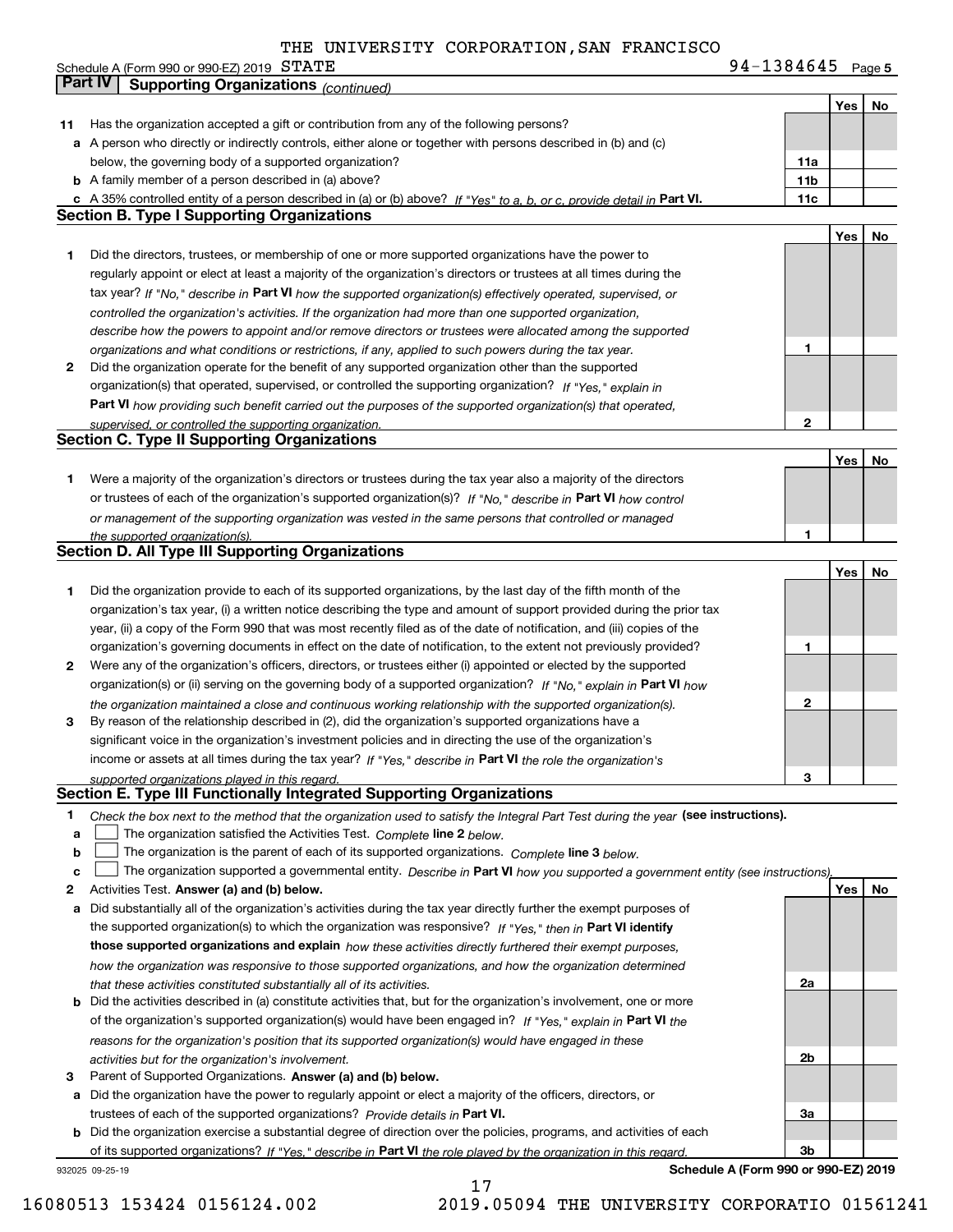THE UNIVERSITY CORPORATION,SAN FRANCISCO

Schedule A (Form 990 or 990-EZ) 2019 STATE 94-1384645 Page **5**

**Part IV | Supporting Organizations** *(continued)*

| | | | Yes | No |
|---|---|---|---|---|
| **11** | Has the organization accepted a gift or contribution from any of the following persons? | | | |
| **a** | A person who directly or indirectly controls, either alone or together with persons described in (b) and (c) below, the governing body of a supported organization? | **11a** | | |
| **b** | A family member of a person described in (a) above? | **11b** | | |
| **c** | A 35% controlled entity of a person described in (a) or (b) above? *If "Yes" to a, b, or c, provide detail in* **Part VI.** | **11c** | | |

## Section B. Type I Supporting Organizations

| | | | Yes | No |
|---|---|---|---|---|
| **1** | Did the directors, trustees, or membership of one or more supported organizations have the power to regularly appoint or elect at least a majority of the organization's directors or trustees at all times during the tax year? *If "No," describe in* **Part VI** *how the supported organization(s) effectively operated, supervised, or controlled the organization's activities. If the organization had more than one supported organization, describe how the powers to appoint and/or remove directors or trustees were allocated among the supported organizations and what conditions or restrictions, if any, applied to such powers during the tax year.* | **1** | | |
| **2** | Did the organization operate for the benefit of any supported organization other than the supported organization(s) that operated, supervised, or controlled the supporting organization? *If "Yes," explain in* **Part VI** *how providing such benefit carried out the purposes of the supported organization(s) that operated, supervised, or controlled the supporting organization.* | **2** | | |

## Section C. Type II Supporting Organizations

| | | | Yes | No |
|---|---|---|---|---|
| **1** | Were a majority of the organization's directors or trustees during the tax year also a majority of the directors or trustees of each of the organization's supported organization(s)? *If "No," describe in* **Part VI** *how control or management of the supporting organization was vested in the same persons that controlled or managed the supported organization(s).* | **1** | | |

## Section D. All Type III Supporting Organizations

| | | | Yes | No |
|---|---|---|---|---|
| **1** | Did the organization provide to each of its supported organizations, by the last day of the fifth month of the organization's tax year, (i) a written notice describing the type and amount of support provided during the prior tax year, (ii) a copy of the Form 990 that was most recently filed as of the date of notification, and (iii) copies of the organization's governing documents in effect on the date of notification, to the extent not previously provided? | **1** | | |
| **2** | Were any of the organization's officers, directors, or trustees either (i) appointed or elected by the supported organization(s) or (ii) serving on the governing body of a supported organization? *If "No," explain in* **Part VI** *how the organization maintained a close and continuous working relationship with the supported organization(s).* | **2** | | |
| **3** | By reason of the relationship described in (2), did the organization's supported organizations have a significant voice in the organization's investment policies and in directing the use of the organization's income or assets at all times during the tax year? *If "Yes," describe in* **Part VI** *the role the organization's supported organizations played in this regard.* | **3** | | |

## Section E. Type III Functionally Integrated Supporting Organizations

**1** *Check the box next to the method that the organization used to satisfy the Integral Part Test during the year* **(see instructions).**

- **a** ☐ The organization satisfied the Activities Test. *Complete* **line 2** *below.*
- **b** ☐ The organization is the parent of each of its supported organizations. *Complete* **line 3** *below.*
- **c** ☐ The organization supported a governmental entity. *Describe in* **Part VI** *how you supported a government entity (see instructions).*

| | | | Yes | No |
|---|---|---|---|---|
| **2** | Activities Test. **Answer (a) and (b) below.** | | | |
| **a** | Did substantially all of the organization's activities during the tax year directly further the exempt purposes of the supported organization(s) to which the organization was responsive? *If "Yes," then in* **Part VI identify those supported organizations and explain** *how these activities directly furthered their exempt purposes, how the organization was responsive to those supported organizations, and how the organization determined that these activities constituted substantially all of its activities.* | **2a** | | |
| **b** | Did the activities described in (a) constitute activities that, but for the organization's involvement, one or more of the organization's supported organization(s) would have been engaged in? *If "Yes," explain in* **Part VI** *the reasons for the organization's position that its supported organization(s) would have engaged in these activities but for the organization's involvement.* | **2b** | | |
| **3** | Parent of Supported Organizations. **Answer (a) and (b) below.** | | | |
| **a** | Did the organization have the power to regularly appoint or elect a majority of the officers, directors, or trustees of each of the supported organizations? *Provide details in* **Part VI.** | **3a** | | |
| **b** | Did the organization exercise a substantial degree of direction over the policies, programs, and activities of each of its supported organizations? *If "Yes," describe in* **Part VI** *the role played by the organization in this regard.* | **3b** | | |

932025 09-25-19 **Schedule A (Form 990 or 990-EZ) 2019**

16080513 153424 0156124.002 2019.05094 THE UNIVERSITY CORPORATIO 01561241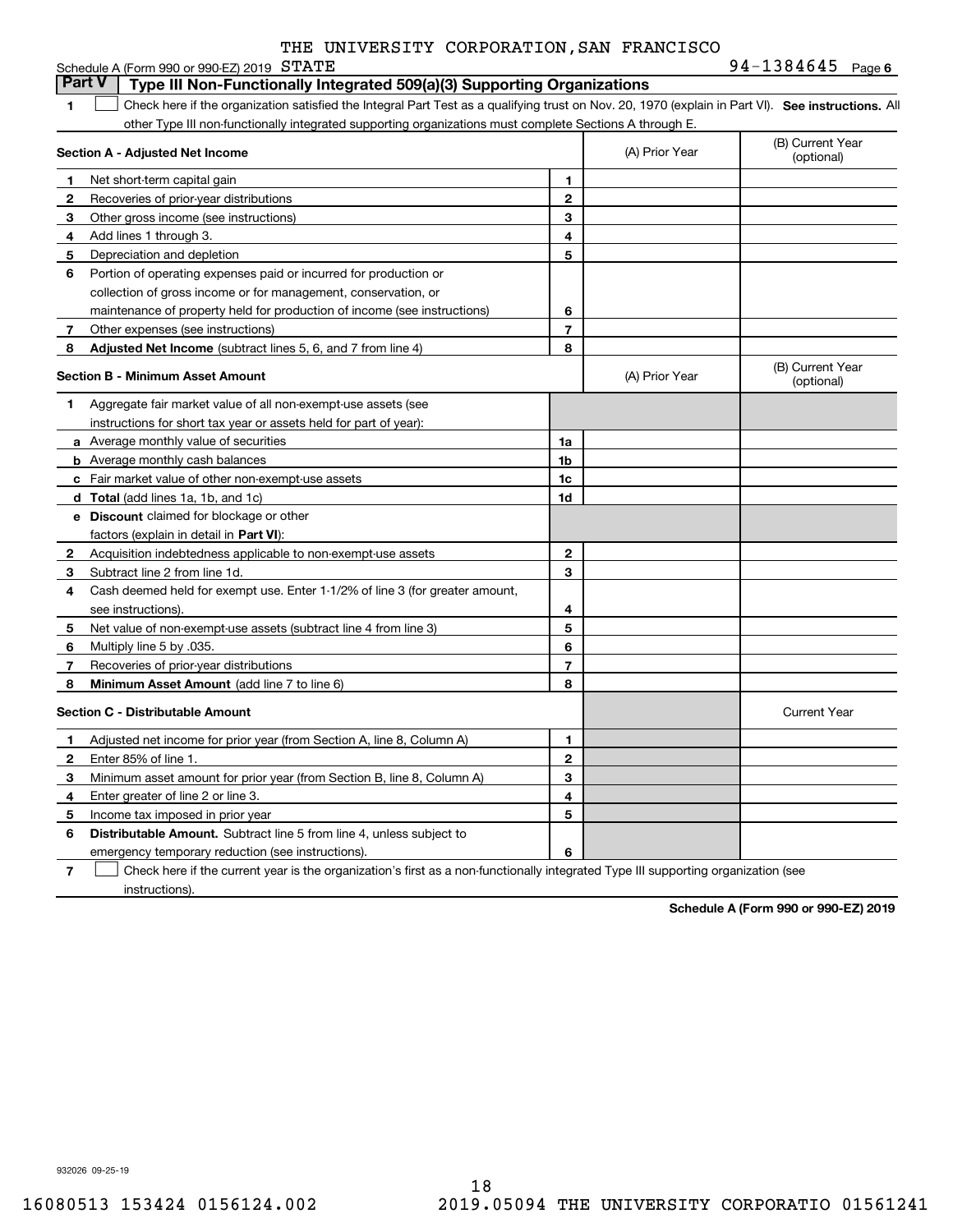THE UNIVERSITY CORPORATION,SAN FRANCISCO

Schedule A (Form 990 or 990-EZ) 2019 STATE 94-1384645 Page 6

## Part V | Type III Non-Functionally Integrated 509(a)(3) Supporting Organizations

**1** ☐ Check here if the organization satisfied the Integral Part Test as a qualifying trust on Nov. 20, 1970 (explain in Part VI). **See instructions.** All other Type III non-functionally integrated supporting organizations must complete Sections A through E.

| Section A - Adjusted Net Income | | | (A) Prior Year | (B) Current Year (optional) |
|---|---|---|---|---|
| 1 | Net short-term capital gain | 1 | | |
| 2 | Recoveries of prior-year distributions | 2 | | |
| 3 | Other gross income (see instructions) | 3 | | |
| 4 | Add lines 1 through 3. | 4 | | |
| 5 | Depreciation and depletion | 5 | | |
| 6 | Portion of operating expenses paid or incurred for production or collection of gross income or for management, conservation, or maintenance of property held for production of income (see instructions) | 6 | | |
| 7 | Other expenses (see instructions) | 7 | | |
| 8 | **Adjusted Net Income** (subtract lines 5, 6, and 7 from line 4) | 8 | | |

| Section B - Minimum Asset Amount | | | (A) Prior Year | (B) Current Year (optional) |
|---|---|---|---|---|
| 1 | Aggregate fair market value of all non-exempt-use assets (see instructions for short tax year or assets held for part of year): | | | |
| a | Average monthly value of securities | 1a | | |
| b | Average monthly cash balances | 1b | | |
| c | Fair market value of other non-exempt-use assets | 1c | | |
| d | **Total** (add lines 1a, 1b, and 1c) | 1d | | |
| e | **Discount** claimed for blockage or other factors (explain in detail in **Part VI**): | | | |
| 2 | Acquisition indebtedness applicable to non-exempt-use assets | 2 | | |
| 3 | Subtract line 2 from line 1d. | 3 | | |
| 4 | Cash deemed held for exempt use. Enter 1-1/2% of line 3 (for greater amount, see instructions). | 4 | | |
| 5 | Net value of non-exempt-use assets (subtract line 4 from line 3) | 5 | | |
| 6 | Multiply line 5 by .035. | 6 | | |
| 7 | Recoveries of prior-year distributions | 7 | | |
| 8 | **Minimum Asset Amount** (add line 7 to line 6) | 8 | | |

| Section C - Distributable Amount | | | | Current Year |
|---|---|---|---|---|
| 1 | Adjusted net income for prior year (from Section A, line 8, Column A) | 1 | | |
| 2 | Enter 85% of line 1. | 2 | | |
| 3 | Minimum asset amount for prior year (from Section B, line 8, Column A) | 3 | | |
| 4 | Enter greater of line 2 or line 3. | 4 | | |
| 5 | Income tax imposed in prior year | 5 | | |
| 6 | **Distributable Amount.** Subtract line 5 from line 4, unless subject to emergency temporary reduction (see instructions). | 6 | | |

**7** ☐ Check here if the current year is the organization's first as a non-functionally integrated Type III supporting organization (see instructions).

**Schedule A (Form 990 or 990-EZ) 2019**

932026 09-25-19

16080513 153424 0156124.002 2019.05094 THE UNIVERSITY CORPORATIO 01561241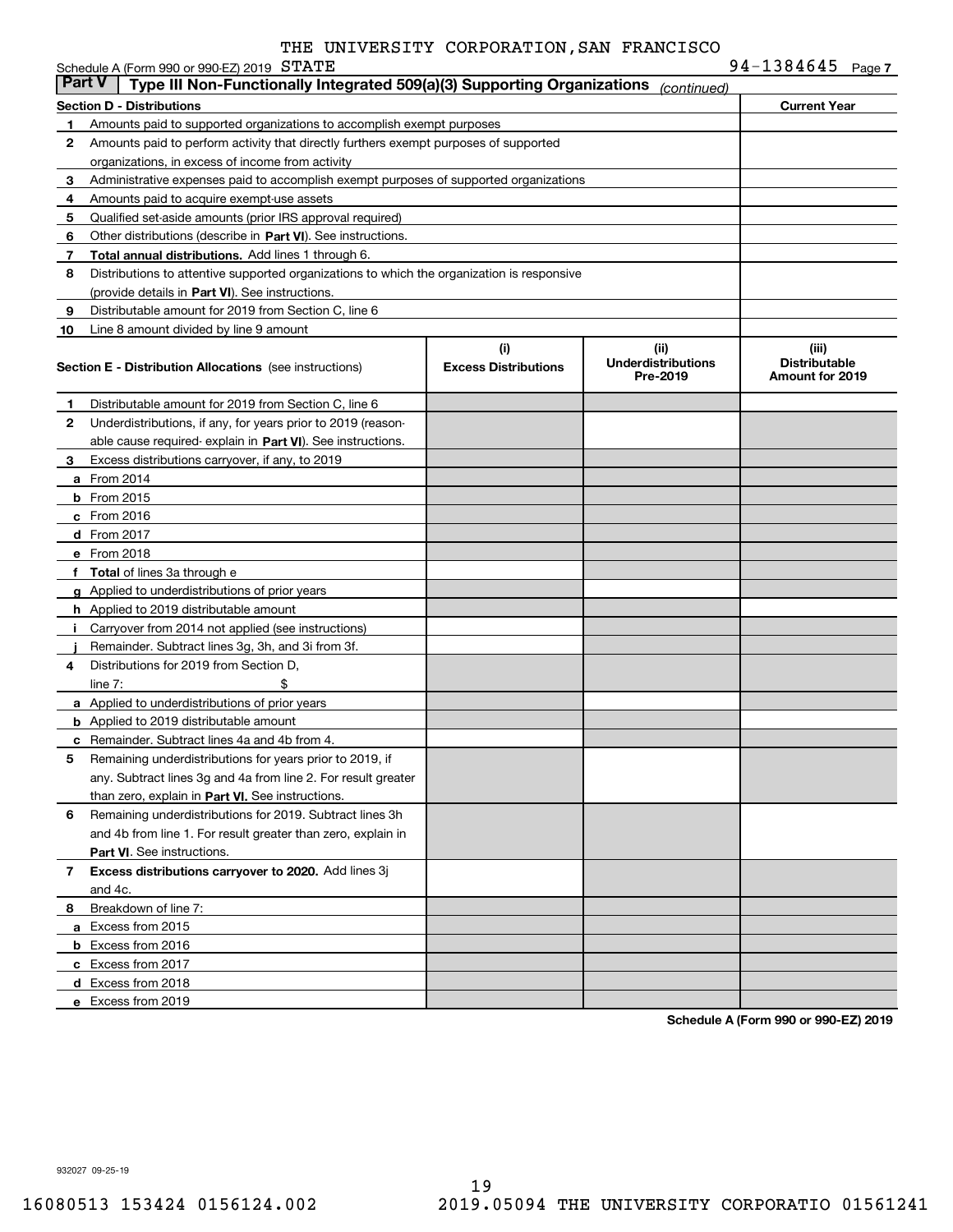THE UNIVERSITY CORPORATION,SAN FRANCISCO

Schedule A (Form 990 or 990-EZ) 2019 STATE 94-1384645 Page 7

**Part V | Type III Non-Functionally Integrated 509(a)(3) Supporting Organizations** *(continued)*

| Section D - Distributions | | Current Year |
|---|---|---|
| 1 | Amounts paid to supported organizations to accomplish exempt purposes | |
| 2 | Amounts paid to perform activity that directly furthers exempt purposes of supported organizations, in excess of income from activity | |
| 3 | Administrative expenses paid to accomplish exempt purposes of supported organizations | |
| 4 | Amounts paid to acquire exempt-use assets | |
| 5 | Qualified set-aside amounts (prior IRS approval required) | |
| 6 | Other distributions (describe in **Part VI**). See instructions. | |
| 7 | **Total annual distributions.** Add lines 1 through 6. | |
| 8 | Distributions to attentive supported organizations to which the organization is responsive (provide details in **Part VI**). See instructions. | |
| 9 | Distributable amount for 2019 from Section C, line 6 | |
| 10 | Line 8 amount divided by line 9 amount | |

| | **Section E - Distribution Allocations** (see instructions) | (i) Excess Distributions | (ii) Underdistributions Pre-2019 | (iii) Distributable Amount for 2019 |
|---|---|---|---|---|
| 1 | Distributable amount for 2019 from Section C, line 6 | | | |
| 2 | Underdistributions, if any, for years prior to 2019 (reasonable cause required- explain in **Part VI**). See instructions. | | | |
| 3 | Excess distributions carryover, if any, to 2019 | | | |
| a | From 2014 | | | |
| b | From 2015 | | | |
| c | From 2016 | | | |
| d | From 2017 | | | |
| e | From 2018 | | | |
| f | **Total** of lines 3a through e | | | |
| g | Applied to underdistributions of prior years | | | |
| h | Applied to 2019 distributable amount | | | |
| i | Carryover from 2014 not applied (see instructions) | | | |
| j | Remainder. Subtract lines 3g, 3h, and 3i from 3f. | | | |
| 4 | Distributions for 2019 from Section D, line 7: $ | | | |
| a | Applied to underdistributions of prior years | | | |
| b | Applied to 2019 distributable amount | | | |
| c | Remainder. Subtract lines 4a and 4b from 4. | | | |
| 5 | Remaining underdistributions for years prior to 2019, if any. Subtract lines 3g and 4a from line 2. For result greater than zero, explain in **Part VI.** See instructions. | | | |
| 6 | Remaining underdistributions for 2019. Subtract lines 3h and 4b from line 1. For result greater than zero, explain in **Part VI**. See instructions. | | | |
| 7 | **Excess distributions carryover to 2020.** Add lines 3j and 4c. | | | |
| 8 | Breakdown of line 7: | | | |
| a | Excess from 2015 | | | |
| b | Excess from 2016 | | | |
| c | Excess from 2017 | | | |
| d | Excess from 2018 | | | |
| e | Excess from 2019 | | | |

**Schedule A (Form 990 or 990-EZ) 2019**

932027 09-25-19

16080513 153424 0156124.002 2019.05094 THE UNIVERSITY CORPORATIO 01561241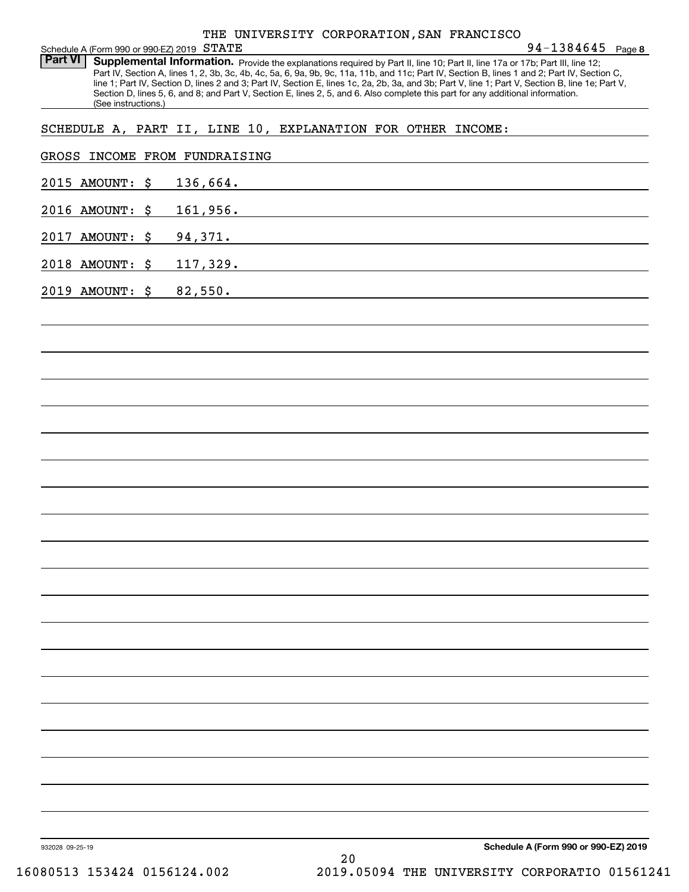Schedule A (Form 990 or 990-EZ) 2019 THE UNIVERSITY CORPORATION,SAN FRANCISCO STATE 94-1384645 Page 8

**Part VI** **Supplemental Information.** Provide the explanations required by Part II, line 10; Part II, line 17a or 17b; Part III, line 12; Part IV, Section A, lines 1, 2, 3b, 3c, 4b, 4c, 5a, 6, 9a, 9b, 9c, 11a, 11b, and 11c; Part IV, Section B, lines 1 and 2; Part IV, Section C, line 1; Part IV, Section D, lines 2 and 3; Part IV, Section E, lines 1c, 2a, 2b, 3a, and 3b; Part V, line 1; Part V, Section B, line 1e; Part V, Section D, lines 5, 6, and 8; and Part V, Section E, lines 2, 5, and 6. Also complete this part for any additional information. (See instructions.)

SCHEDULE A, PART II, LINE 10, EXPLANATION FOR OTHER INCOME:

GROSS INCOME FROM FUNDRAISING

2015 AMOUNT: $ 136,664.

2016 AMOUNT: $ 161,956.

2017 AMOUNT: $ 94,371.

2018 AMOUNT: $ 117,329.

2019 AMOUNT: $ 82,550.

932028 09-25-19 **Schedule A (Form 990 or 990-EZ) 2019**

16080513 153424 0156124.002 2019.05094 THE UNIVERSITY CORPORATIO 01561241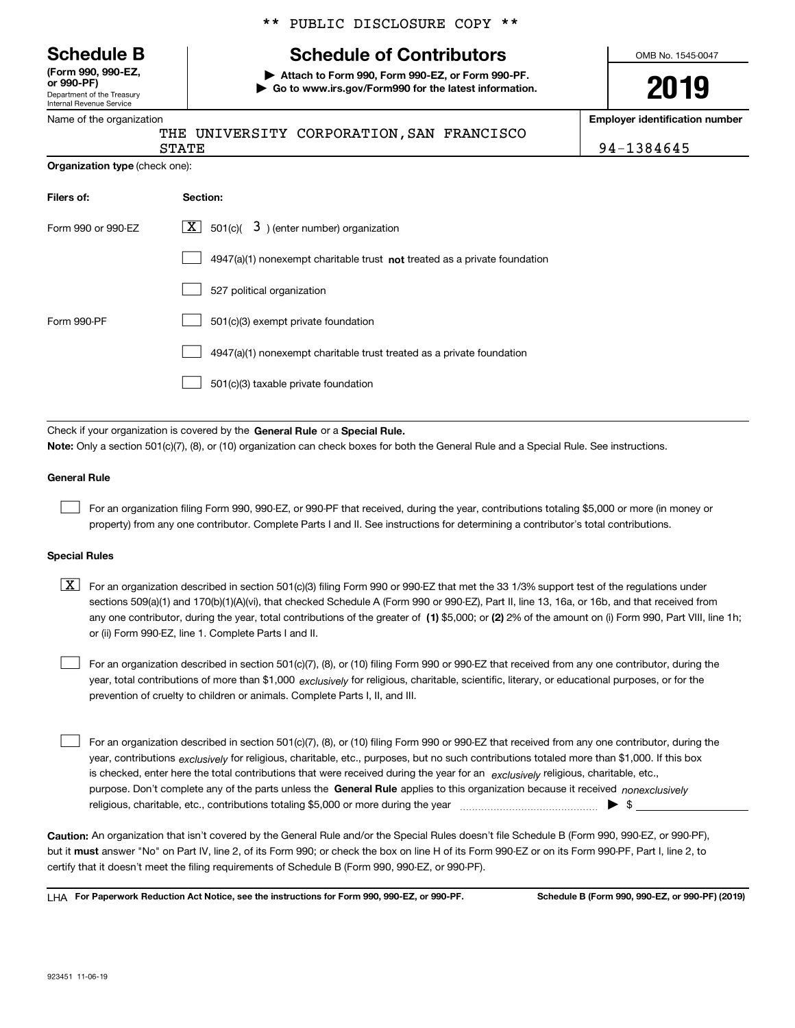** PUBLIC DISCLOSURE COPY **

# Schedule B

**(Form 990, 990-EZ, or 990-PF)**
Department of the Treasury
Internal Revenue Service

## Schedule of Contributors

▶ **Attach to Form 990, Form 990-EZ, or Form 990-PF.**
▶ **Go to www.irs.gov/Form990 for the latest information.**

OMB No. 1545-0047

**2019**

Name of the organization: THE UNIVERSITY CORPORATION, SAN FRANCISCO STATE

**Employer identification number**: 94-1384645

**Organization type** (check one):

| **Filers of:** | **Section:** |
|---|---|
| Form 990 or 990-EZ | [X] 501(c)( 3 ) (enter number) organization |
| | [ ] 4947(a)(1) nonexempt charitable trust **not** treated as a private foundation |
| | [ ] 527 political organization |
| Form 990-PF | [ ] 501(c)(3) exempt private foundation |
| | [ ] 4947(a)(1) nonexempt charitable trust treated as a private foundation |
| | [ ] 501(c)(3) taxable private foundation |

Check if your organization is covered by the **General Rule** or a **Special Rule.**

**Note:** Only a section 501(c)(7), (8), or (10) organization can check boxes for both the General Rule and a Special Rule. See instructions.

**General Rule**

[ ] For an organization filing Form 990, 990-EZ, or 990-PF that received, during the year, contributions totaling $5,000 or more (in money or property) from any one contributor. Complete Parts I and II. See instructions for determining a contributor's total contributions.

**Special Rules**

[X] For an organization described in section 501(c)(3) filing Form 990 or 990-EZ that met the 33 1/3% support test of the regulations under sections 509(a)(1) and 170(b)(1)(A)(vi), that checked Schedule A (Form 990 or 990-EZ), Part II, line 13, 16a, or 16b, and that received from any one contributor, during the year, total contributions of the greater of **(1)** $5,000; or **(2)** 2% of the amount on (i) Form 990, Part VIII, line 1h; or (ii) Form 990-EZ, line 1. Complete Parts I and II.

[ ] For an organization described in section 501(c)(7), (8), or (10) filing Form 990 or 990-EZ that received from any one contributor, during the year, total contributions of more than $1,000 *exclusively* for religious, charitable, scientific, literary, or educational purposes, or for the prevention of cruelty to children or animals. Complete Parts I, II, and III.

[ ] For an organization described in section 501(c)(7), (8), or (10) filing Form 990 or 990-EZ that received from any one contributor, during the year, contributions *exclusively* for religious, charitable, etc., purposes, but no such contributions totaled more than $1,000. If this box is checked, enter here the total contributions that were received during the year for an *exclusively* religious, charitable, etc., purpose. Don't complete any of the parts unless the **General Rule** applies to this organization because it received *nonexclusively* religious, charitable, etc., contributions totaling $5,000 or more during the year ▶ $ ____________

**Caution:** An organization that isn't covered by the General Rule and/or the Special Rules doesn't file Schedule B (Form 990, 990-EZ, or 990-PF), but it **must** answer "No" on Part IV, line 2, of its Form 990; or check the box on line H of its Form 990-EZ or on its Form 990-PF, Part I, line 2, to certify that it doesn't meet the filing requirements of Schedule B (Form 990, 990-EZ, or 990-PF).

LHA **For Paperwork Reduction Act Notice, see the instructions for Form 990, 990-EZ, or 990-PF.** **Schedule B (Form 990, 990-EZ, or 990-PF) (2019)**

923451 11-06-19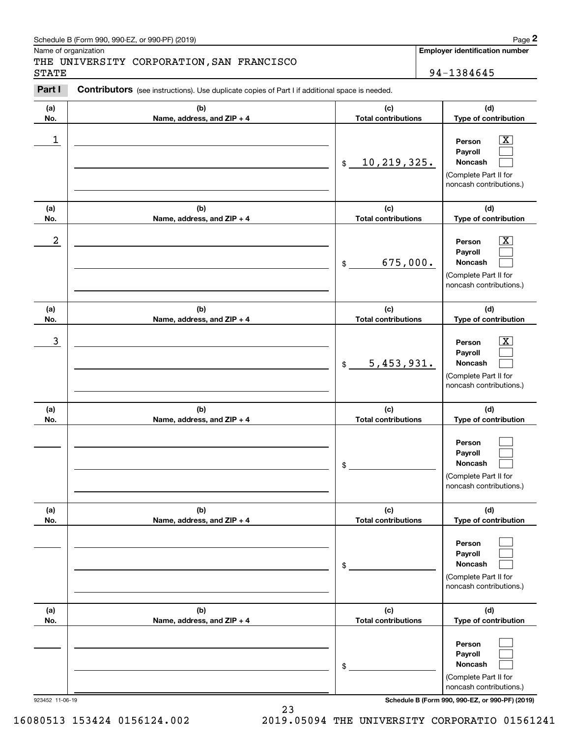Schedule B (Form 990, 990-EZ, or 990-PF) (2019) Page **2**

Name of organization

THE UNIVERSITY CORPORATION,SAN FRANCISCO STATE

**Employer identification number**

94-1384645

**Part I** **Contributors** (see instructions). Use duplicate copies of Part I if additional space is needed.

| (a) No. | (b) Name, address, and ZIP + 4 | (c) Total contributions | (d) Type of contribution |
|---|---|---|---|
| 1 | | $ 10,219,325. | Person [X] Payroll [ ] Noncash [ ] (Complete Part II for noncash contributions.) |
| 2 | | $ 675,000. | Person [X] Payroll [ ] Noncash [ ] (Complete Part II for noncash contributions.) |
| 3 | | $ 5,453,931. | Person [X] Payroll [ ] Noncash [ ] (Complete Part II for noncash contributions.) |
| | | $ | Person [ ] Payroll [ ] Noncash [ ] (Complete Part II for noncash contributions.) |
| | | $ | Person [ ] Payroll [ ] Noncash [ ] (Complete Part II for noncash contributions.) |
| | | $ | Person [ ] Payroll [ ] Noncash [ ] (Complete Part II for noncash contributions.) |

923452 11-06-19 **Schedule B (Form 990, 990-EZ, or 990-PF) (2019)**

16080513 153424 0156124.002 2019.05094 THE UNIVERSITY CORPORATIO 01561241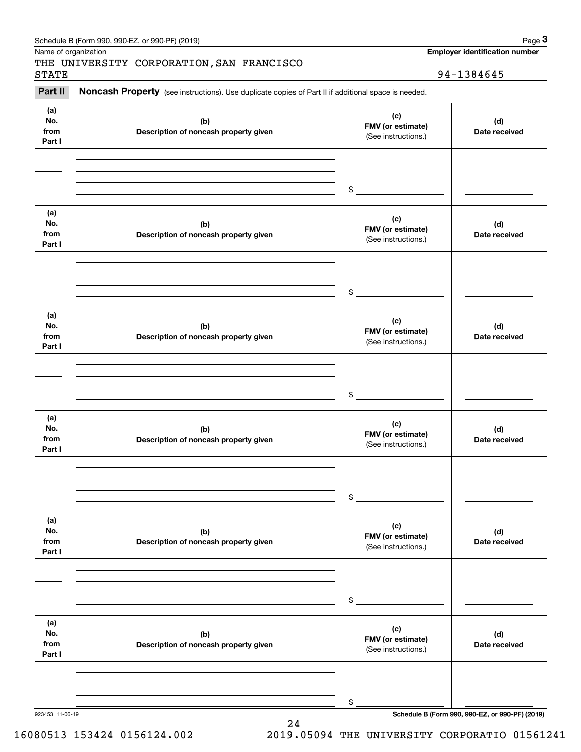Schedule B (Form 990, 990-EZ, or 990-PF) (2019)

Name of organization

THE UNIVERSITY CORPORATION,SAN FRANCISCO STATE

**Employer identification number**

94-1384645

**Part II** **Noncash Property** (see instructions). Use duplicate copies of Part II if additional space is needed.

| (a) No. from Part I | (b) Description of noncash property given | (c) FMV (or estimate) (See instructions.) | (d) Date received |
|---|---|---|---|
| | | $ | |

| (a) No. from Part I | (b) Description of noncash property given | (c) FMV (or estimate) (See instructions.) | (d) Date received |
|---|---|---|---|
| | | $ | |

| (a) No. from Part I | (b) Description of noncash property given | (c) FMV (or estimate) (See instructions.) | (d) Date received |
|---|---|---|---|
| | | $ | |

| (a) No. from Part I | (b) Description of noncash property given | (c) FMV (or estimate) (See instructions.) | (d) Date received |
|---|---|---|---|
| | | $ | |

| (a) No. from Part I | (b) Description of noncash property given | (c) FMV (or estimate) (See instructions.) | (d) Date received |
|---|---|---|---|
| | | $ | |

| (a) No. from Part I | (b) Description of noncash property given | (c) FMV (or estimate) (See instructions.) | (d) Date received |
|---|---|---|---|
| | | $ | |

923453 11-06-19

**Schedule B (Form 990, 990-EZ, or 990-PF) (2019)**

16080513 153424 0156124.002 2019.05094 THE UNIVERSITY CORPORATIO 01561241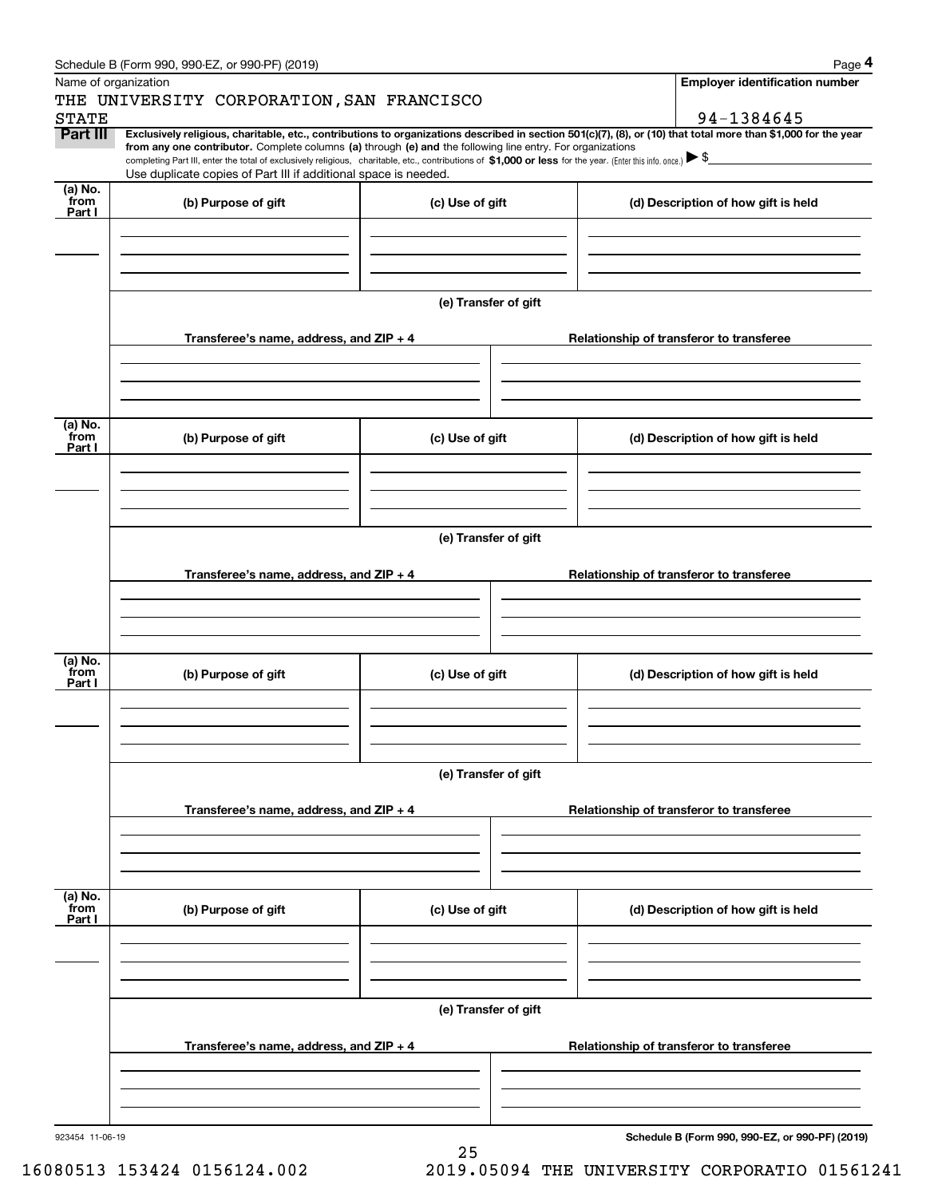Schedule B (Form 990, 990-EZ, or 990-PF) (2019)

Name of organization

THE UNIVERSITY CORPORATION,SAN FRANCISCO STATE

**Employer identification number**

94-1384645

**Part III** **Exclusively religious, charitable, etc., contributions to organizations described in section 501(c)(7), (8), or (10) that total more than $1,000 for the year from any one contributor.** Complete columns **(a)** through **(e)** and the following line entry. For organizations completing Part III, enter the total of exclusively religious, charitable, etc., contributions of **$1,000 or less** for the year. (Enter this info. once.) ▶ $

Use duplicate copies of Part III if additional space is needed.

| (a) No. from Part I | (b) Purpose of gift | (c) Use of gift | (d) Description of how gift is held |
|---|---|---|---|
| | | | |

(e) Transfer of gift

| Transferee's name, address, and ZIP + 4 | Relationship of transferor to transferee |
|---|---|
| | |

| (a) No. from Part I | (b) Purpose of gift | (c) Use of gift | (d) Description of how gift is held |
|---|---|---|---|
| | | | |

(e) Transfer of gift

| Transferee's name, address, and ZIP + 4 | Relationship of transferor to transferee |
|---|---|
| | |

| (a) No. from Part I | (b) Purpose of gift | (c) Use of gift | (d) Description of how gift is held |
|---|---|---|---|
| | | | |

(e) Transfer of gift

| Transferee's name, address, and ZIP + 4 | Relationship of transferor to transferee |
|---|---|
| | |

| (a) No. from Part I | (b) Purpose of gift | (c) Use of gift | (d) Description of how gift is held |
|---|---|---|---|
| | | | |

(e) Transfer of gift

| Transferee's name, address, and ZIP + 4 | Relationship of transferor to transferee |
|---|---|
| | |

923454 11-06-19

**Schedule B (Form 990, 990-EZ, or 990-PF) (2019)**

16080513 153424 0156124.002 2019.05094 THE UNIVERSITY CORPORATIO 01561241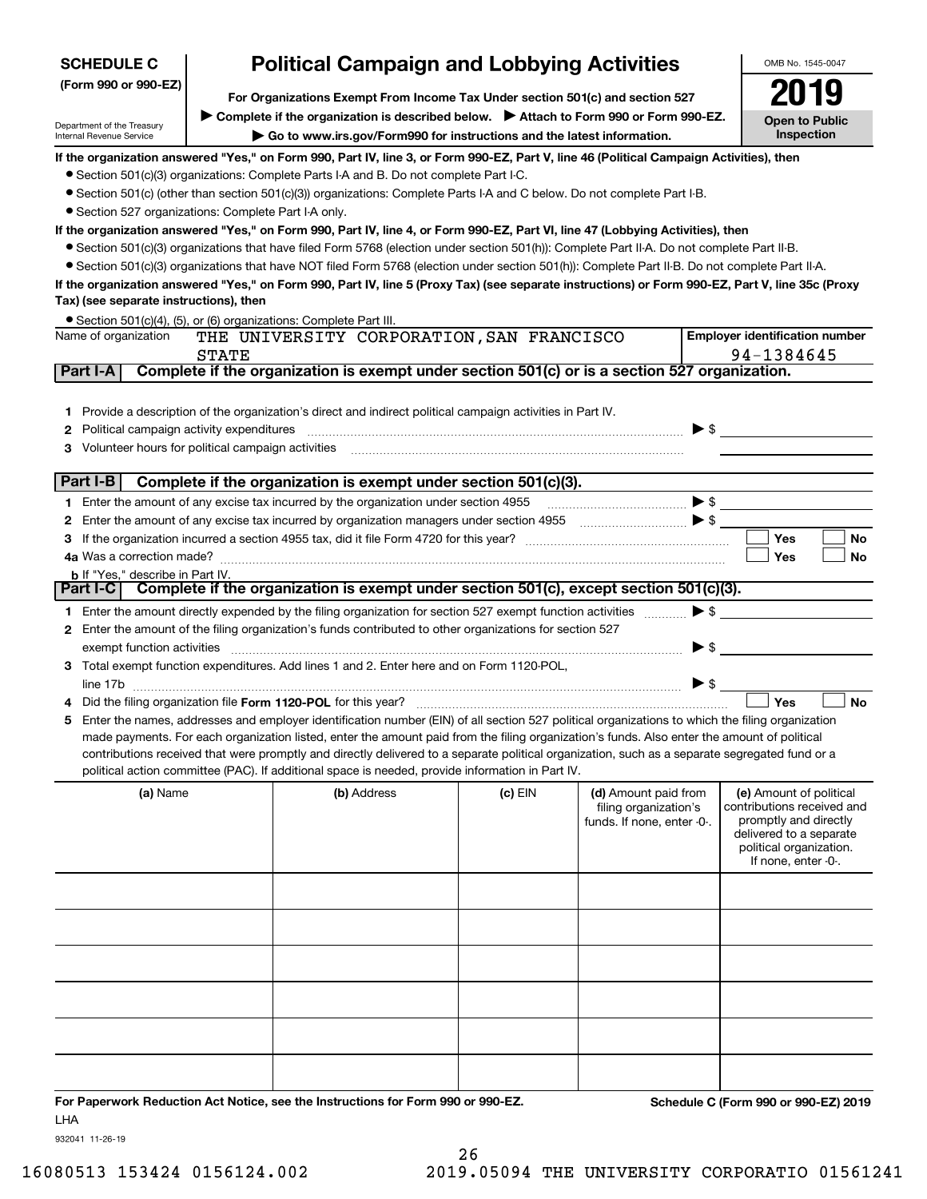**SCHEDULE C (Form 990 or 990-EZ)**

Department of the Treasury
Internal Revenue Service

# Political Campaign and Lobbying Activities

**For Organizations Exempt From Income Tax Under section 501(c) and section 527**

▶ **Complete if the organization is described below.** ▶ **Attach to Form 990 or Form 990-EZ.**

▶ **Go to www.irs.gov/Form990 for instructions and the latest information.**

OMB No. 1545-0047

**2019**

**Open to Public Inspection**

**If the organization answered "Yes," on Form 990, Part IV, line 3, or Form 990-EZ, Part V, line 46 (Political Campaign Activities), then**

- Section 501(c)(3) organizations: Complete Parts I-A and B. Do not complete Part I-C.
- Section 501(c) (other than section 501(c)(3)) organizations: Complete Parts I-A and C below. Do not complete Part I-B.
- Section 527 organizations: Complete Part I-A only.

**If the organization answered "Yes," on Form 990, Part IV, line 4, or Form 990-EZ, Part VI, line 47 (Lobbying Activities), then**

- Section 501(c)(3) organizations that have filed Form 5768 (election under section 501(h)): Complete Part II-A. Do not complete Part II-B.
- Section 501(c)(3) organizations that have NOT filed Form 5768 (election under section 501(h)): Complete Part II-B. Do not complete Part II-A.

**If the organization answered "Yes," on Form 990, Part IV, line 5 (Proxy Tax) (see separate instructions) or Form 990-EZ, Part V, line 35c (Proxy Tax) (see separate instructions), then**

- Section 501(c)(4), (5), or (6) organizations: Complete Part III.

Name of organization: THE UNIVERSITY CORPORATION, SAN FRANCISCO STATE

**Employer identification number:** 94-1384645

## Part I-A Complete if the organization is exempt under section 501(c) or is a section 527 organization.

1. Provide a description of the organization's direct and indirect political campaign activities in Part IV.
2. Political campaign activity expenditures ▶ $
3. Volunteer hours for political campaign activities

## Part I-B Complete if the organization is exempt under section 501(c)(3).

1. Enter the amount of any excise tax incurred by the organization under section 4955 ▶ $
2. Enter the amount of any excise tax incurred by organization managers under section 4955 ▶ $
3. If the organization incurred a section 4955 tax, did it file Form 4720 for this year? ☐ Yes ☐ No

4a Was a correction made? ☐ Yes ☐ No

**b** If "Yes," describe in Part IV.

## Part I-C Complete if the organization is exempt under section 501(c), except section 501(c)(3).

1. Enter the amount directly expended by the filing organization for section 527 exempt function activities ▶ $
2. Enter the amount of the filing organization's funds contributed to other organizations for section 527 exempt function activities ▶ $
3. Total exempt function expenditures. Add lines 1 and 2. Enter here and on Form 1120-POL, line 17b ▶ $
4. Did the filing organization file **Form 1120-POL** for this year? ☐ Yes ☐ No
5. Enter the names, addresses and employer identification number (EIN) of all section 527 political organizations to which the filing organization made payments. For each organization listed, enter the amount paid from the filing organization's funds. Also enter the amount of political contributions received that were promptly and directly delivered to a separate political organization, such as a separate segregated fund or a political action committee (PAC). If additional space is needed, provide information in Part IV.

| (a) Name | (b) Address | (c) EIN | (d) Amount paid from filing organization's funds. If none, enter -0-. | (e) Amount of political contributions received and promptly and directly delivered to a separate political organization. If none, enter -0-. |
|---|---|---|---|---|
| | | | | |
| | | | | |
| | | | | |
| | | | | |
| | | | | |
| | | | | |

**For Paperwork Reduction Act Notice, see the Instructions for Form 990 or 990-EZ.**

LHA

932041 11-26-19

**Schedule C (Form 990 or 990-EZ) 2019**

16080513 153424 0156124.002 2019.05094 THE UNIVERSITY CORPORATIO 01561241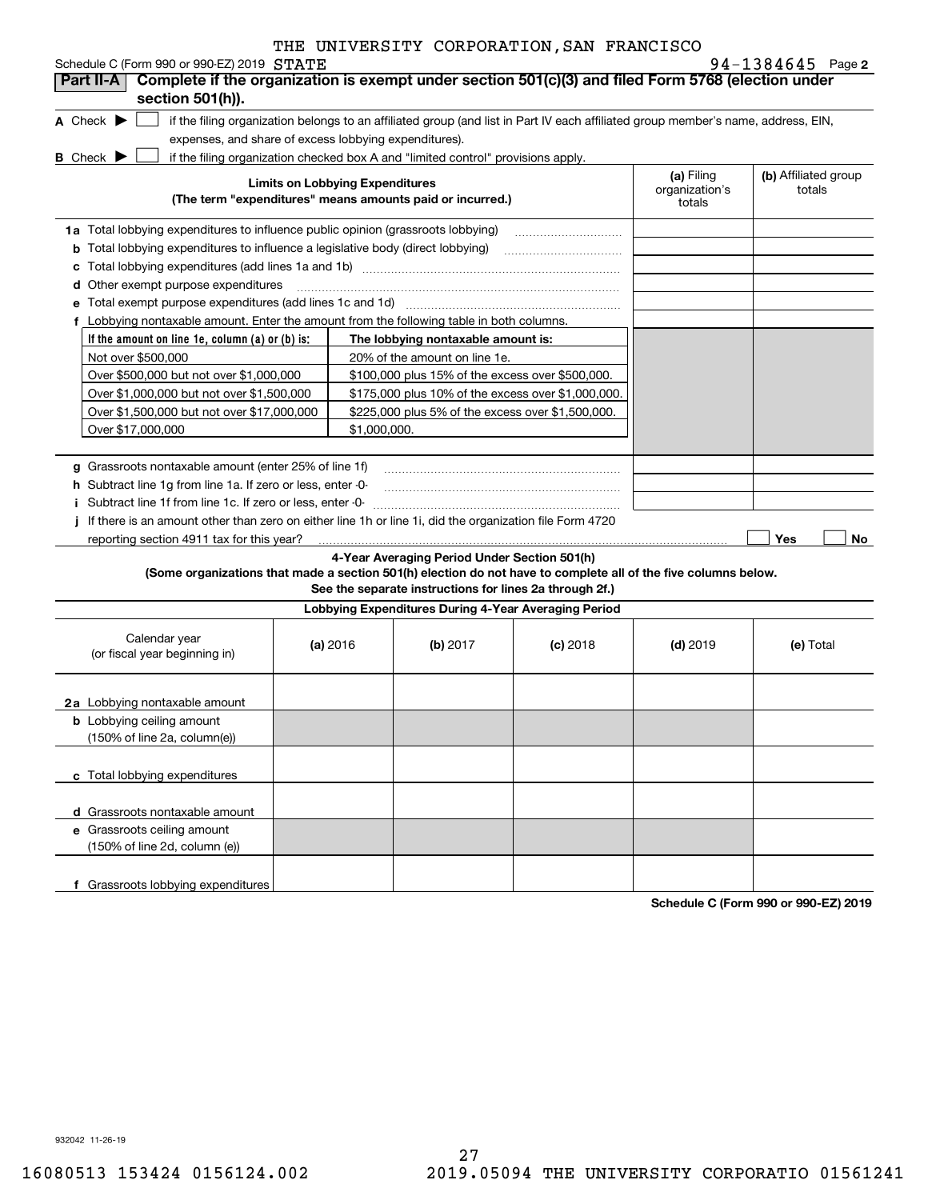THE UNIVERSITY CORPORATION,SAN FRANCISCO

Schedule C (Form 990 or 990-EZ) 2019 STATE 94-1384645 Page **2**

## Part II-A Complete if the organization is exempt under section 501(c)(3) and filed Form 5768 (election under section 501(h)).

**A** Check ▶ ☐ if the filing organization belongs to an affiliated group (and list in Part IV each affiliated group member's name, address, EIN, expenses, and share of excess lobbying expenditures).

**B** Check ▶ ☐ if the filing organization checked box A and "limited control" provisions apply.

| Limits on Lobbying Expenditures (The term "expenditures" means amounts paid or incurred.) | (a) Filing organization's totals | (b) Affiliated group totals |
|---|---|---|
| **1a** Total lobbying expenditures to influence public opinion (grassroots lobbying) | | |
| **b** Total lobbying expenditures to influence a legislative body (direct lobbying) | | |
| **c** Total lobbying expenditures (add lines 1a and 1b) | | |
| **d** Other exempt purpose expenditures | | |
| **e** Total exempt purpose expenditures (add lines 1c and 1d) | | |
| **f** Lobbying nontaxable amount. Enter the amount from the following table in both columns. | | |

| If the amount on line 1e, column (a) or (b) is: | The lobbying nontaxable amount is: |
|---|---|
| Not over $500,000 | 20% of the amount on line 1e. |
| Over $500,000 but not over $1,000,000 | $100,000 plus 15% of the excess over $500,000. |
| Over $1,000,000 but not over $1,500,000 | $175,000 plus 10% of the excess over $1,000,000. |
| Over $1,500,000 but not over $17,000,000 | $225,000 plus 5% of the excess over $1,500,000. |
| Over $17,000,000 | $1,000,000. |

| | (a) Filing organization's totals | (b) Affiliated group totals |
|---|---|---|
| **g** Grassroots nontaxable amount (enter 25% of line 1f) | | |
| **h** Subtract line 1g from line 1a. If zero or less, enter -0- | | |
| **i** Subtract line 1f from line 1c. If zero or less, enter -0- | | |

**j** If there is an amount other than zero on either line 1h or line 1i, did the organization file Form 4720 reporting section 4911 tax for this year? ☐ Yes ☐ No

### 4-Year Averaging Period Under Section 501(h)

**(Some organizations that made a section 501(h) election do not have to complete all of the five columns below. See the separate instructions for lines 2a through 2f.)**

**Lobbying Expenditures During 4-Year Averaging Period**

| Calendar year (or fiscal year beginning in) | (a) 2016 | (b) 2017 | (c) 2018 | (d) 2019 | (e) Total |
|---|---|---|---|---|---|
| **2a** Lobbying nontaxable amount | | | | | |
| **b** Lobbying ceiling amount (150% of line 2a, column(e)) | | | | | |
| **c** Total lobbying expenditures | | | | | |
| **d** Grassroots nontaxable amount | | | | | |
| **e** Grassroots ceiling amount (150% of line 2d, column (e)) | | | | | |
| **f** Grassroots lobbying expenditures | | | | | |

**Schedule C (Form 990 or 990-EZ) 2019**

932042 11-26-19

16080513 153424 0156124.002 2019.05094 THE UNIVERSITY CORPORATIO 01561241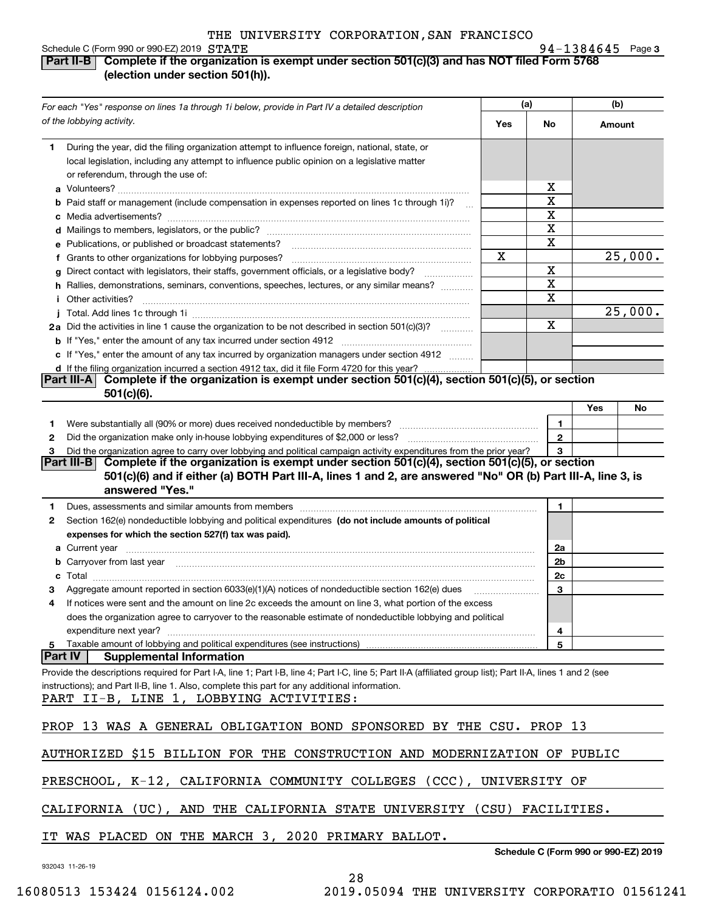THE UNIVERSITY CORPORATION,SAN FRANCISCO

Schedule C (Form 990 or 990-EZ) 2019 STATE 94-1384645 Page 3

## Part II-B Complete if the organization is exempt under section 501(c)(3) and has NOT filed Form 5768 (election under section 501(h)).

| For each "Yes" response on lines 1a through 1i below, provide in Part IV a detailed description of the lobbying activity. | (a) Yes | (a) No | (b) Amount |
|---|---|---|---|
| **1** During the year, did the filing organization attempt to influence foreign, national, state, or local legislation, including any attempt to influence public opinion on a legislative matter or referendum, through the use of: | | | |
| **a** Volunteers? | | X | |
| **b** Paid staff or management (include compensation in expenses reported on lines 1c through 1i)? | | X | |
| **c** Media advertisements? | | X | |
| **d** Mailings to members, legislators, or the public? | | X | |
| **e** Publications, or published or broadcast statements? | | X | |
| **f** Grants to other organizations for lobbying purposes? | X | | 25,000. |
| **g** Direct contact with legislators, their staffs, government officials, or a legislative body? | | X | |
| **h** Rallies, demonstrations, seminars, conventions, speeches, lectures, or any similar means? | | X | |
| **i** Other activities? | | X | |
| **j** Total. Add lines 1c through 1i | | | 25,000. |
| **2a** Did the activities in line 1 cause the organization to be not described in section 501(c)(3)? | | X | |
| **b** If "Yes," enter the amount of any tax incurred under section 4912 | | | |
| **c** If "Yes," enter the amount of any tax incurred by organization managers under section 4912 | | | |
| **d** If the filing organization incurred a section 4912 tax, did it file Form 4720 for this year? | | | |

## Part III-A Complete if the organization is exempt under section 501(c)(4), section 501(c)(5), or section 501(c)(6).

| | | Yes | No |
|---|---|---|---|
| **1** Were substantially all (90% or more) dues received nondeductible by members? | 1 | | |
| **2** Did the organization make only in-house lobbying expenditures of $2,000 or less? | 2 | | |
| **3** Did the organization agree to carry over lobbying and political campaign activity expenditures from the prior year? | 3 | | |

## Part III-B Complete if the organization is exempt under section 501(c)(4), section 501(c)(5), or section 501(c)(6) and if either (a) BOTH Part III-A, lines 1 and 2, are answered "No" OR (b) Part III-A, line 3, is answered "Yes."

| | | |
|---|---|---|
| **1** Dues, assessments and similar amounts from members | 1 | |
| **2** Section 162(e) nondeductible lobbying and political expenditures **(do not include amounts of political expenses for which the section 527(f) tax was paid).** | | |
| **a** Current year | 2a | |
| **b** Carryover from last year | 2b | |
| **c** Total | 2c | |
| **3** Aggregate amount reported in section 6033(e)(1)(A) notices of nondeductible section 162(e) dues | 3 | |
| **4** If notices were sent and the amount on line 2c exceeds the amount on line 3, what portion of the excess does the organization agree to carryover to the reasonable estimate of nondeductible lobbying and political expenditure next year? | 4 | |
| **5** Taxable amount of lobbying and political expenditures (see instructions) | 5 | |

## Part IV Supplemental Information

Provide the descriptions required for Part I-A, line 1; Part I-B, line 4; Part I-C, line 5; Part II-A (affiliated group list); Part II-A, lines 1 and 2 (see instructions); and Part II-B, line 1. Also, complete this part for any additional information.

PART II-B, LINE 1, LOBBYING ACTIVITIES:

PROP 13 WAS A GENERAL OBLIGATION BOND SPONSORED BY THE CSU. PROP 13 AUTHORIZED $15 BILLION FOR THE CONSTRUCTION AND MODERNIZATION OF PUBLIC PRESCHOOL, K-12, CALIFORNIA COMMUNITY COLLEGES (CCC), UNIVERSITY OF CALIFORNIA (UC), AND THE CALIFORNIA STATE UNIVERSITY (CSU) FACILITIES. IT WAS PLACED ON THE MARCH 3, 2020 PRIMARY BALLOT.

932043 11-26-19 Schedule C (Form 990 or 990-EZ) 2019

16080513 153424 0156124.002 2019.05094 THE UNIVERSITY CORPORATIO 01561241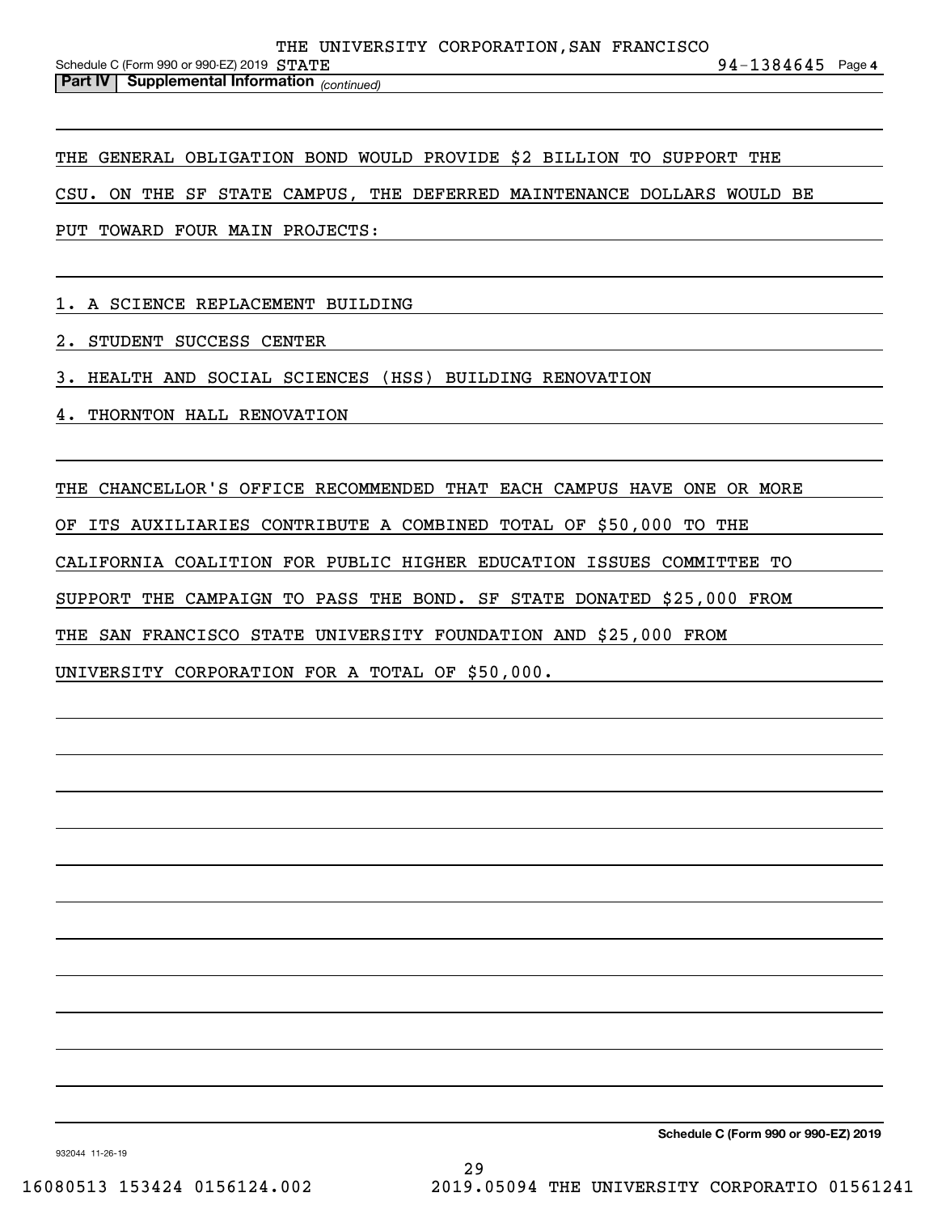**Part IV | Supplemental Information** *(continued)*

THE GENERAL OBLIGATION BOND WOULD PROVIDE $2 BILLION TO SUPPORT THE CSU. ON THE SF STATE CAMPUS, THE DEFERRED MAINTENANCE DOLLARS WOULD BE PUT TOWARD FOUR MAIN PROJECTS:

1. A SCIENCE REPLACEMENT BUILDING
2. STUDENT SUCCESS CENTER
3. HEALTH AND SOCIAL SCIENCES (HSS) BUILDING RENOVATION
4. THORNTON HALL RENOVATION

THE CHANCELLOR'S OFFICE RECOMMENDED THAT EACH CAMPUS HAVE ONE OR MORE OF ITS AUXILIARIES CONTRIBUTE A COMBINED TOTAL OF $50,000 TO THE CALIFORNIA COALITION FOR PUBLIC HIGHER EDUCATION ISSUES COMMITTEE TO SUPPORT THE CAMPAIGN TO PASS THE BOND. SF STATE DONATED $25,000 FROM THE SAN FRANCISCO STATE UNIVERSITY FOUNDATION AND $25,000 FROM UNIVERSITY CORPORATION FOR A TOTAL OF $50,000.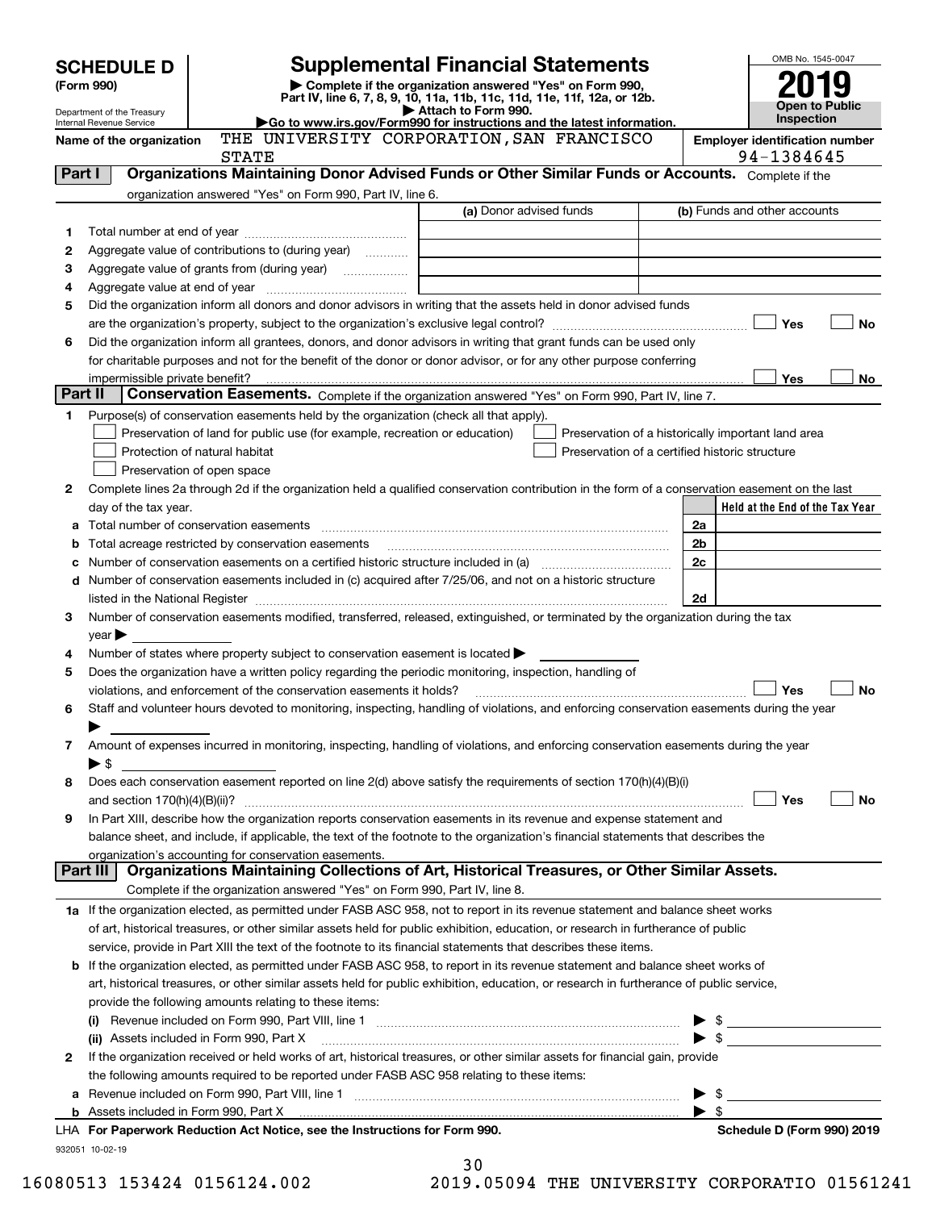# SCHEDULE D (Form 990)

Department of the Treasury
Internal Revenue Service

## Supplemental Financial Statements

▶ Complete if the organization answered "Yes" on Form 990, Part IV, line 6, 7, 8, 9, 10, 11a, 11b, 11c, 11d, 11e, 11f, 12a, or 12b.
▶ Attach to Form 990.
▶Go to www.irs.gov/Form990 for instructions and the latest information.

OMB No. 1545-0047

**2019**

**Open to Public Inspection**

**Name of the organization:** THE UNIVERSITY CORPORATION,SAN FRANCISCO STATE

**Employer identification number:** 94-1384645

**Part I — Organizations Maintaining Donor Advised Funds or Other Similar Funds or Accounts.** Complete if the organization answered "Yes" on Form 990, Part IV, line 6.

| | | (a) Donor advised funds | (b) Funds and other accounts |
|---|---|---|---|
| 1 | Total number at end of year | | |
| 2 | Aggregate value of contributions to (during year) | | |
| 3 | Aggregate value of grants from (during year) | | |
| 4 | Aggregate value at end of year | | |

5 Did the organization inform all donors and donor advisors in writing that the assets held in donor advised funds are the organization's property, subject to the organization's exclusive legal control? ☐ Yes ☐ No

6 Did the organization inform all grantees, donors, and donor advisors in writing that grant funds can be used only for charitable purposes and not for the benefit of the donor or donor advisor, or for any other purpose conferring impermissible private benefit? ☐ Yes ☐ No

**Part II — Conservation Easements.** Complete if the organization answered "Yes" on Form 990, Part IV, line 7.

1 Purpose(s) of conservation easements held by the organization (check all that apply).

- ☐ Preservation of land for public use (for example, recreation or education)
- ☐ Preservation of a historically important land area
- ☐ Protection of natural habitat
- ☐ Preservation of a certified historic structure
- ☐ Preservation of open space

2 Complete lines 2a through 2d if the organization held a qualified conservation contribution in the form of a conservation easement on the last day of the tax year.

| | | | Held at the End of the Tax Year |
|---|---|---|---|
| a | Total number of conservation easements | 2a | |
| b | Total acreage restricted by conservation easements | 2b | |
| c | Number of conservation easements on a certified historic structure included in (a) | 2c | |
| d | Number of conservation easements included in (c) acquired after 7/25/06, and not on a historic structure listed in the National Register | 2d | |

3 Number of conservation easements modified, transferred, released, extinguished, or terminated by the organization during the tax year ▶

4 Number of states where property subject to conservation easement is located ▶

5 Does the organization have a written policy regarding the periodic monitoring, inspection, handling of violations, and enforcement of the conservation easements it holds? ☐ Yes ☐ No

6 Staff and volunteer hours devoted to monitoring, inspecting, handling of violations, and enforcing conservation easements during the year ▶

7 Amount of expenses incurred in monitoring, inspecting, handling of violations, and enforcing conservation easements during the year ▶ $

8 Does each conservation easement reported on line 2(d) above satisfy the requirements of section 170(h)(4)(B)(i) and section 170(h)(4)(B)(ii)? ☐ Yes ☐ No

9 In Part XIII, describe how the organization reports conservation easements in its revenue and expense statement and balance sheet, and include, if applicable, the text of the footnote to the organization's financial statements that describes the organization's accounting for conservation easements.

**Part III — Organizations Maintaining Collections of Art, Historical Treasures, or Other Similar Assets.** Complete if the organization answered "Yes" on Form 990, Part IV, line 8.

1a If the organization elected, as permitted under FASB ASC 958, not to report in its revenue statement and balance sheet works of art, historical treasures, or other similar assets held for public exhibition, education, or research in furtherance of public service, provide in Part XIII the text of the footnote to its financial statements that describes these items.

b If the organization elected, as permitted under FASB ASC 958, to report in its revenue statement and balance sheet works of art, historical treasures, or other similar assets held for public exhibition, education, or research in furtherance of public service, provide the following amounts relating to these items:

(i) Revenue included on Form 990, Part VIII, line 1 ▶ $

(ii) Assets included in Form 990, Part X ▶ $

2 If the organization received or held works of art, historical treasures, or other similar assets for financial gain, provide the following amounts required to be reported under FASB ASC 958 relating to these items:

a Revenue included on Form 990, Part VIII, line 1 ▶ $

b Assets included in Form 990, Part X ▶ $

LHA **For Paperwork Reduction Act Notice, see the Instructions for Form 990.** **Schedule D (Form 990) 2019**

932051 10-02-19

16080513 153424 0156124.002 2019.05094 THE UNIVERSITY CORPORATIO 01561241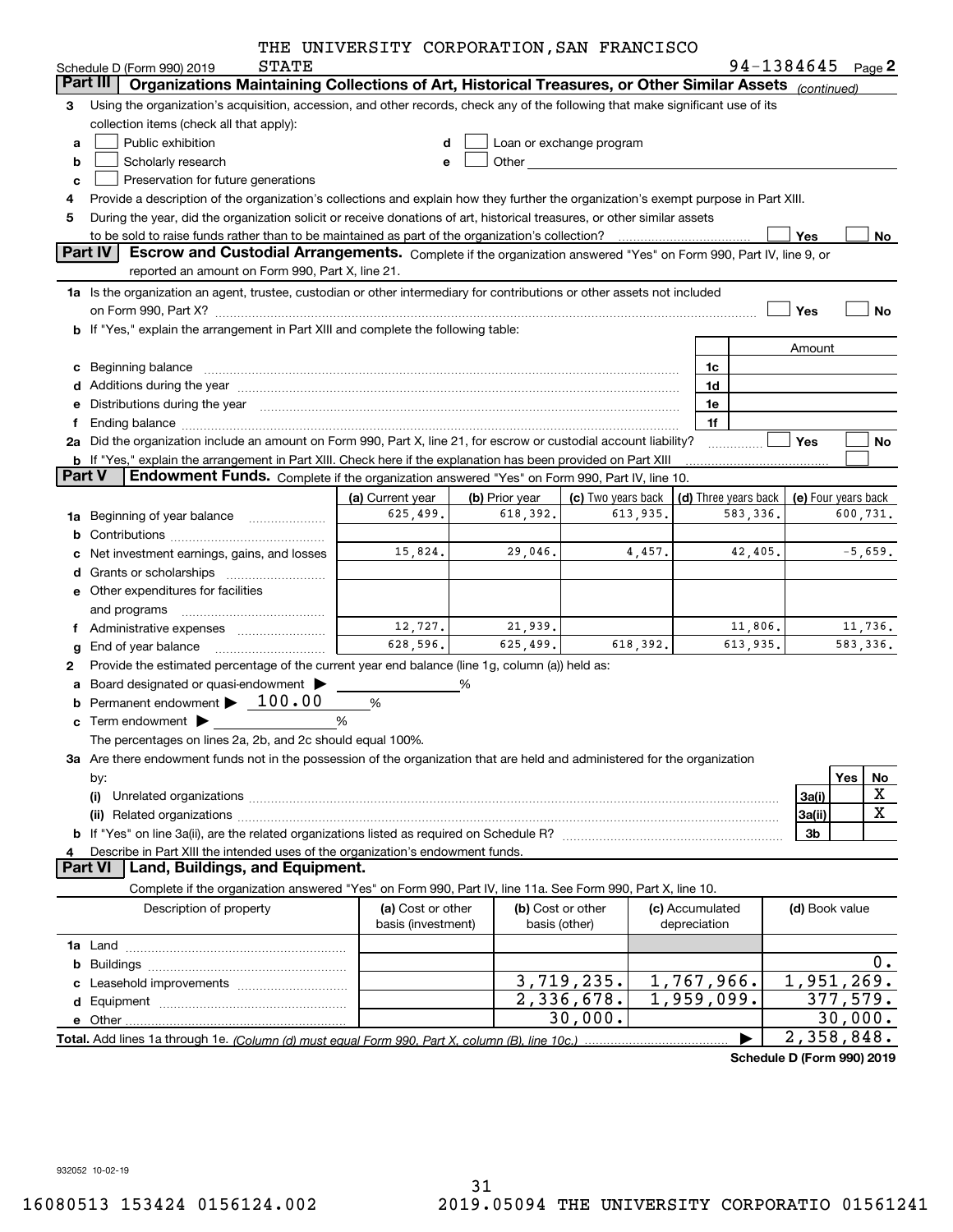THE UNIVERSITY CORPORATION,SAN FRANCISCO STATE

Schedule D (Form 990) 2019 — 94-1384645 Page **2**

## Part III — Organizations Maintaining Collections of Art, Historical Treasures, or Other Similar Assets *(continued)*

**3** Using the organization's acquisition, accession, and other records, check any of the following that make significant use of its collection items (check all that apply):

- **a** ☐ Public exhibition
- **b** ☐ Scholarly research
- **c** ☐ Preservation for future generations
- **d** ☐ Loan or exchange program
- **e** ☐ Other

**4** Provide a description of the organization's collections and explain how they further the organization's exempt purpose in Part XIII.

**5** During the year, did the organization solicit or receive donations of art, historical treasures, or other similar assets to be sold to raise funds rather than to be maintained as part of the organization's collection? ☐ Yes ☐ No

## Part IV — Escrow and Custodial Arrangements.

Complete if the organization answered "Yes" on Form 990, Part IV, line 9, or reported an amount on Form 990, Part X, line 21.

**1a** Is the organization an agent, trustee, custodian or other intermediary for contributions or other assets not included on Form 990, Part X? ☐ Yes ☐ No

**b** If "Yes," explain the arrangement in Part XIII and complete the following table:

| | | Amount |
|---|---|---|
| **c** Beginning balance | 1c | |
| **d** Additions during the year | 1d | |
| **e** Distributions during the year | 1e | |
| **f** Ending balance | 1f | |

**2a** Did the organization include an amount on Form 990, Part X, line 21, for escrow or custodial account liability? ☐ Yes ☐ No

**b** If "Yes," explain the arrangement in Part XIII. Check here if the explanation has been provided on Part XIII ☐

## Part V — Endowment Funds.

Complete if the organization answered "Yes" on Form 990, Part IV, line 10.

| | (a) Current year | (b) Prior year | (c) Two years back | (d) Three years back | (e) Four years back |
|---|---|---|---|---|---|
| **1a** Beginning of year balance | 625,499. | 618,392. | 613,935. | 583,336. | 600,731. |
| **b** Contributions | | | | | |
| **c** Net investment earnings, gains, and losses | 15,824. | 29,046. | 4,457. | 42,405. | -5,659. |
| **d** Grants or scholarships | | | | | |
| **e** Other expenditures for facilities and programs | | | | | |
| **f** Administrative expenses | 12,727. | 21,939. | | 11,806. | 11,736. |
| **g** End of year balance | 628,596. | 625,499. | 618,392. | 613,935. | 583,336. |

**2** Provide the estimated percentage of the current year end balance (line 1g, column (a)) held as:

- **a** Board designated or quasi-endowment ▶ ______ %
- **b** Permanent endowment ▶ 100.00 %
- **c** Term endowment ▶ ______ %

The percentages on lines 2a, 2b, and 2c should equal 100%.

**3a** Are there endowment funds not in the possession of the organization that are held and administered for the organization by:

| | | Yes | No |
|---|---|---|---|
| **(i)** Unrelated organizations | 3a(i) | | X |
| **(ii)** Related organizations | 3a(ii) | | X |
| **b** If "Yes" on line 3a(ii), are the related organizations listed as required on Schedule R? | 3b | | |

**4** Describe in Part XIII the intended uses of the organization's endowment funds.

## Part VI — Land, Buildings, and Equipment.

Complete if the organization answered "Yes" on Form 990, Part IV, line 11a. See Form 990, Part X, line 10.

| Description of property | (a) Cost or other basis (investment) | (b) Cost or other basis (other) | (c) Accumulated depreciation | (d) Book value |
|---|---|---|---|---|
| **1a** Land | | | | |
| **b** Buildings | | | | 0. |
| **c** Leasehold improvements | | 3,719,235. | 1,767,966. | 1,951,269. |
| **d** Equipment | | 2,336,678. | 1,959,099. | 377,579. |
| **e** Other | | 30,000. | | 30,000. |
| **Total.** Add lines 1a through 1e. *(Column (d) must equal Form 990, Part X, column (B), line 10c.)* | | | ▶ | 2,358,848. |

**Schedule D (Form 990) 2019**

932052 10-02-19

16080513 153424 0156124.002 2019.05094 THE UNIVERSITY CORPORATIO 01561241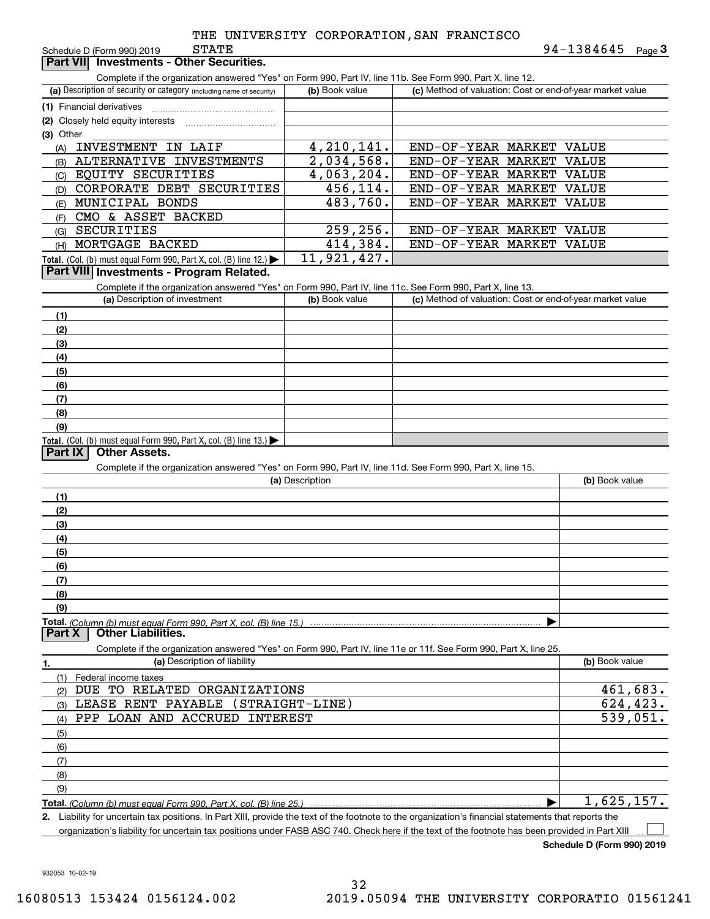THE UNIVERSITY CORPORATION,SAN FRANCISCO STATE

Schedule D (Form 990) 2019 | 94-1384645 | Page **3**

## Part VII Investments - Other Securities.

Complete if the organization answered "Yes" on Form 990, Part IV, line 11b. See Form 990, Part X, line 12.

| (a) Description of security or category (including name of security) | (b) Book value | (c) Method of valuation: Cost or end-of-year market value |
|---|---|---|
| (1) Financial derivatives | | |
| (2) Closely held equity interests | | |
| (3) Other | | |
| (A) INVESTMENT IN LAIF | 4,210,141. | END-OF-YEAR MARKET VALUE |
| (B) ALTERNATIVE INVESTMENTS | 2,034,568. | END-OF-YEAR MARKET VALUE |
| (C) EQUITY SECURITIES | 4,063,204. | END-OF-YEAR MARKET VALUE |
| (D) CORPORATE DEBT SECURITIES | 456,114. | END-OF-YEAR MARKET VALUE |
| (E) MUNICIPAL BONDS | 483,760. | END-OF-YEAR MARKET VALUE |
| (F) CMO & ASSET BACKED | | |
| (G) SECURITIES | 259,256. | END-OF-YEAR MARKET VALUE |
| (H) MORTGAGE BACKED | 414,384. | END-OF-YEAR MARKET VALUE |
| **Total.** (Col. (b) must equal Form 990, Part X, col. (B) line 12.) ▶ | 11,921,427. | |

## Part VIII Investments - Program Related.

Complete if the organization answered "Yes" on Form 990, Part IV, line 11c. See Form 990, Part X, line 13.

| (a) Description of investment | (b) Book value | (c) Method of valuation: Cost or end-of-year market value |
|---|---|---|
| (1) | | |
| (2) | | |
| (3) | | |
| (4) | | |
| (5) | | |
| (6) | | |
| (7) | | |
| (8) | | |
| (9) | | |
| **Total.** (Col. (b) must equal Form 990, Part X, col. (B) line 13.) ▶ | | |

## Part IX Other Assets.

Complete if the organization answered "Yes" on Form 990, Part IV, line 11d. See Form 990, Part X, line 15.

| (a) Description | (b) Book value |
|---|---|
| (1) | |
| (2) | |
| (3) | |
| (4) | |
| (5) | |
| (6) | |
| (7) | |
| (8) | |
| (9) | |
| **Total.** *(Column (b) must equal Form 990, Part X, col. (B) line 15.)* ▶ | |

## Part X Other Liabilities.

Complete if the organization answered "Yes" on Form 990, Part IV, line 11e or 11f. See Form 990, Part X, line 25.

| 1. (a) Description of liability | (b) Book value |
|---|---|
| (1) Federal income taxes | |
| (2) DUE TO RELATED ORGANIZATIONS | 461,683. |
| (3) LEASE RENT PAYABLE (STRAIGHT-LINE) | 624,423. |
| (4) PPP LOAN AND ACCRUED INTEREST | 539,051. |
| (5) | |
| (6) | |
| (7) | |
| (8) | |
| (9) | |
| **Total.** *(Column (b) must equal Form 990, Part X, col. (B) line 25.)* ▶ | 1,625,157. |

2. Liability for uncertain tax positions. In Part XIII, provide the text of the footnote to the organization's financial statements that reports the organization's liability for uncertain tax positions under FASB ASC 740. Check here if the text of the footnote has been provided in Part XIII ☐

**Schedule D (Form 990) 2019**

932053 10-02-19

16080513 153424 0156124.002 2019.05094 THE UNIVERSITY CORPORATIO 01561241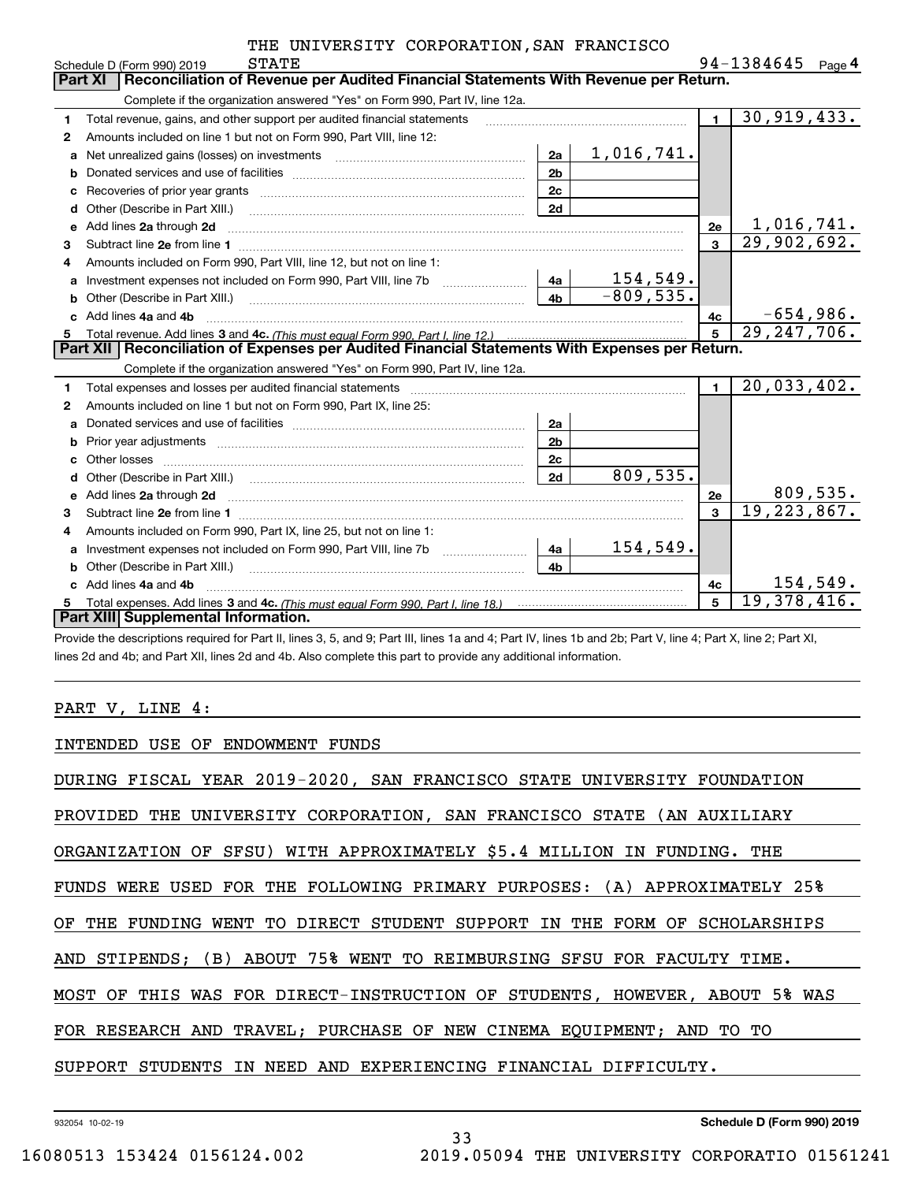THE UNIVERSITY CORPORATION,SAN FRANCISCO STATE

Schedule D (Form 990) 2019 — 94-1384645 Page 4

## Part XI Reconciliation of Revenue per Audited Financial Statements With Revenue per Return.

Complete if the organization answered "Yes" on Form 990, Part IV, line 12a.

| | | | | | |
|---|---|---|---|---|---|
| 1 | Total revenue, gains, and other support per audited financial statements | | | 1 | 30,919,433. |
| 2 | Amounts included on line 1 but not on Form 990, Part VIII, line 12: | | | | |
| a | Net unrealized gains (losses) on investments | 2a | 1,016,741. | | |
| b | Donated services and use of facilities | 2b | | | |
| c | Recoveries of prior year grants | 2c | | | |
| d | Other (Describe in Part XIII.) | 2d | | | |
| e | Add lines 2a through 2d | | | 2e | 1,016,741. |
| 3 | Subtract line 2e from line 1 | | | 3 | 29,902,692. |
| 4 | Amounts included on Form 990, Part VIII, line 12, but not on line 1: | | | | |
| a | Investment expenses not included on Form 990, Part VIII, line 7b | 4a | 154,549. | | |
| b | Other (Describe in Part XIII.) | 4b | -809,535. | | |
| c | Add lines 4a and 4b | | | 4c | -654,986. |
| 5 | Total revenue. Add lines 3 and 4c. *(This must equal Form 990, Part I, line 12.)* | | | 5 | 29,247,706. |

## Part XII Reconciliation of Expenses per Audited Financial Statements With Expenses per Return.

Complete if the organization answered "Yes" on Form 990, Part IV, line 12a.

| | | | | | |
|---|---|---|---|---|---|
| 1 | Total expenses and losses per audited financial statements | | | 1 | 20,033,402. |
| 2 | Amounts included on line 1 but not on Form 990, Part IX, line 25: | | | | |
| a | Donated services and use of facilities | 2a | | | |
| b | Prior year adjustments | 2b | | | |
| c | Other losses | 2c | | | |
| d | Other (Describe in Part XIII.) | 2d | 809,535. | | |
| e | Add lines 2a through 2d | | | 2e | 809,535. |
| 3 | Subtract line 2e from line 1 | | | 3 | 19,223,867. |
| 4 | Amounts included on Form 990, Part IX, line 25, but not on line 1: | | | | |
| a | Investment expenses not included on Form 990, Part VIII, line 7b | 4a | 154,549. | | |
| b | Other (Describe in Part XIII.) | 4b | | | |
| c | Add lines 4a and 4b | | | 4c | 154,549. |
| 5 | Total expenses. Add lines 3 and 4c. *(This must equal Form 990, Part I, line 18.)* | | | 5 | 19,378,416. |

## Part XIII Supplemental Information.

Provide the descriptions required for Part II, lines 3, 5, and 9; Part III, lines 1a and 4; Part IV, lines 1b and 2b; Part V, line 4; Part X, line 2; Part XI, lines 2d and 4b; and Part XII, lines 2d and 4b. Also complete this part to provide any additional information.

PART V, LINE 4:

INTENDED USE OF ENDOWMENT FUNDS

DURING FISCAL YEAR 2019-2020, SAN FRANCISCO STATE UNIVERSITY FOUNDATION PROVIDED THE UNIVERSITY CORPORATION, SAN FRANCISCO STATE (AN AUXILIARY ORGANIZATION OF SFSU) WITH APPROXIMATELY $5.4 MILLION IN FUNDING. THE FUNDS WERE USED FOR THE FOLLOWING PRIMARY PURPOSES: (A) APPROXIMATELY 25% OF THE FUNDING WENT TO DIRECT STUDENT SUPPORT IN THE FORM OF SCHOLARSHIPS AND STIPENDS; (B) ABOUT 75% WENT TO REIMBURSING SFSU FOR FACULTY TIME. MOST OF THIS WAS FOR DIRECT-INSTRUCTION OF STUDENTS, HOWEVER, ABOUT 5% WAS FOR RESEARCH AND TRAVEL; PURCHASE OF NEW CINEMA EQUIPMENT; AND TO TO SUPPORT STUDENTS IN NEED AND EXPERIENCING FINANCIAL DIFFICULTY.

932054 10-02-19 — Schedule D (Form 990) 2019

16080513 153424 0156124.002 — 2019.05094 THE UNIVERSITY CORPORATIO 01561241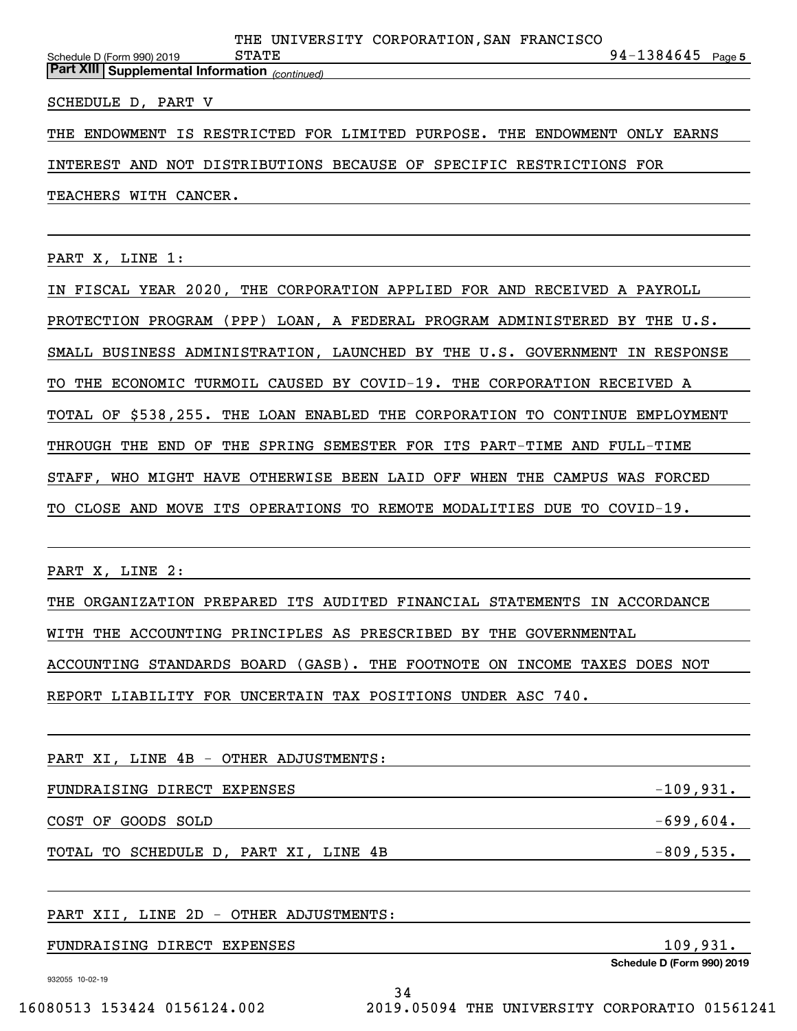THE UNIVERSITY CORPORATION,SAN FRANCISCO STATE 94-1384645

**Part XIII | Supplemental Information** *(continued)*

SCHEDULE D, PART V

THE ENDOWMENT IS RESTRICTED FOR LIMITED PURPOSE. THE ENDOWMENT ONLY EARNS INTEREST AND NOT DISTRIBUTIONS BECAUSE OF SPECIFIC RESTRICTIONS FOR TEACHERS WITH CANCER.

PART X, LINE 1:

IN FISCAL YEAR 2020, THE CORPORATION APPLIED FOR AND RECEIVED A PAYROLL PROTECTION PROGRAM (PPP) LOAN, A FEDERAL PROGRAM ADMINISTERED BY THE U.S. SMALL BUSINESS ADMINISTRATION, LAUNCHED BY THE U.S. GOVERNMENT IN RESPONSE TO THE ECONOMIC TURMOIL CAUSED BY COVID-19. THE CORPORATION RECEIVED A TOTAL OF $538,255. THE LOAN ENABLED THE CORPORATION TO CONTINUE EMPLOYMENT THROUGH THE END OF THE SPRING SEMESTER FOR ITS PART-TIME AND FULL-TIME STAFF, WHO MIGHT HAVE OTHERWISE BEEN LAID OFF WHEN THE CAMPUS WAS FORCED TO CLOSE AND MOVE ITS OPERATIONS TO REMOTE MODALITIES DUE TO COVID-19.

PART X, LINE 2:

THE ORGANIZATION PREPARED ITS AUDITED FINANCIAL STATEMENTS IN ACCORDANCE WITH THE ACCOUNTING PRINCIPLES AS PRESCRIBED BY THE GOVERNMENTAL ACCOUNTING STANDARDS BOARD (GASB). THE FOOTNOTE ON INCOME TAXES DOES NOT REPORT LIABILITY FOR UNCERTAIN TAX POSITIONS UNDER ASC 740.

PART XI, LINE 4B - OTHER ADJUSTMENTS:

| | |
|---|---|
| FUNDRAISING DIRECT EXPENSES | -109,931. |
| COST OF GOODS SOLD | -699,604. |
| TOTAL TO SCHEDULE D, PART XI, LINE 4B | -809,535. |

PART XII, LINE 2D - OTHER ADJUSTMENTS:

| | |
|---|---|
| FUNDRAISING DIRECT EXPENSES | 109,931. |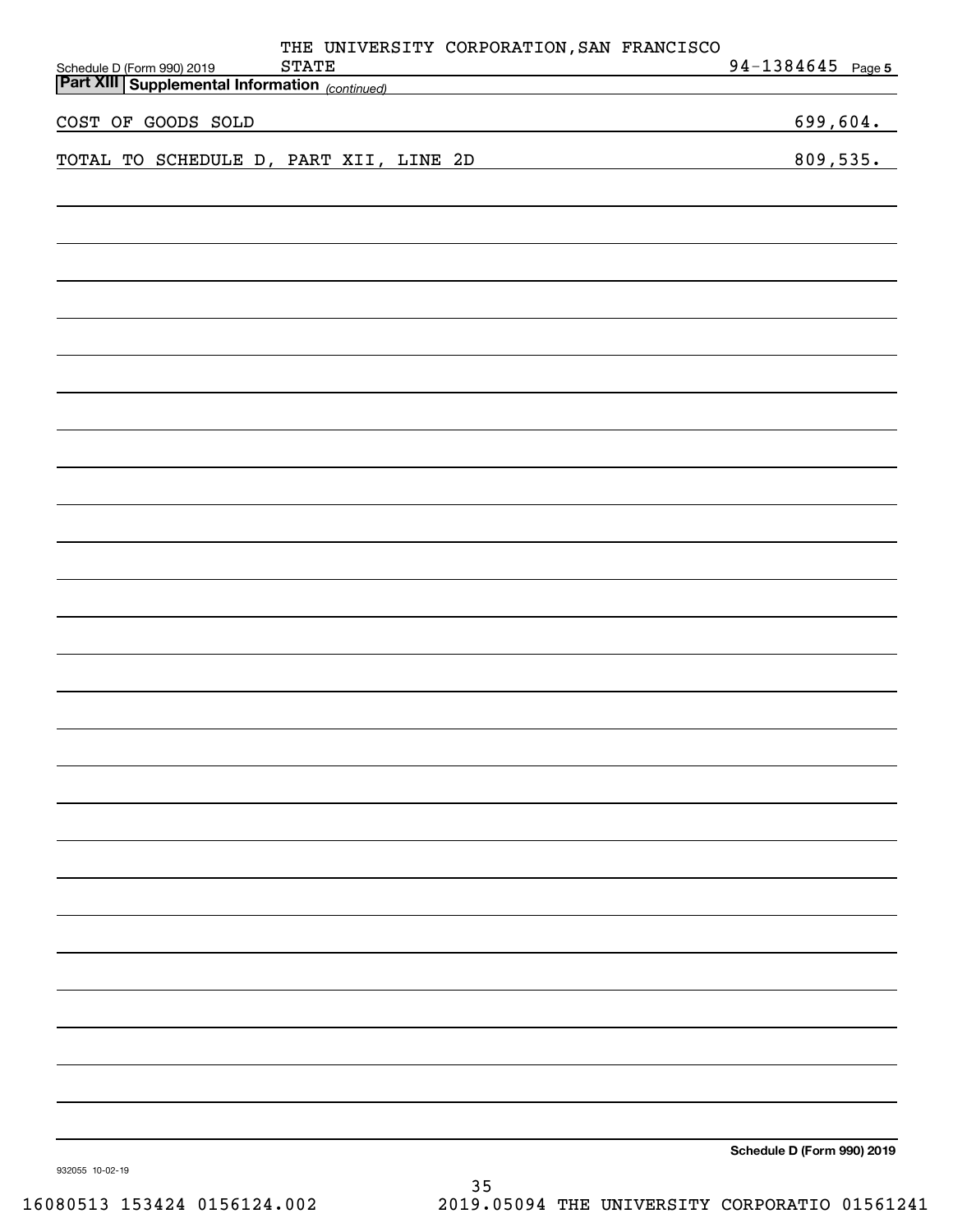Schedule D (Form 990) 2019 THE UNIVERSITY CORPORATION, SAN FRANCISCO STATE 94-1384645 Page 5

**Part XIII Supplemental Information** *(continued)*

| | |
|---|---|
| COST OF GOODS SOLD | 699,604. |
| TOTAL TO SCHEDULE D, PART XII, LINE 2D | 809,535. |

Schedule D (Form 990) 2019

932055 10-02-19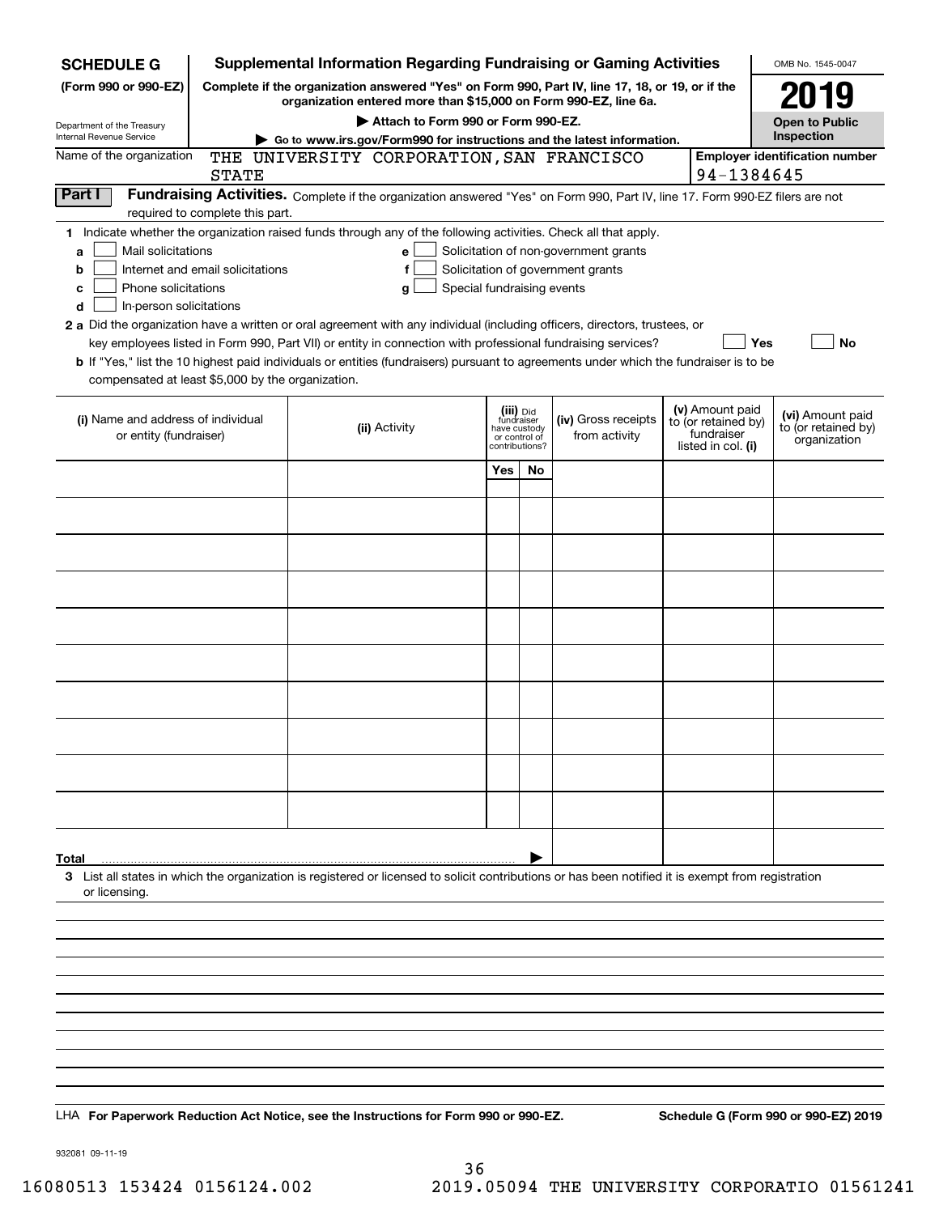**SCHEDULE G**
**(Form 990 or 990-EZ)**

Department of the Treasury
Internal Revenue Service

# Supplemental Information Regarding Fundraising or Gaming Activities

**Complete if the organization answered "Yes" on Form 990, Part IV, line 17, 18, or 19, or if the organization entered more than $15,000 on Form 990-EZ, line 6a.**

▶ **Attach to Form 990 or Form 990-EZ.**

▶ **Go to www.irs.gov/Form990 for instructions and the latest information.**

OMB No. 1545-0047

**2019**

**Open to Public Inspection**

Name of the organization: THE UNIVERSITY CORPORATION,SAN FRANCISCO STATE

**Employer identification number** 94-1384645

## Part I Fundraising Activities.

Complete if the organization answered "Yes" on Form 990, Part IV, line 17. Form 990-EZ filers are not required to complete this part.

**1** Indicate whether the organization raised funds through any of the following activities. Check all that apply.

- **a** ☐ Mail solicitations
- **b** ☐ Internet and email solicitations
- **c** ☐ Phone solicitations
- **d** ☐ In-person solicitations
- **e** ☐ Solicitation of non-government grants
- **f** ☐ Solicitation of government grants
- **g** ☐ Special fundraising events

**2 a** Did the organization have a written or oral agreement with any individual (including officers, directors, trustees, or key employees listed in Form 990, Part VII) or entity in connection with professional fundraising services? ☐ **Yes** ☐ **No**

**b** If "Yes," list the 10 highest paid individuals or entities (fundraisers) pursuant to agreements under which the fundraiser is to be compensated at least $5,000 by the organization.

| (i) Name and address of individual or entity (fundraiser) | (ii) Activity | (iii) Did fundraiser have custody or control of contributions? Yes | No | (iv) Gross receipts from activity | (v) Amount paid to (or retained by) fundraiser listed in col. (i) | (vi) Amount paid to (or retained by) organization |
|---|---|---|---|---|---|---|
| | | | | | | |
| | | | | | | |
| | | | | | | |
| | | | | | | |
| | | | | | | |
| | | | | | | |
| | | | | | | |
| | | | | | | |
| | | | | | | |
| | | | | | | |
| **Total** ▶ | | | | | | |

**3** List all states in which the organization is registered or licensed to solicit contributions or has been notified it is exempt from registration or licensing.

LHA **For Paperwork Reduction Act Notice, see the Instructions for Form 990 or 990-EZ.** **Schedule G (Form 990 or 990-EZ) 2019**

932081 09-11-19

16080513 153424 0156124.002 2019.05094 THE UNIVERSITY CORPORATIO 01561241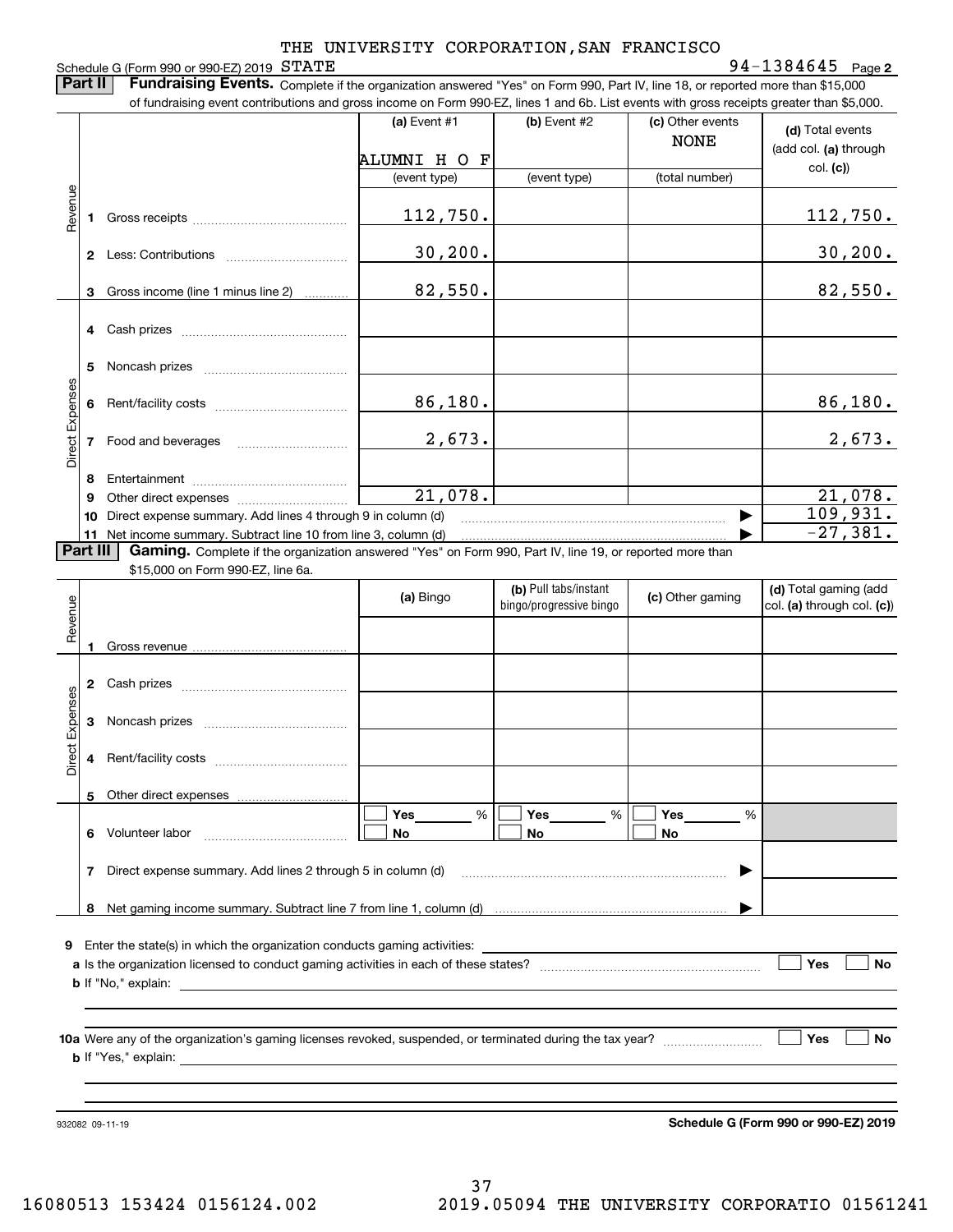THE UNIVERSITY CORPORATION,SAN FRANCISCO

Schedule G (Form 990 or 990-EZ) 2019 STATE 94-1384645 Page **2**

**Part II** **Fundraising Events.** Complete if the organization answered "Yes" on Form 990, Part IV, line 18, or reported more than $15,000 of fundraising event contributions and gross income on Form 990-EZ, lines 1 and 6b. List events with gross receipts greater than $5,000.

| | | (a) Event #1 | (b) Event #2 | (c) Other events | (d) Total events (add col. (a) through col. (c)) |
|---|---|---|---|---|---|
| | | ALUMNI H O F | | NONE | |
| | | (event type) | (event type) | (total number) | |
| Revenue | 1 Gross receipts | 112,750. | | | 112,750. |
| | 2 Less: Contributions | 30,200. | | | 30,200. |
| | 3 Gross income (line 1 minus line 2) | 82,550. | | | 82,550. |
| Direct Expenses | 4 Cash prizes | | | | |
| | 5 Noncash prizes | | | | |
| | 6 Rent/facility costs | 86,180. | | | 86,180. |
| | 7 Food and beverages | 2,673. | | | 2,673. |
| | 8 Entertainment | | | | |
| | 9 Other direct expenses | 21,078. | | | 21,078. |
| | 10 Direct expense summary. Add lines 4 through 9 in column (d) | | | ▶ | 109,931. |
| | 11 Net income summary. Subtract line 10 from line 3, column (d) | | | ▶ | -27,381. |

**Part III** **Gaming.** Complete if the organization answered "Yes" on Form 990, Part IV, line 19, or reported more than $15,000 on Form 990-EZ, line 6a.

| | | (a) Bingo | (b) Pull tabs/instant bingo/progressive bingo | (c) Other gaming | (d) Total gaming (add col. (a) through col. (c)) |
|---|---|---|---|---|---|
| Revenue | 1 Gross revenue | | | | |
| Direct Expenses | 2 Cash prizes | | | | |
| | 3 Noncash prizes | | | | |
| | 4 Rent/facility costs | | | | |
| | 5 Other direct expenses | | | | |
| | 6 Volunteer labor | ☐ Yes ____ % ☐ No | ☐ Yes ____ % ☐ No | ☐ Yes ____ % ☐ No | |
| | 7 Direct expense summary. Add lines 2 through 5 in column (d) | | | ▶ | |
| | 8 Net gaming income summary. Subtract line 7 from line 1, column (d) | | | ▶ | |

**9** Enter the state(s) in which the organization conducts gaming activities: ____________

**a** Is the organization licensed to conduct gaming activities in each of these states? ☐ Yes ☐ No

**b** If "No," explain: ____________

**10a** Were any of the organization's gaming licenses revoked, suspended, or terminated during the tax year? ☐ Yes ☐ No

**b** If "Yes," explain: ____________

932082 09-11-19 **Schedule G (Form 990 or 990-EZ) 2019**

16080513 153424 0156124.002 2019.05094 THE UNIVERSITY CORPORATIO 01561241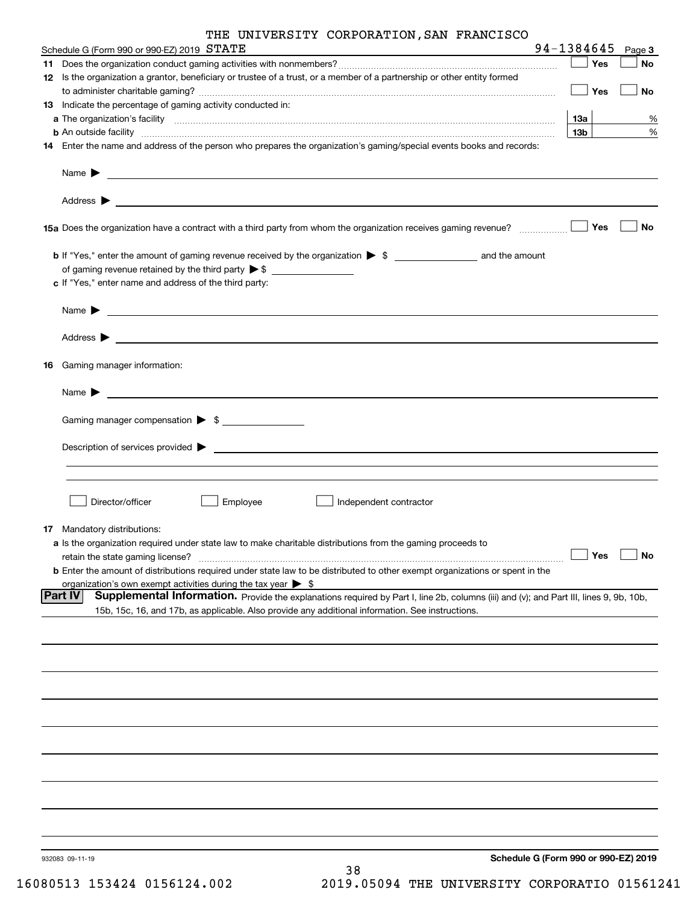THE UNIVERSITY CORPORATION,SAN FRANCISCO

Schedule G (Form 990 or 990-EZ) 2019 STATE 94-1384645 Page 3

**11** Does the organization conduct gaming activities with nonmembers? ☐ Yes ☐ No

**12** Is the organization a grantor, beneficiary or trustee of a trust, or a member of a partnership or other entity formed to administer charitable gaming? ☐ Yes ☐ No

**13** Indicate the percentage of gaming activity conducted in:

**a** The organization's facility **13a** %

**b** An outside facility **13b** %

**14** Enter the name and address of the person who prepares the organization's gaming/special events books and records:

Name ▶

Address ▶

**15a** Does the organization have a contract with a third party from whom the organization receives gaming revenue? ☐ Yes ☐ No

**b** If "Yes," enter the amount of gaming revenue received by the organization ▶ $ \_\_\_\_\_\_\_\_ and the amount of gaming revenue retained by the third party ▶ $ \_\_\_\_\_\_\_\_

**c** If "Yes," enter name and address of the third party:

Name ▶

Address ▶

**16** Gaming manager information:

Name ▶

Gaming manager compensation ▶ $

Description of services provided ▶

☐ Director/officer ☐ Employee ☐ Independent contractor

**17** Mandatory distributions:

**a** Is the organization required under state law to make charitable distributions from the gaming proceeds to retain the state gaming license? ☐ Yes ☐ No

**b** Enter the amount of distributions required under state law to be distributed to other exempt organizations or spent in the organization's own exempt activities during the tax year ▶ $

**Part IV** **Supplemental Information.** Provide the explanations required by Part I, line 2b, columns (iii) and (v); and Part III, lines 9, 9b, 10b, 15b, 15c, 16, and 17b, as applicable. Also provide any additional information. See instructions.

932083 09-11-19 **Schedule G (Form 990 or 990-EZ) 2019**

16080513 153424 0156124.002 2019.05094 THE UNIVERSITY CORPORATIO 01561241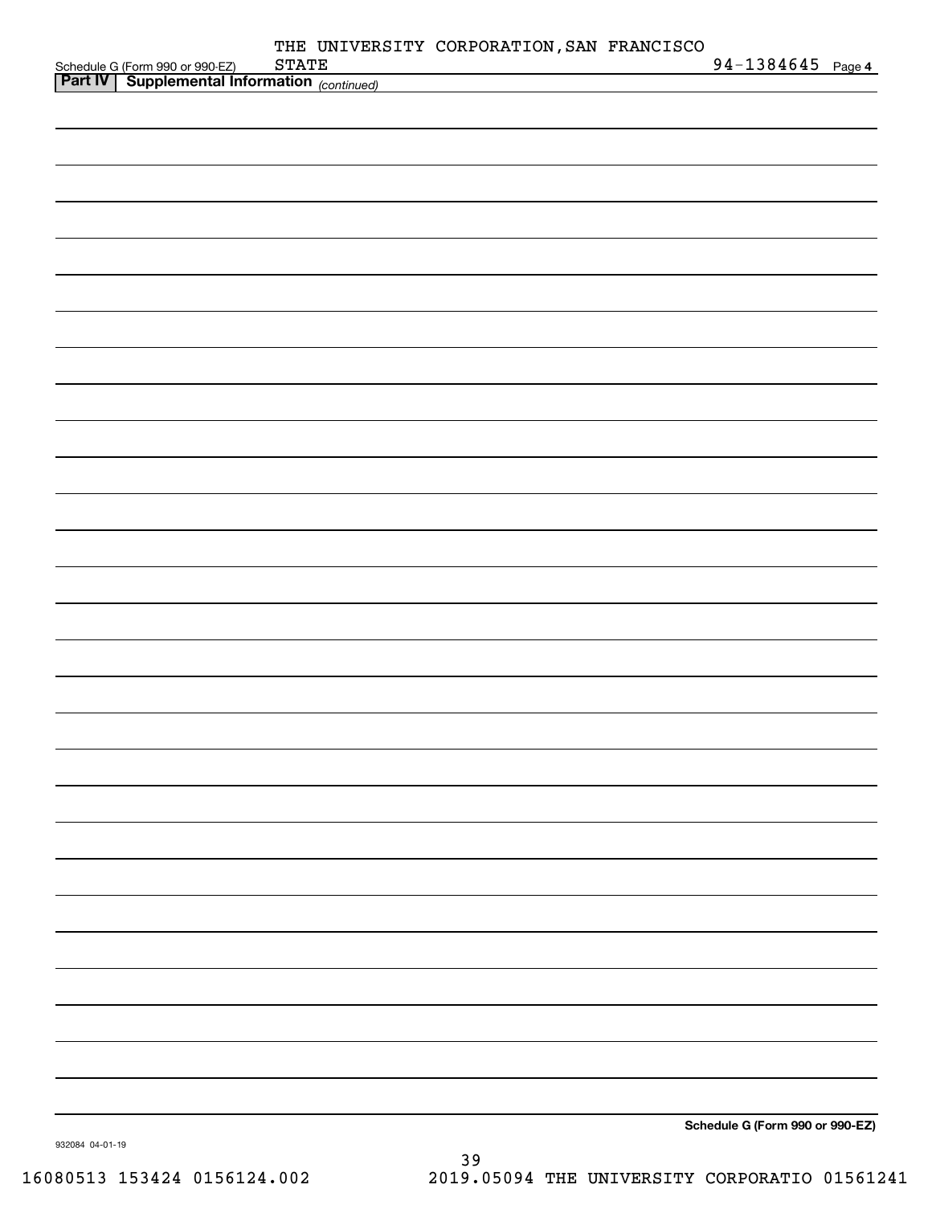THE UNIVERSITY CORPORATION,SAN FRANCISCO STATE

Schedule G (Form 990 or 990-EZ) 94-1384645 Page 4

**Part IV | Supplemental Information** *(continued)*

Schedule G (Form 990 or 990-EZ)

932084 04-01-19

16080513 153424 0156124.002 2019.05094 THE UNIVERSITY CORPORATIO 01561241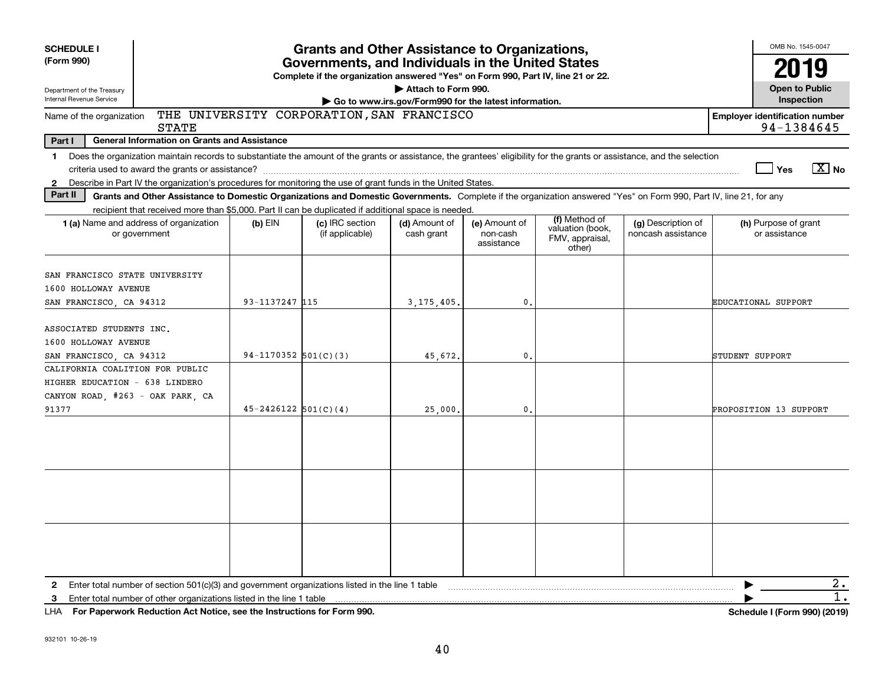**SCHEDULE I**
**(Form 990)**

Department of the Treasury
Internal Revenue Service

# Grants and Other Assistance to Organizations, Governments, and Individuals in the United States

**Complete if the organization answered "Yes" on Form 990, Part IV, line 21 or 22.**
**▶ Attach to Form 990.**
**▶ Go to www.irs.gov/Form990 for the latest information.**

OMB No. 1545-0047

**2019**

**Open to Public Inspection**

Name of the organization: THE UNIVERSITY CORPORATION, SAN FRANCISCO STATE

**Employer identification number**: 94-1384645

**Part I — General Information on Grants and Assistance**

1 Does the organization maintain records to substantiate the amount of the grants or assistance, the grantees' eligibility for the grants or assistance, and the selection criteria used to award the grants or assistance? ☐ Yes ☒ No

2 Describe in Part IV the organization's procedures for monitoring the use of grant funds in the United States.

**Part II — Grants and Other Assistance to Domestic Organizations and Domestic Governments.** Complete if the organization answered "Yes" on Form 990, Part IV, line 21, for any recipient that received more than $5,000. Part II can be duplicated if additional space is needed.

| 1 (a) Name and address of organization or government | (b) EIN | (c) IRC section (if applicable) | (d) Amount of cash grant | (e) Amount of non-cash assistance | (f) Method of valuation (book, FMV, appraisal, other) | (g) Description of noncash assistance | (h) Purpose of grant or assistance |
|---|---|---|---|---|---|---|---|
| SAN FRANCISCO STATE UNIVERSITY 1600 HOLLOWAY AVENUE SAN FRANCISCO, CA 94312 | 93-1137247 | 115 | 3,175,405. | 0. | | | EDUCATIONAL SUPPORT |
| ASSOCIATED STUDENTS INC. 1600 HOLLOWAY AVENUE SAN FRANCISCO, CA 94312 | 94-1170352 | 501(C)(3) | 45,672. | 0. | | | STUDENT SUPPORT |
| CALIFORNIA COALITION FOR PUBLIC HIGHER EDUCATION - 638 LINDERO CANYON ROAD, #263 - OAK PARK, CA 91377 | 45-2426122 | 501(C)(4) | 25,000. | 0. | | | PROPOSITION 13 SUPPORT |
| | | | | | | | |
| | | | | | | | |
| | | | | | | | |

2 Enter total number of section 501(c)(3) and government organizations listed in the line 1 table ▶ 2.

3 Enter total number of other organizations listed in the line 1 table ▶ 1.

LHA **For Paperwork Reduction Act Notice, see the Instructions for Form 990.** **Schedule I (Form 990) (2019)**

932101 10-26-19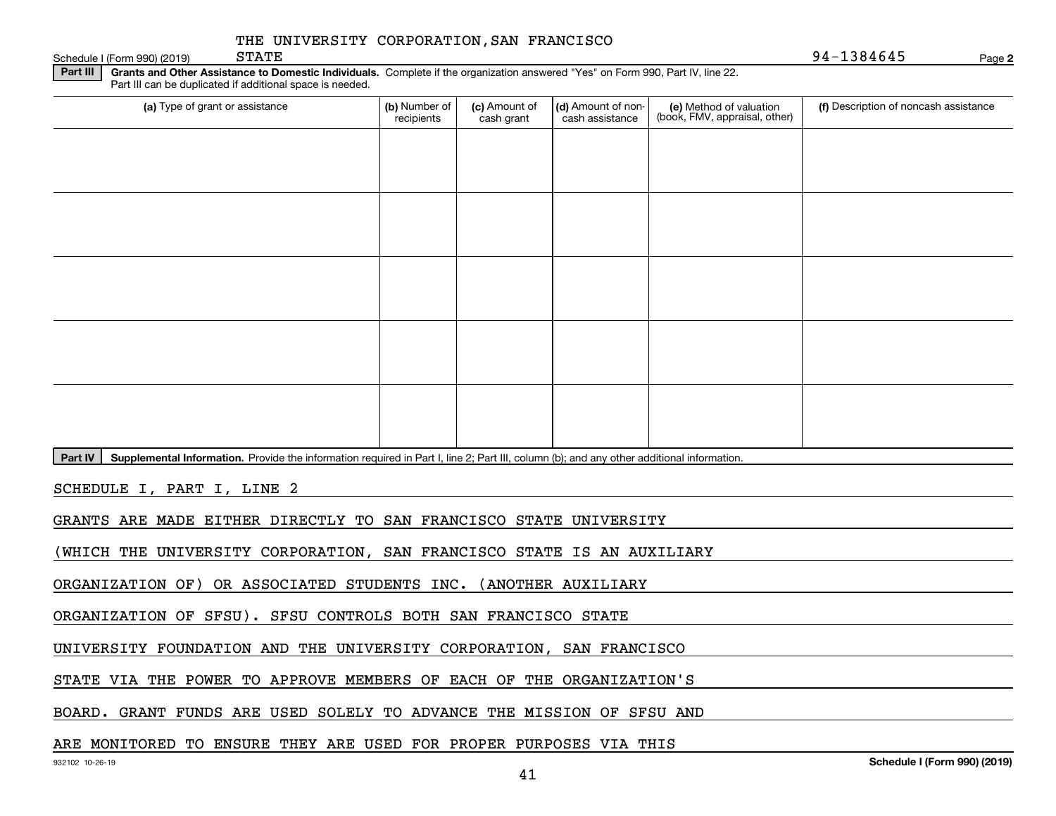THE UNIVERSITY CORPORATION,SAN FRANCISCO STATE

Schedule I (Form 990) (2019) 94-1384645 Page **2**

**Part III** **Grants and Other Assistance to Domestic Individuals.** Complete if the organization answered "Yes" on Form 990, Part IV, line 22. Part III can be duplicated if additional space is needed.

| (a) Type of grant or assistance | (b) Number of recipients | (c) Amount of cash grant | (d) Amount of non-cash assistance | (e) Method of valuation (book, FMV, appraisal, other) | (f) Description of noncash assistance |
|---|---|---|---|---|---|
| | | | | | |
| | | | | | |
| | | | | | |
| | | | | | |
| | | | | | |

**Part IV** **Supplemental Information.** Provide the information required in Part I, line 2; Part III, column (b); and any other additional information.

SCHEDULE I, PART I, LINE 2

GRANTS ARE MADE EITHER DIRECTLY TO SAN FRANCISCO STATE UNIVERSITY (WHICH THE UNIVERSITY CORPORATION, SAN FRANCISCO STATE IS AN AUXILIARY ORGANIZATION OF) OR ASSOCIATED STUDENTS INC. (ANOTHER AUXILIARY ORGANIZATION OF SFSU). SFSU CONTROLS BOTH SAN FRANCISCO STATE UNIVERSITY FOUNDATION AND THE UNIVERSITY CORPORATION, SAN FRANCISCO STATE VIA THE POWER TO APPROVE MEMBERS OF EACH OF THE ORGANIZATION'S BOARD. GRANT FUNDS ARE USED SOLELY TO ADVANCE THE MISSION OF SFSU AND ARE MONITORED TO ENSURE THEY ARE USED FOR PROPER PURPOSES VIA THIS

932102 10-26-19 **Schedule I (Form 990) (2019)**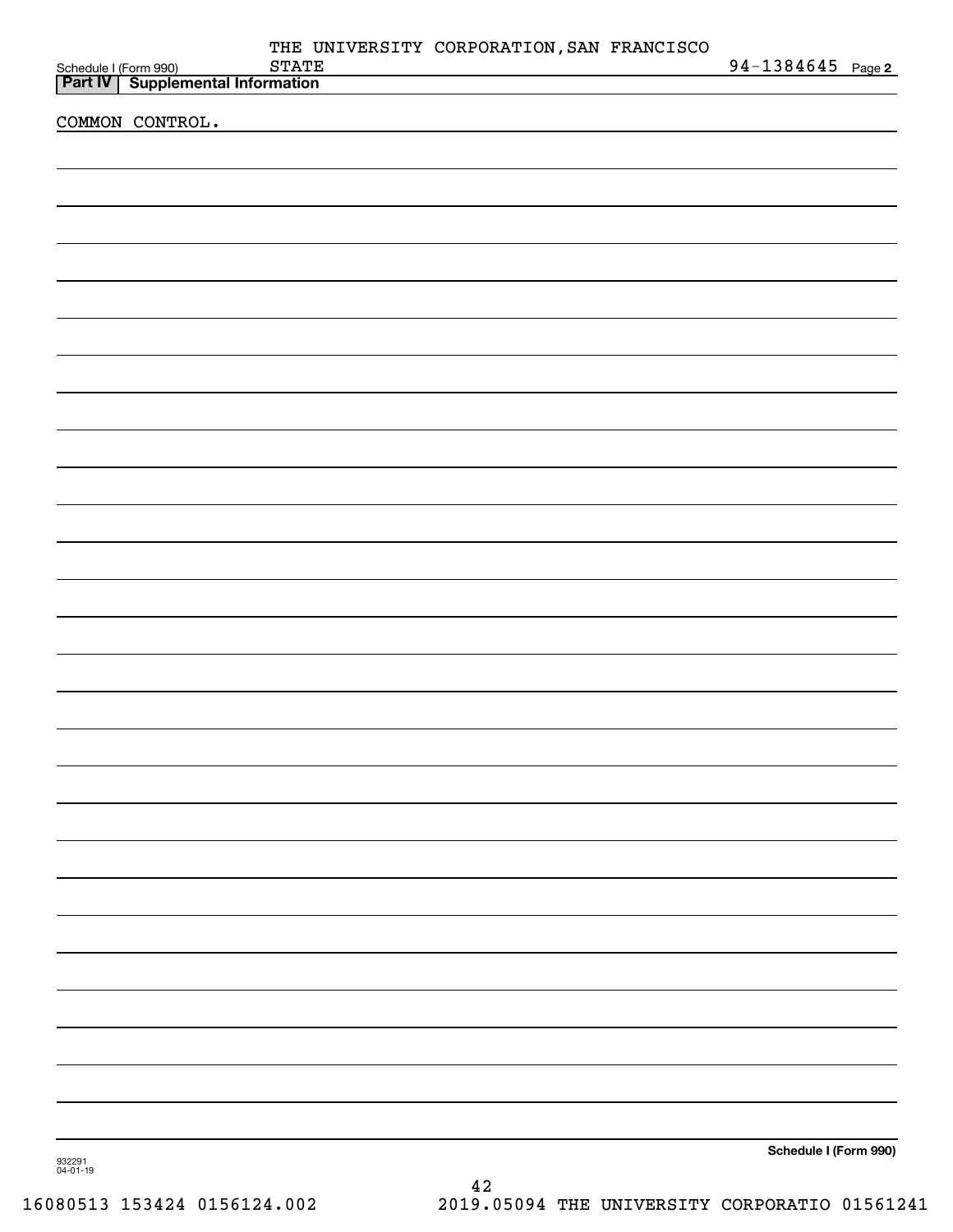THE UNIVERSITY CORPORATION,SAN FRANCISCO STATE 94-1384645

## Part IV Supplemental Information

COMMON CONTROL.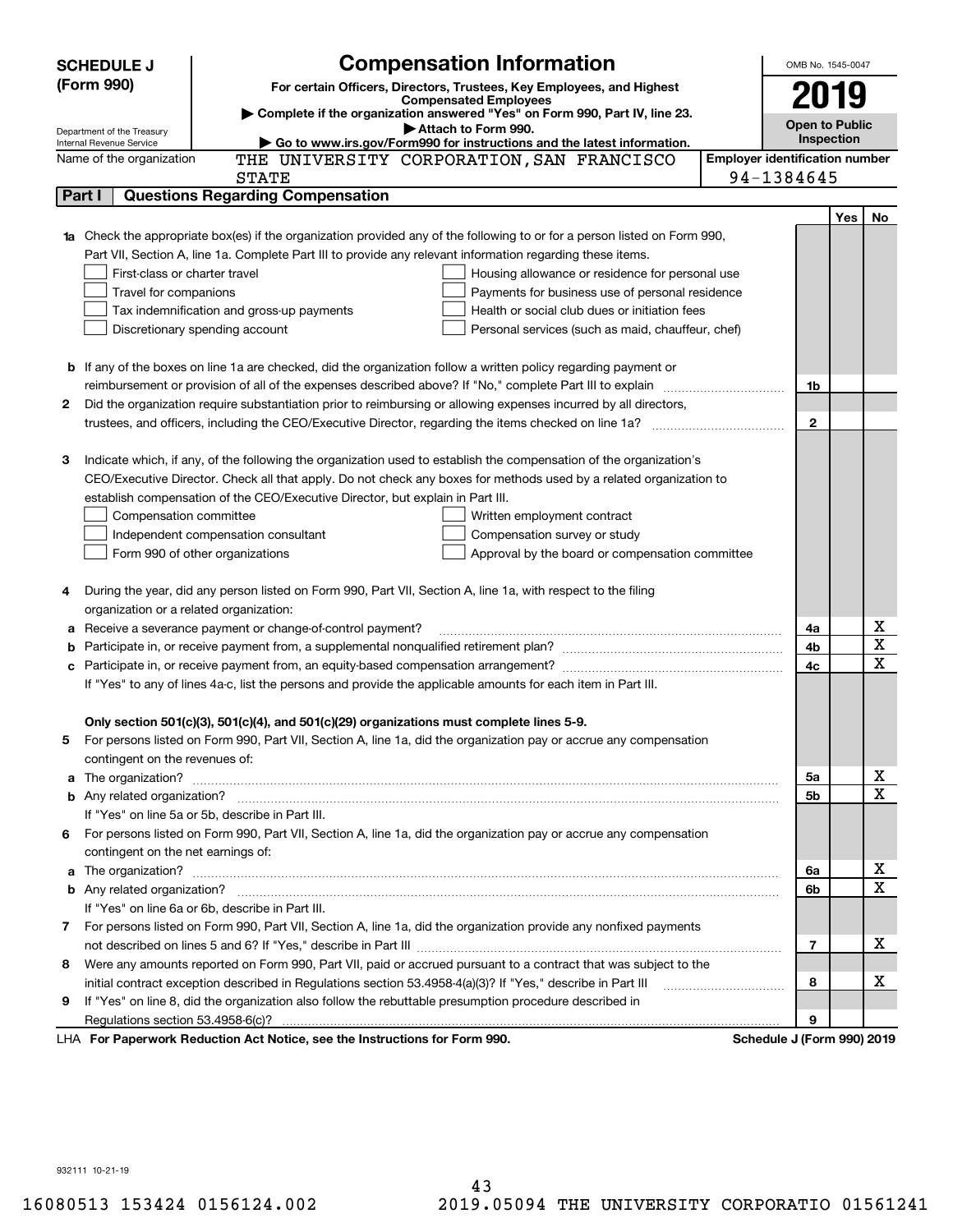**SCHEDULE J (Form 990)**

Department of the Treasury
Internal Revenue Service

# Compensation Information

**For certain Officers, Directors, Trustees, Key Employees, and Highest Compensated Employees**

▶ Complete if the organization answered "Yes" on Form 990, Part IV, line 23.

▶ Attach to Form 990.

▶ Go to www.irs.gov/Form990 for instructions and the latest information.

OMB No. 1545-0047

**2019**

**Open to Public Inspection**

Name of the organization: THE UNIVERSITY CORPORATION,SAN FRANCISCO STATE

Employer identification number: 94-1384645

## Part I — Questions Regarding Compensation

| | | | Yes | No |
|---|---|---|---|---|
| **1a** | Check the appropriate box(es) if the organization provided any of the following to or for a person listed on Form 990, Part VII, Section A, line 1a. Complete Part III to provide any relevant information regarding these items.<br>☐ First-class or charter travel ☐ Housing allowance or residence for personal use<br>☐ Travel for companions ☐ Payments for business use of personal residence<br>☐ Tax indemnification and gross-up payments ☐ Health or social club dues or initiation fees<br>☐ Discretionary spending account ☐ Personal services (such as maid, chauffeur, chef) | | | |
| **b** | If any of the boxes on line 1a are checked, did the organization follow a written policy regarding payment or reimbursement or provision of all of the expenses described above? If "No," complete Part III to explain | 1b | | |
| **2** | Did the organization require substantiation prior to reimbursing or allowing expenses incurred by all directors, trustees, and officers, including the CEO/Executive Director, regarding the items checked on line 1a? | 2 | | |
| **3** | Indicate which, if any, of the following the organization used to establish the compensation of the organization's CEO/Executive Director. Check all that apply. Do not check any boxes for methods used by a related organization to establish compensation of the CEO/Executive Director, but explain in Part III.<br>☐ Compensation committee ☐ Written employment contract<br>☐ Independent compensation consultant ☐ Compensation survey or study<br>☐ Form 990 of other organizations ☐ Approval by the board or compensation committee | | | |
| **4** | During the year, did any person listed on Form 990, Part VII, Section A, line 1a, with respect to the filing organization or a related organization: | | | |
| **a** | Receive a severance payment or change-of-control payment? | 4a | | X |
| **b** | Participate in, or receive payment from, a supplemental nonqualified retirement plan? | 4b | | X |
| **c** | Participate in, or receive payment from, an equity-based compensation arrangement? | 4c | | X |
| | If "Yes" to any of lines 4a-c, list the persons and provide the applicable amounts for each item in Part III. | | | |
| | **Only section 501(c)(3), 501(c)(4), and 501(c)(29) organizations must complete lines 5-9.** | | | |
| **5** | For persons listed on Form 990, Part VII, Section A, line 1a, did the organization pay or accrue any compensation contingent on the revenues of: | | | |
| **a** | The organization? | 5a | | X |
| **b** | Any related organization? | 5b | | X |
| | If "Yes" on line 5a or 5b, describe in Part III. | | | |
| **6** | For persons listed on Form 990, Part VII, Section A, line 1a, did the organization pay or accrue any compensation contingent on the net earnings of: | | | |
| **a** | The organization? | 6a | | X |
| **b** | Any related organization? | 6b | | X |
| | If "Yes" on line 6a or 6b, describe in Part III. | | | |
| **7** | For persons listed on Form 990, Part VII, Section A, line 1a, did the organization provide any nonfixed payments not described on lines 5 and 6? If "Yes," describe in Part III | 7 | | X |
| **8** | Were any amounts reported on Form 990, Part VII, paid or accrued pursuant to a contract that was subject to the initial contract exception described in Regulations section 53.4958-4(a)(3)? If "Yes," describe in Part III | 8 | | X |
| **9** | If "Yes" on line 8, did the organization also follow the rebuttable presumption procedure described in Regulations section 53.4958-6(c)? | 9 | | |

LHA **For Paperwork Reduction Act Notice, see the Instructions for Form 990.** **Schedule J (Form 990) 2019**

932111 10-21-19

16080513 153424 0156124.002 2019.05094 THE UNIVERSITY CORPORATIO 01561241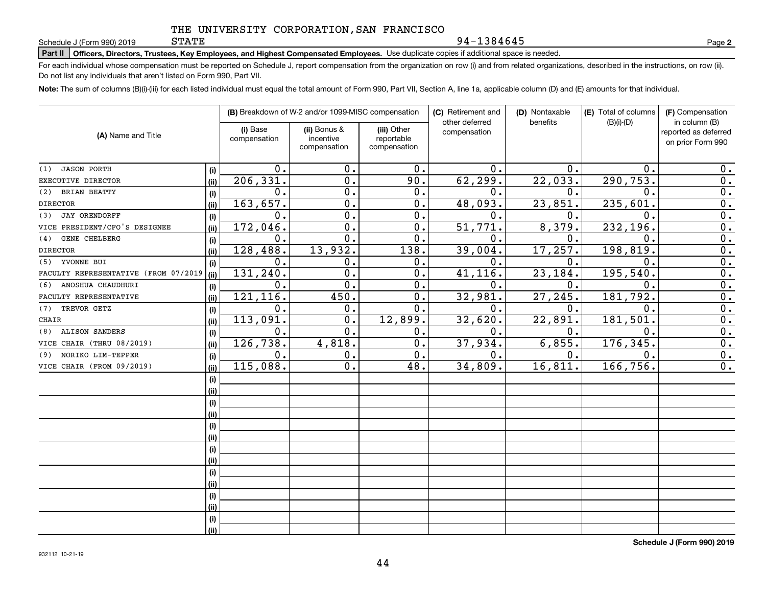THE UNIVERSITY CORPORATION,SAN FRANCISCO STATE

94-1384645

Schedule J (Form 990) 2019

**Part II** **Officers, Directors, Trustees, Key Employees, and Highest Compensated Employees.** Use duplicate copies if additional space is needed.

For each individual whose compensation must be reported on Schedule J, report compensation from the organization on row (i) and from related organizations, described in the instructions, on row (ii). Do not list any individuals that aren't listed on Form 990, Part VII.

**Note:** The sum of columns (B)(i)-(iii) for each listed individual must equal the total amount of Form 990, Part VII, Section A, line 1a, applicable column (D) and (E) amounts for that individual.

| (A) Name and Title | | (B) Breakdown of W-2 and/or 1099-MISC compensation | | | (C) Retirement and other deferred compensation | (D) Nontaxable benefits | (E) Total of columns (B)(i)-(D) | (F) Compensation in column (B) reported as deferred on prior Form 990 |
|---|---|---|---|---|---|---|---|---|
| | | (i) Base compensation | (ii) Bonus & incentive compensation | (iii) Other reportable compensation | | | | |
| (1) JASON PORTH | (i) | 0. | 0. | 0. | 0. | 0. | 0. | 0. |
| EXECUTIVE DIRECTOR | (ii) | 206,331. | 0. | 90. | 62,299. | 22,033. | 290,753. | 0. |
| (2) BRIAN BEATTY | (i) | 0. | 0. | 0. | 0. | 0. | 0. | 0. |
| DIRECTOR | (ii) | 163,657. | 0. | 0. | 48,093. | 23,851. | 235,601. | 0. |
| (3) JAY ORENDORFF | (i) | 0. | 0. | 0. | 0. | 0. | 0. | 0. |
| VICE PRESIDENT/CFO'S DESIGNEE | (ii) | 172,046. | 0. | 0. | 51,771. | 8,379. | 232,196. | 0. |
| (4) GENE CHELBERG | (i) | 0. | 0. | 0. | 0. | 0. | 0. | 0. |
| DIRECTOR | (ii) | 128,488. | 13,932. | 138. | 39,004. | 17,257. | 198,819. | 0. |
| (5) YVONNE BUI | (i) | 0. | 0. | 0. | 0. | 0. | 0. | 0. |
| FACULTY REPRESENTATIVE (FROM 07/2019 | (ii) | 131,240. | 0. | 0. | 41,116. | 23,184. | 195,540. | 0. |
| (6) ANOSHUA CHAUDHURI | (i) | 0. | 0. | 0. | 0. | 0. | 0. | 0. |
| FACULTY REPRESENTATIVE | (ii) | 121,116. | 450. | 0. | 32,981. | 27,245. | 181,792. | 0. |
| (7) TREVOR GETZ | (i) | 0. | 0. | 0. | 0. | 0. | 0. | 0. |
| CHAIR | (ii) | 113,091. | 0. | 12,899. | 32,620. | 22,891. | 181,501. | 0. |
| (8) ALISON SANDERS | (i) | 0. | 0. | 0. | 0. | 0. | 0. | 0. |
| VICE CHAIR (THRU 08/2019) | (ii) | 126,738. | 4,818. | 0. | 37,934. | 6,855. | 176,345. | 0. |
| (9) NORIKO LIM-TEPPER | (i) | 0. | 0. | 0. | 0. | 0. | 0. | 0. |
| VICE CHAIR (FROM 09/2019) | (ii) | 115,088. | 0. | 48. | 34,809. | 16,811. | 166,756. | 0. |

**Schedule J (Form 990) 2019**

932112 10-21-19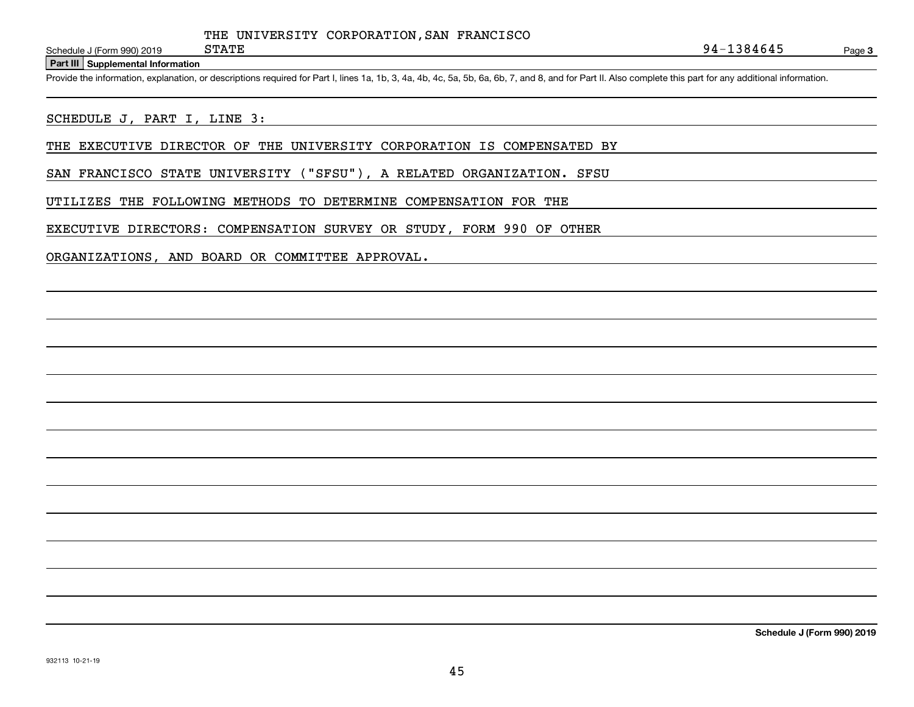THE UNIVERSITY CORPORATION, SAN FRANCISCO STATE

Schedule J (Form 990) 2019 — 94-1384645 — Page 3

**Part III Supplemental Information**

Provide the information, explanation, or descriptions required for Part I, lines 1a, 1b, 3, 4a, 4b, 4c, 5a, 5b, 6a, 6b, 7, and 8, and for Part II. Also complete this part for any additional information.

SCHEDULE J, PART I, LINE 3:

THE EXECUTIVE DIRECTOR OF THE UNIVERSITY CORPORATION IS COMPENSATED BY SAN FRANCISCO STATE UNIVERSITY ("SFSU"), A RELATED ORGANIZATION. SFSU UTILIZES THE FOLLOWING METHODS TO DETERMINE COMPENSATION FOR THE EXECUTIVE DIRECTORS: COMPENSATION SURVEY OR STUDY, FORM 990 OF OTHER ORGANIZATIONS, AND BOARD OR COMMITTEE APPROVAL.

**Schedule J (Form 990) 2019**

932113 10-21-19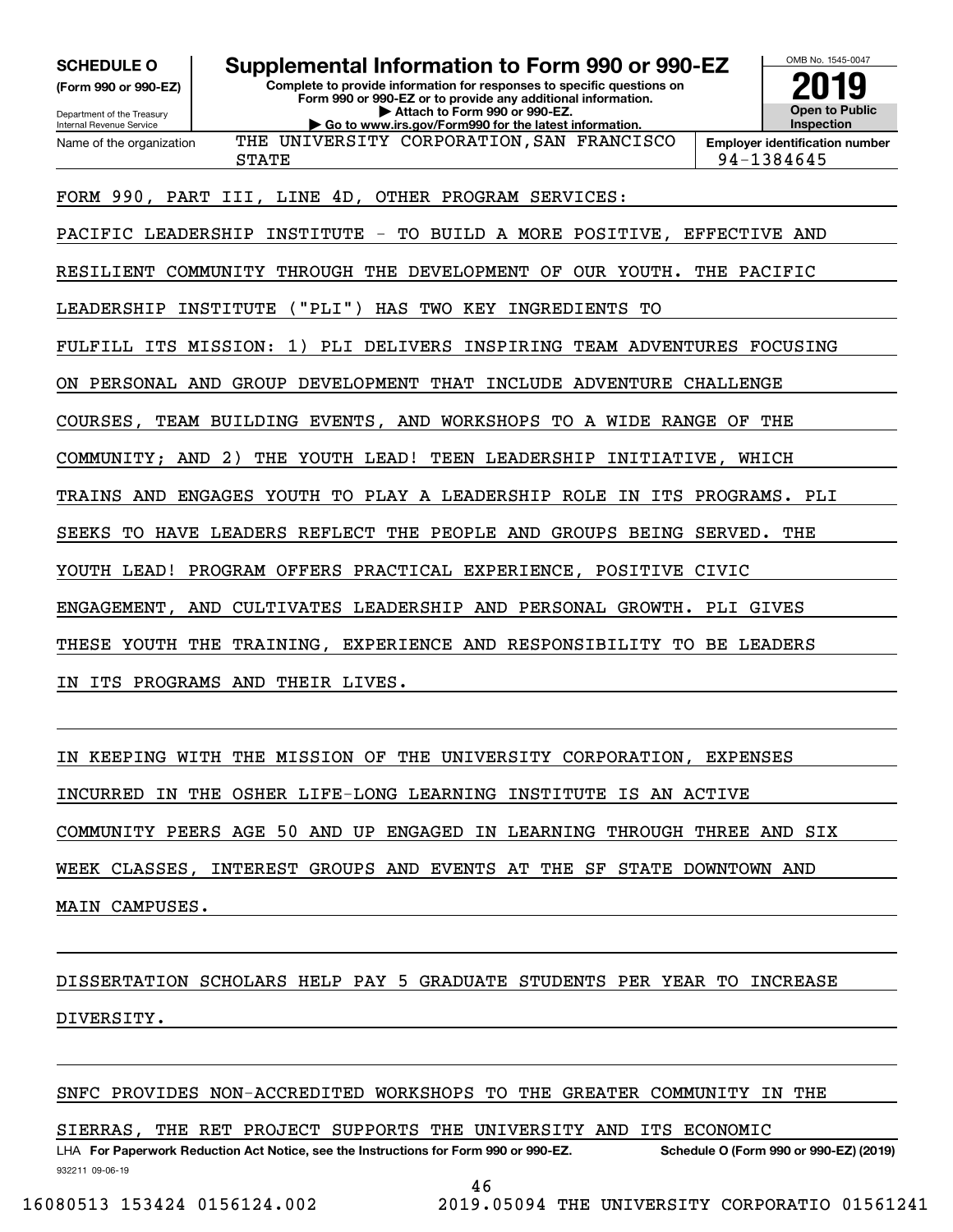**SCHEDULE O**
**(Form 990 or 990-EZ)**

Department of the Treasury
Internal Revenue Service

# Supplemental Information to Form 990 or 990-EZ

**Complete to provide information for responses to specific questions on Form 990 or 990-EZ or to provide any additional information.**
**▶ Attach to Form 990 or 990-EZ.**
**▶ Go to www.irs.gov/Form990 for the latest information.**

OMB No. 1545-0047
**2019**
**Open to Public Inspection**

| Name of the organization | Employer identification number |
|---|---|
| THE UNIVERSITY CORPORATION,SAN FRANCISCO STATE | 94-1384645 |

FORM 990, PART III, LINE 4D, OTHER PROGRAM SERVICES:

PACIFIC LEADERSHIP INSTITUTE - TO BUILD A MORE POSITIVE, EFFECTIVE AND RESILIENT COMMUNITY THROUGH THE DEVELOPMENT OF OUR YOUTH. THE PACIFIC LEADERSHIP INSTITUTE ("PLI") HAS TWO KEY INGREDIENTS TO FULFILL ITS MISSION: 1) PLI DELIVERS INSPIRING TEAM ADVENTURES FOCUSING ON PERSONAL AND GROUP DEVELOPMENT THAT INCLUDE ADVENTURE CHALLENGE COURSES, TEAM BUILDING EVENTS, AND WORKSHOPS TO A WIDE RANGE OF THE COMMUNITY; AND 2) THE YOUTH LEAD! TEEN LEADERSHIP INITIATIVE, WHICH TRAINS AND ENGAGES YOUTH TO PLAY A LEADERSHIP ROLE IN ITS PROGRAMS. PLI SEEKS TO HAVE LEADERS REFLECT THE PEOPLE AND GROUPS BEING SERVED. THE YOUTH LEAD! PROGRAM OFFERS PRACTICAL EXPERIENCE, POSITIVE CIVIC ENGAGEMENT, AND CULTIVATES LEADERSHIP AND PERSONAL GROWTH. PLI GIVES THESE YOUTH THE TRAINING, EXPERIENCE AND RESPONSIBILITY TO BE LEADERS IN ITS PROGRAMS AND THEIR LIVES.

IN KEEPING WITH THE MISSION OF THE UNIVERSITY CORPORATION, EXPENSES INCURRED IN THE OSHER LIFE-LONG LEARNING INSTITUTE IS AN ACTIVE COMMUNITY PEERS AGE 50 AND UP ENGAGED IN LEARNING THROUGH THREE AND SIX WEEK CLASSES, INTEREST GROUPS AND EVENTS AT THE SF STATE DOWNTOWN AND MAIN CAMPUSES.

DISSERTATION SCHOLARS HELP PAY 5 GRADUATE STUDENTS PER YEAR TO INCREASE DIVERSITY.

SNFC PROVIDES NON-ACCREDITED WORKSHOPS TO THE GREATER COMMUNITY IN THE SIERRAS, THE RET PROJECT SUPPORTS THE UNIVERSITY AND ITS ECONOMIC

LHA **For Paperwork Reduction Act Notice, see the Instructions for Form 990 or 990-EZ.** **Schedule O (Form 990 or 990-EZ) (2019)**
932211 09-06-19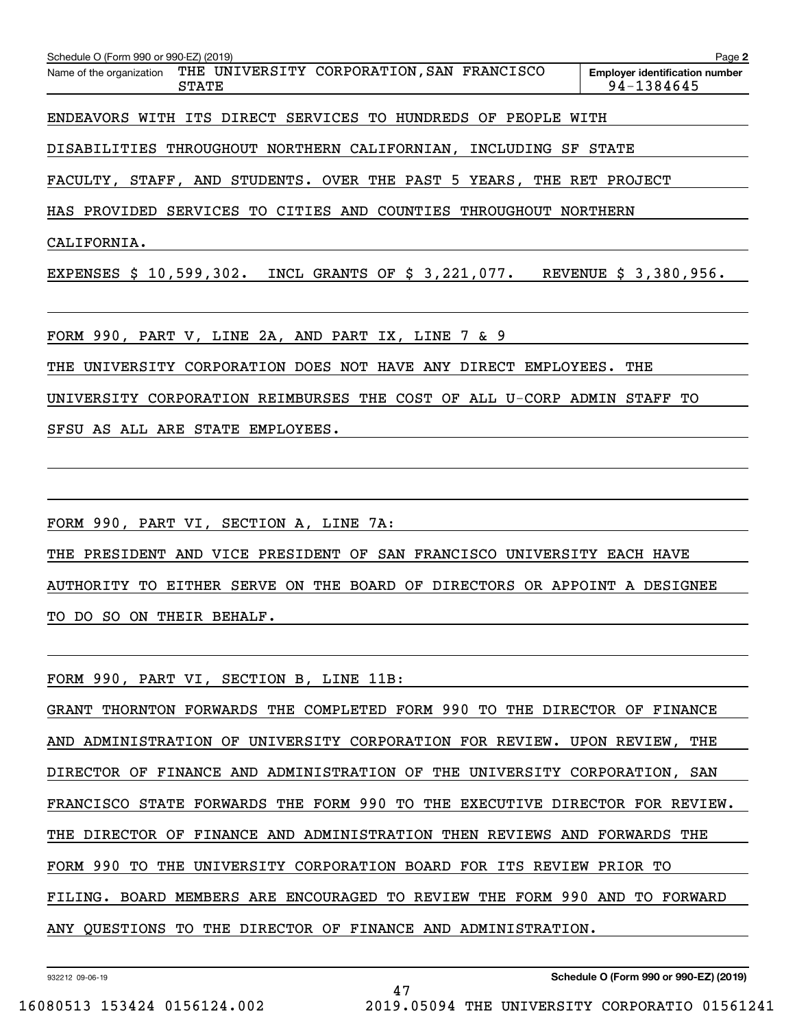Schedule O (Form 990 or 990-EZ) (2019) Page **2**

| Name of the organization | Employer identification number |
|---|---|
| THE UNIVERSITY CORPORATION,SAN FRANCISCO STATE | 94-1384645 |

ENDEAVORS WITH ITS DIRECT SERVICES TO HUNDREDS OF PEOPLE WITH DISABILITIES THROUGHOUT NORTHERN CALIFORNIAN, INCLUDING SF STATE FACULTY, STAFF, AND STUDENTS. OVER THE PAST 5 YEARS, THE RET PROJECT HAS PROVIDED SERVICES TO CITIES AND COUNTIES THROUGHOUT NORTHERN CALIFORNIA.

EXPENSES $ 10,599,302. INCL GRANTS OF $ 3,221,077. REVENUE $ 3,380,956.

FORM 990, PART V, LINE 2A, AND PART IX, LINE 7 & 9

THE UNIVERSITY CORPORATION DOES NOT HAVE ANY DIRECT EMPLOYEES. THE UNIVERSITY CORPORATION REIMBURSES THE COST OF ALL U-CORP ADMIN STAFF TO SFSU AS ALL ARE STATE EMPLOYEES.

FORM 990, PART VI, SECTION A, LINE 7A:

THE PRESIDENT AND VICE PRESIDENT OF SAN FRANCISCO UNIVERSITY EACH HAVE AUTHORITY TO EITHER SERVE ON THE BOARD OF DIRECTORS OR APPOINT A DESIGNEE TO DO SO ON THEIR BEHALF.

FORM 990, PART VI, SECTION B, LINE 11B:

GRANT THORNTON FORWARDS THE COMPLETED FORM 990 TO THE DIRECTOR OF FINANCE AND ADMINISTRATION OF UNIVERSITY CORPORATION FOR REVIEW. UPON REVIEW, THE DIRECTOR OF FINANCE AND ADMINISTRATION OF THE UNIVERSITY CORPORATION, SAN FRANCISCO STATE FORWARDS THE FORM 990 TO THE EXECUTIVE DIRECTOR FOR REVIEW. THE DIRECTOR OF FINANCE AND ADMINISTRATION THEN REVIEWS AND FORWARDS THE FORM 990 TO THE UNIVERSITY CORPORATION BOARD FOR ITS REVIEW PRIOR TO FILING. BOARD MEMBERS ARE ENCOURAGED TO REVIEW THE FORM 990 AND TO FORWARD ANY QUESTIONS TO THE DIRECTOR OF FINANCE AND ADMINISTRATION.

932212 09-06-19 **Schedule O (Form 990 or 990-EZ) (2019)**

16080513 153424 0156124.002 2019.05094 THE UNIVERSITY CORPORATIO 01561241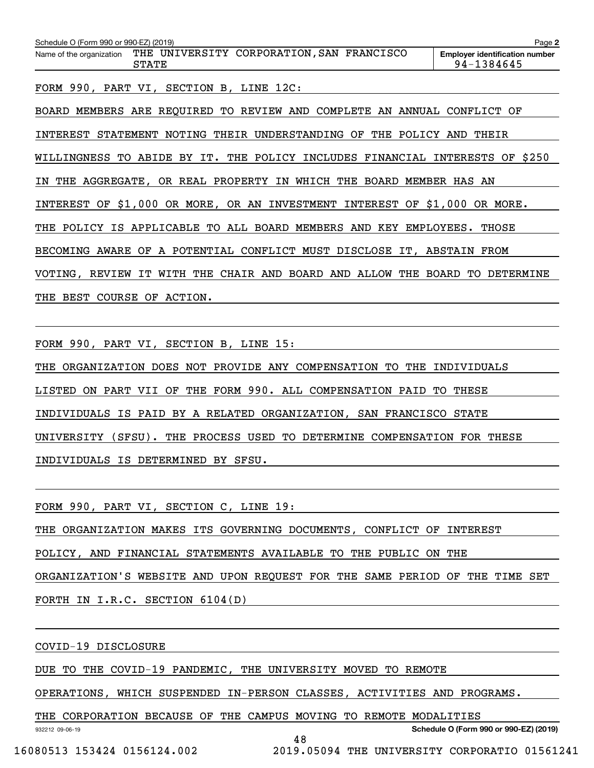Schedule O (Form 990 or 990-EZ) (2019)

Name of the organization: THE UNIVERSITY CORPORATION, SAN FRANCISCO STATE

Employer identification number: 94-1384645

FORM 990, PART VI, SECTION B, LINE 12C:

BOARD MEMBERS ARE REQUIRED TO REVIEW AND COMPLETE AN ANNUAL CONFLICT OF INTEREST STATEMENT NOTING THEIR UNDERSTANDING OF THE POLICY AND THEIR WILLINGNESS TO ABIDE BY IT. THE POLICY INCLUDES FINANCIAL INTERESTS OF $250 IN THE AGGREGATE, OR REAL PROPERTY IN WHICH THE BOARD MEMBER HAS AN INTEREST OF $1,000 OR MORE, OR AN INVESTMENT INTEREST OF $1,000 OR MORE. THE POLICY IS APPLICABLE TO ALL BOARD MEMBERS AND KEY EMPLOYEES. THOSE BECOMING AWARE OF A POTENTIAL CONFLICT MUST DISCLOSE IT, ABSTAIN FROM VOTING, REVIEW IT WITH THE CHAIR AND BOARD AND ALLOW THE BOARD TO DETERMINE THE BEST COURSE OF ACTION.

FORM 990, PART VI, SECTION B, LINE 15:

THE ORGANIZATION DOES NOT PROVIDE ANY COMPENSATION TO THE INDIVIDUALS LISTED ON PART VII OF THE FORM 990. ALL COMPENSATION PAID TO THESE INDIVIDUALS IS PAID BY A RELATED ORGANIZATION, SAN FRANCISCO STATE UNIVERSITY (SFSU). THE PROCESS USED TO DETERMINE COMPENSATION FOR THESE INDIVIDUALS IS DETERMINED BY SFSU.

FORM 990, PART VI, SECTION C, LINE 19:

THE ORGANIZATION MAKES ITS GOVERNING DOCUMENTS, CONFLICT OF INTEREST POLICY, AND FINANCIAL STATEMENTS AVAILABLE TO THE PUBLIC ON THE ORGANIZATION'S WEBSITE AND UPON REQUEST FOR THE SAME PERIOD OF THE TIME SET FORTH IN I.R.C. SECTION 6104(D)

COVID-19 DISCLOSURE

DUE TO THE COVID-19 PANDEMIC, THE UNIVERSITY MOVED TO REMOTE OPERATIONS, WHICH SUSPENDED IN-PERSON CLASSES, ACTIVITIES AND PROGRAMS. THE CORPORATION BECAUSE OF THE CAMPUS MOVING TO REMOTE MODALITIES

932212 09-06-19

Schedule O (Form 990 or 990-EZ) (2019)

16080513 153424 0156124.002 2019.05094 THE UNIVERSITY CORPORATIO 01561241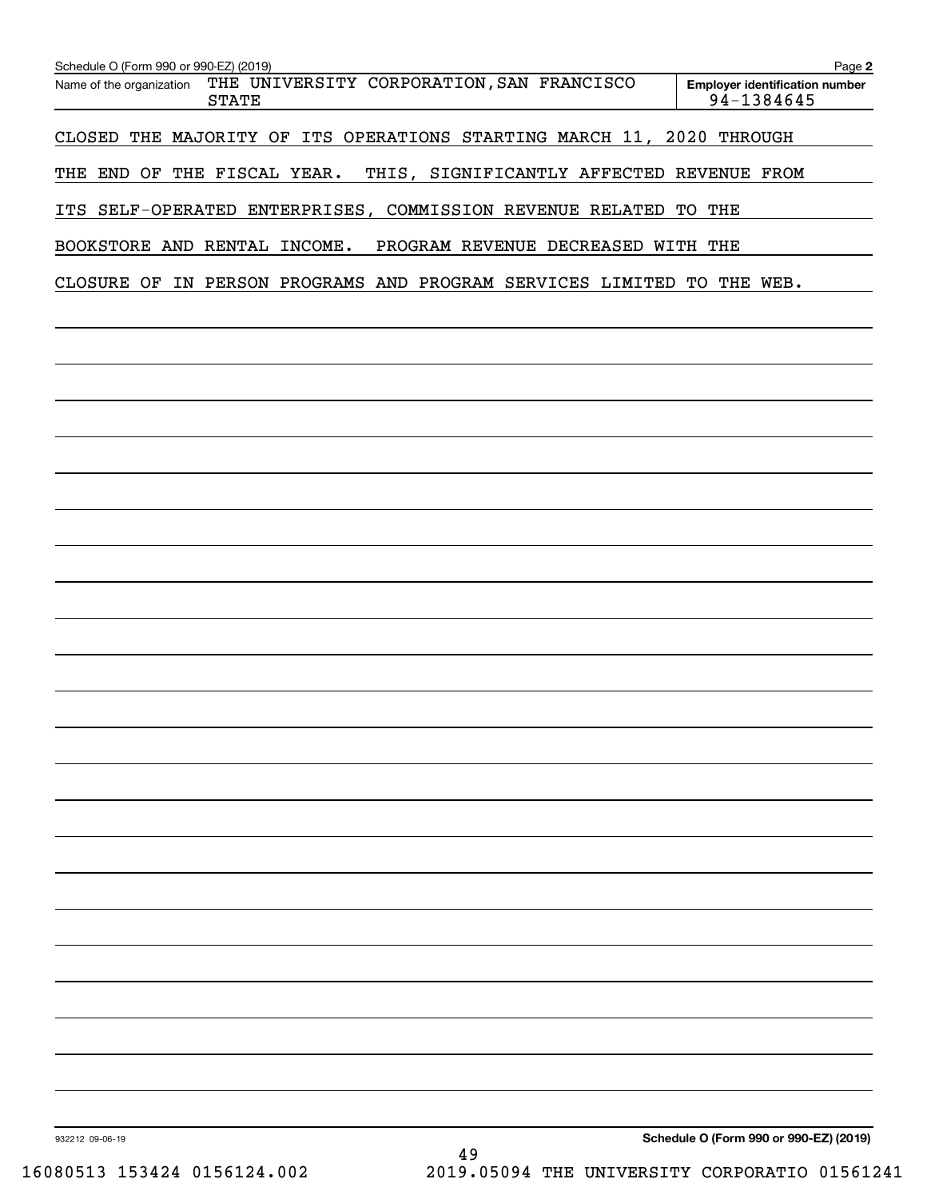Schedule O (Form 990 or 990-EZ) (2019)

Name of the organization: THE UNIVERSITY CORPORATION,SAN FRANCISCO STATE

Employer identification number: 94-1384645

CLOSED THE MAJORITY OF ITS OPERATIONS STARTING MARCH 11, 2020 THROUGH THE END OF THE FISCAL YEAR. THIS, SIGNIFICANTLY AFFECTED REVENUE FROM ITS SELF-OPERATED ENTERPRISES, COMMISSION REVENUE RELATED TO THE BOOKSTORE AND RENTAL INCOME. PROGRAM REVENUE DECREASED WITH THE CLOSURE OF IN PERSON PROGRAMS AND PROGRAM SERVICES LIMITED TO THE WEB.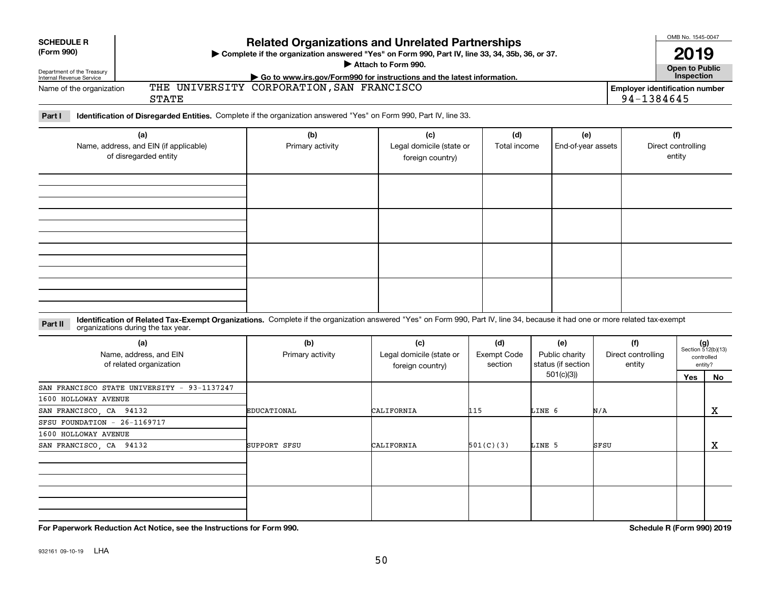**SCHEDULE R**
**(Form 990)**

Department of the Treasury
Internal Revenue Service

# Related Organizations and Unrelated Partnerships

▶ **Complete if the organization answered "Yes" on Form 990, Part IV, line 33, 34, 35b, 36, or 37.**
▶ **Attach to Form 990.**
▶ **Go to www.irs.gov/Form990 for instructions and the latest information.**

OMB No. 1545-0047

**2019**

**Open to Public Inspection**

Name of the organization: THE UNIVERSITY CORPORATION,SAN FRANCISCO STATE

**Employer identification number**: 94-1384645

**Part I** **Identification of Disregarded Entities.** Complete if the organization answered "Yes" on Form 990, Part IV, line 33.

| (a) Name, address, and EIN (if applicable) of disregarded entity | (b) Primary activity | (c) Legal domicile (state or foreign country) | (d) Total income | (e) End-of-year assets | (f) Direct controlling entity |
|---|---|---|---|---|---|
| | | | | | |
| | | | | | |
| | | | | | |
| | | | | | |

**Part II** **Identification of Related Tax-Exempt Organizations.** Complete if the organization answered "Yes" on Form 990, Part IV, line 34, because it had one or more related tax-exempt organizations during the tax year.

| (a) Name, address, and EIN of related organization | (b) Primary activity | (c) Legal domicile (state or foreign country) | (d) Exempt Code section | (e) Public charity status (if section 501(c)(3)) | (f) Direct controlling entity | (g) Section 512(b)(13) controlled entity? Yes | No |
|---|---|---|---|---|---|---|---|
| SAN FRANCISCO STATE UNIVERSITY - 93-1137247<br>1600 HOLLOWAY AVENUE<br>SAN FRANCISCO, CA 94132 | EDUCATIONAL | CALIFORNIA | 115 | LINE 6 | N/A | | X |
| SFSU FOUNDATION - 26-1169717<br>1600 HOLLOWAY AVENUE<br>SAN FRANCISCO, CA 94132 | SUPPORT SFSU | CALIFORNIA | 501(C)(3) | LINE 5 | SFSU | | X |
| | | | | | | | |
| | | | | | | | |

**For Paperwork Reduction Act Notice, see the Instructions for Form 990.** **Schedule R (Form 990) 2019**

932161 09-10-19 LHA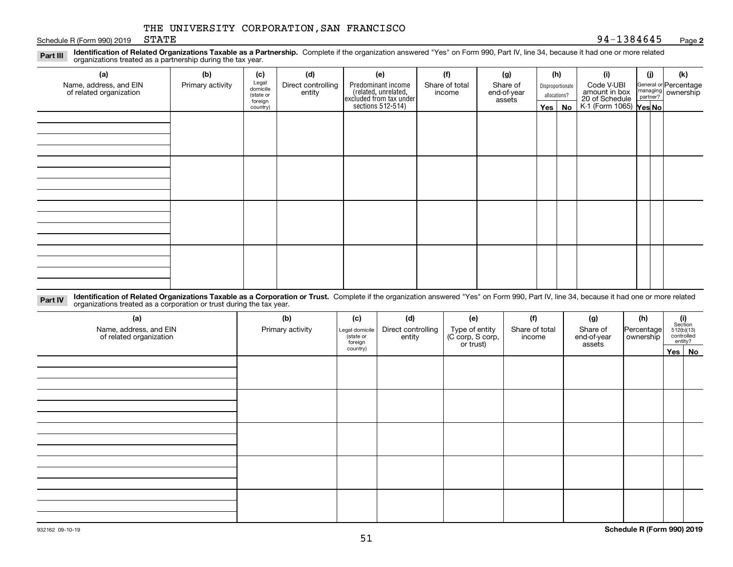THE UNIVERSITY CORPORATION,SAN FRANCISCO STATE

Schedule R (Form 990) 2019 — 94-1384645 — Page 2

**Part III** **Identification of Related Organizations Taxable as a Partnership.** Complete if the organization answered "Yes" on Form 990, Part IV, line 34, because it had one or more related organizations treated as a partnership during the tax year.

| (a) Name, address, and EIN of related organization | (b) Primary activity | (c) Legal domicile (state or foreign country) | (d) Direct controlling entity | (e) Predominant income (related, unrelated, excluded from tax under sections 512-514) | (f) Share of total income | (g) Share of end-of-year assets | (h) Disproportionate allocations? Yes | (h) No | (i) Code V-UBI amount in box 20 of Schedule K-1 (Form 1065) | (j) General or managing partner? Yes | (j) No | (k) Percentage ownership |
|---|---|---|---|---|---|---|---|---|---|---|---|---|
| | | | | | | | | | | | | |
| | | | | | | | | | | | | |
| | | | | | | | | | | | | |
| | | | | | | | | | | | | |

**Part IV** **Identification of Related Organizations Taxable as a Corporation or Trust.** Complete if the organization answered "Yes" on Form 990, Part IV, line 34, because it had one or more related organizations treated as a corporation or trust during the tax year.

| (a) Name, address, and EIN of related organization | (b) Primary activity | (c) Legal domicile (state or foreign country) | (d) Direct controlling entity | (e) Type of entity (C corp, S corp, or trust) | (f) Share of total income | (g) Share of end-of-year assets | (h) Percentage ownership | (i) Section 512(b)(13) controlled entity? Yes | (i) No |
|---|---|---|---|---|---|---|---|---|---|
| | | | | | | | | | |
| | | | | | | | | | |
| | | | | | | | | | |
| | | | | | | | | | |
| | | | | | | | | | |

932162 09-10-19

**Schedule R (Form 990) 2019**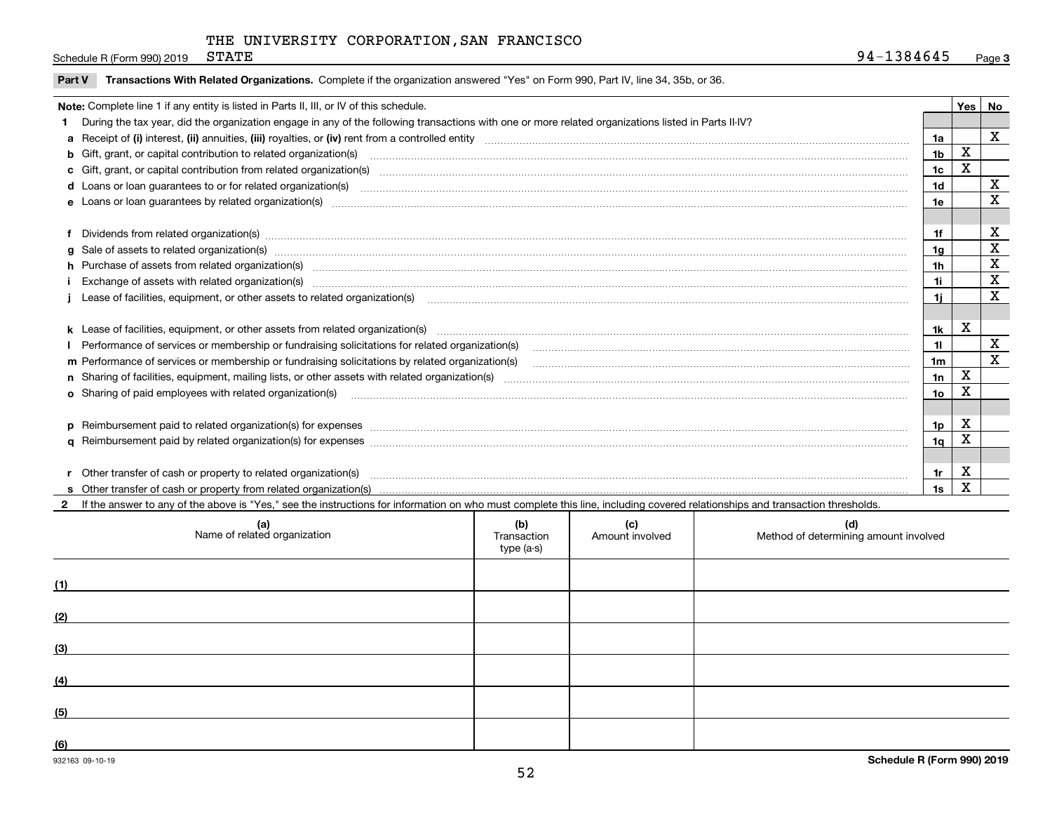THE UNIVERSITY CORPORATION,SAN FRANCISCO

Schedule R (Form 990) 2019 STATE 94-1384645 Page **3**

**Part V** **Transactions With Related Organizations.** Complete if the organization answered "Yes" on Form 990, Part IV, line 34, 35b, or 36.

| Note: Complete line 1 if any entity is listed in Parts II, III, or IV of this schedule. | | Yes | No |
|---|---|---|---|
| **1** During the tax year, did the organization engage in any of the following transactions with one or more related organizations listed in Parts II-IV? | | | |
| **a** Receipt of **(i)** interest, **(ii)** annuities, **(iii)** royalties, or **(iv)** rent from a controlled entity | **1a** | | X |
| **b** Gift, grant, or capital contribution to related organization(s) | **1b** | X | |
| **c** Gift, grant, or capital contribution from related organization(s) | **1c** | X | |
| **d** Loans or loan guarantees to or for related organization(s) | **1d** | | X |
| **e** Loans or loan guarantees by related organization(s) | **1e** | | X |
| **f** Dividends from related organization(s) | **1f** | | X |
| **g** Sale of assets to related organization(s) | **1g** | | X |
| **h** Purchase of assets from related organization(s) | **1h** | | X |
| **i** Exchange of assets with related organization(s) | **1i** | | X |
| **j** Lease of facilities, equipment, or other assets to related organization(s) | **1j** | | X |
| **k** Lease of facilities, equipment, or other assets from related organization(s) | **1k** | X | |
| **l** Performance of services or membership or fundraising solicitations for related organization(s) | **1l** | | X |
| **m** Performance of services or membership or fundraising solicitations by related organization(s) | **1m** | | X |
| **n** Sharing of facilities, equipment, mailing lists, or other assets with related organization(s) | **1n** | X | |
| **o** Sharing of paid employees with related organization(s) | **1o** | X | |
| **p** Reimbursement paid to related organization(s) for expenses | **1p** | X | |
| **q** Reimbursement paid by related organization(s) for expenses | **1q** | X | |
| **r** Other transfer of cash or property to related organization(s) | **1r** | X | |
| **s** Other transfer of cash or property from related organization(s) | **1s** | X | |

**2** If the answer to any of the above is "Yes," see the instructions for information on who must complete this line, including covered relationships and transaction thresholds.

| | (a) Name of related organization | (b) Transaction type (a-s) | (c) Amount involved | (d) Method of determining amount involved |
|---|---|---|---|---|
| (1) | | | | |
| (2) | | | | |
| (3) | | | | |
| (4) | | | | |
| (5) | | | | |
| (6) | | | | |

932163 09-10-19 **Schedule R (Form 990) 2019**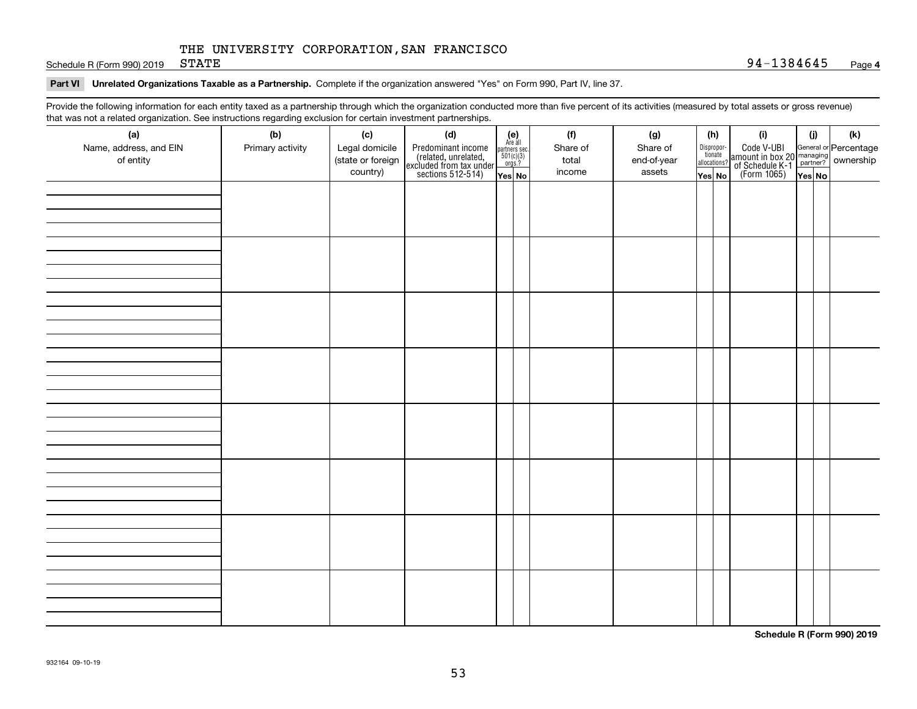THE UNIVERSITY CORPORATION,SAN FRANCISCO

Schedule R (Form 990) 2019 STATE 94-1384645 Page **4**

**Part VI Unrelated Organizations Taxable as a Partnership.** Complete if the organization answered "Yes" on Form 990, Part IV, line 37.

Provide the following information for each entity taxed as a partnership through which the organization conducted more than five percent of its activities (measured by total assets or gross revenue) that was not a related organization. See instructions regarding exclusion for certain investment partnerships.

| (a) Name, address, and EIN of entity | (b) Primary activity | (c) Legal domicile (state or foreign country) | (d) Predominant income (related, unrelated, excluded from tax under sections 512-514) | (e) Are all partners sec. 501(c)(3) orgs.? | | (f) Share of total income | (g) Share of end-of-year assets | (h) Disproportionate allocations? | | (i) Code V-UBI amount in box 20 of Schedule K-1 (Form 1065) | (j) General or managing partner? | | (k) Percentage ownership |
|---|---|---|---|---|---|---|---|---|---|---|---|---|---|
| | | | | Yes | No | | | Yes | No | | Yes | No | |
| | | | | | | | | | | | | | |
| | | | | | | | | | | | | | |
| | | | | | | | | | | | | | |
| | | | | | | | | | | | | | |
| | | | | | | | | | | | | | |
| | | | | | | | | | | | | | |
| | | | | | | | | | | | | | |
| | | | | | | | | | | | | | |

**Schedule R (Form 990) 2019**

932164 09-10-19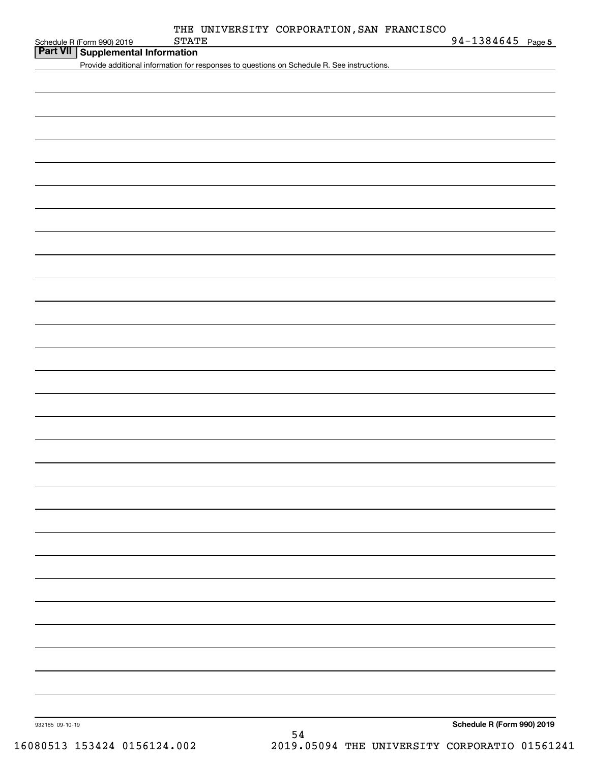THE UNIVERSITY CORPORATION,SAN FRANCISCO STATE 94-1384645

## Part VII Supplemental Information

Provide additional information for responses to questions on Schedule R. See instructions.